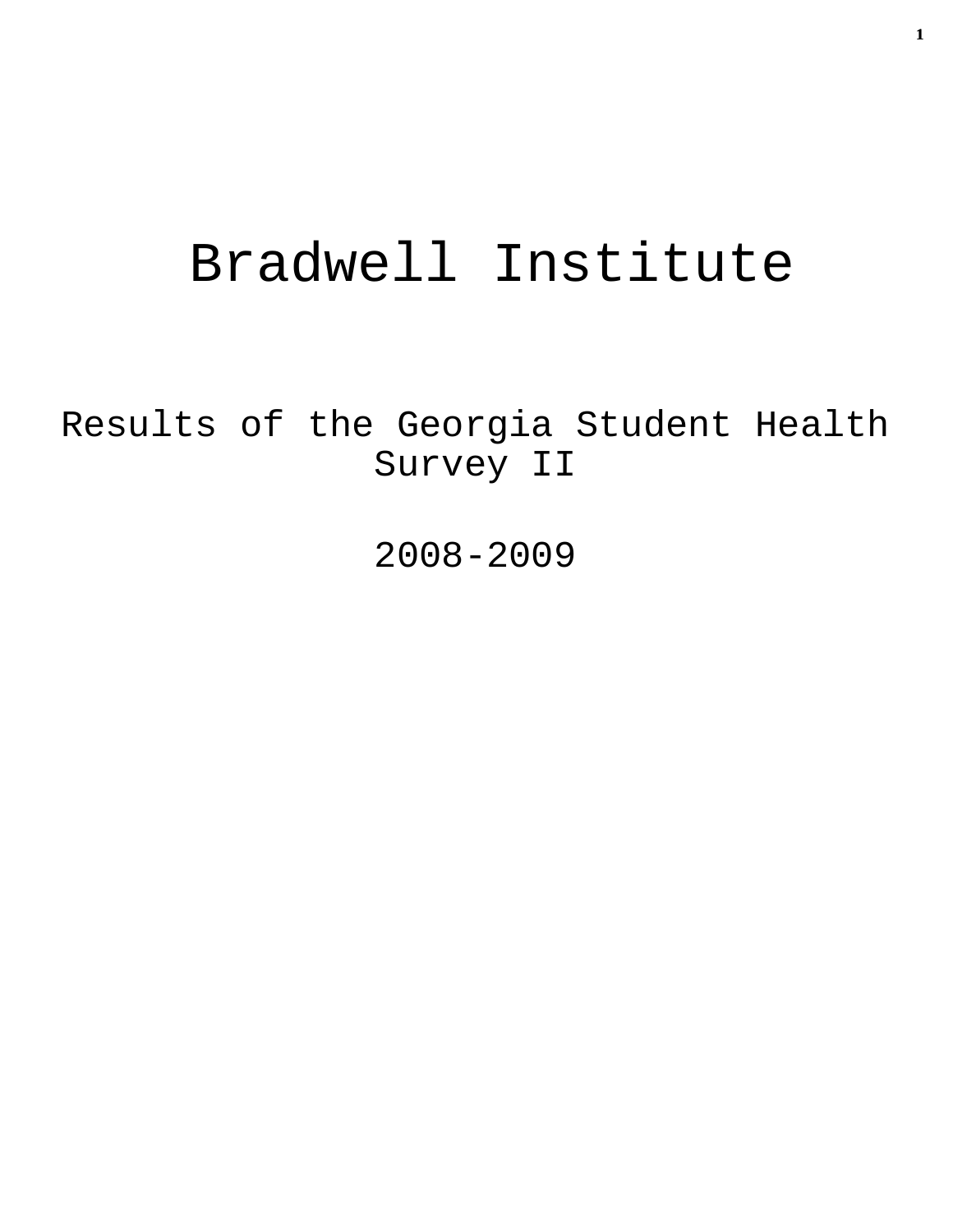# Bradwell Institute

## Results of the Georgia Student Health Survey II

## 2008-2009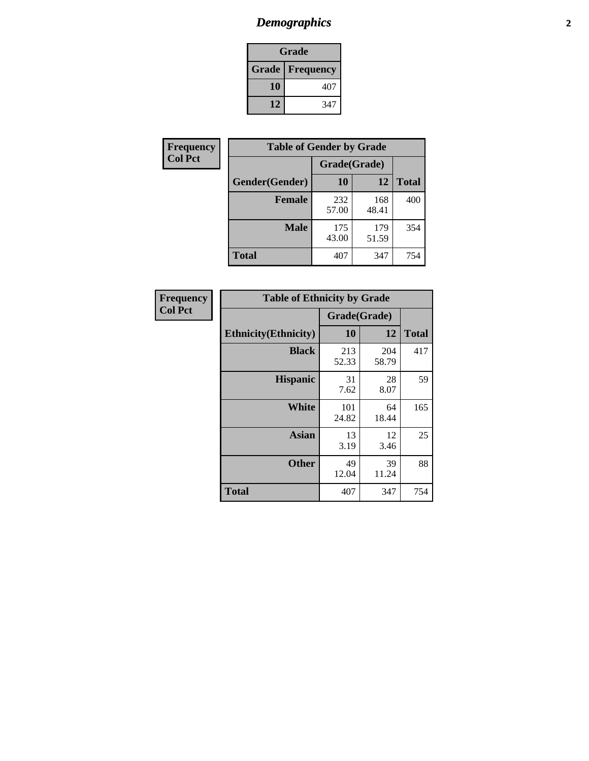# *Demographics*

| Grade | |
|---|---|
| **Grade** | **Frequency** |
| **10** | 407 |
| **12** | 347 |

**Frequency**
**Col Pct**

| Table of Gender by Grade | | | |
|---|---|---|---|
| | Grade(Grade) | | |
| **Gender(Gender)** | **10** | **12** | **Total** |
| **Female** | 232<br>57.00 | 168<br>48.41 | 400 |
| **Male** | 175<br>43.00 | 179<br>51.59 | 354 |
| **Total** | 407 | 347 | 754 |

**Frequency**
**Col Pct**

| Table of Ethnicity by Grade | | | |
|---|---|---|---|
| | Grade(Grade) | | |
| **Ethnicity(Ethnicity)** | **10** | **12** | **Total** |
| **Black** | 213<br>52.33 | 204<br>58.79 | 417 |
| **Hispanic** | 31<br>7.62 | 28<br>8.07 | 59 |
| **White** | 101<br>24.82 | 64<br>18.44 | 165 |
| **Asian** | 13<br>3.19 | 12<br>3.46 | 25 |
| **Other** | 49<br>12.04 | 39<br>11.24 | 88 |
| **Total** | 407 | 347 | 754 |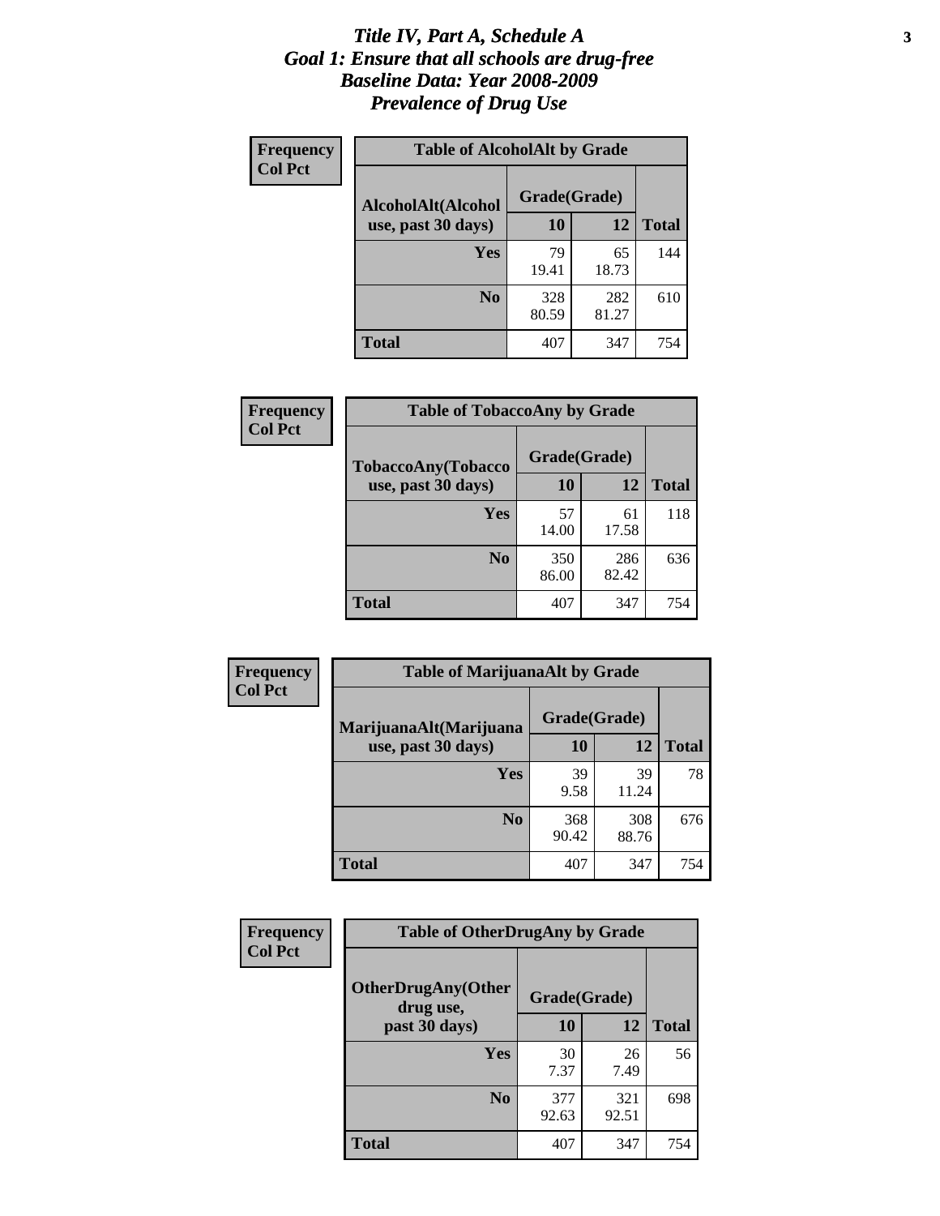# *Title IV, Part A, Schedule A*
# *Goal 1: Ensure that all schools are drug-free*
# *Baseline Data: Year 2008-2009*
# *Prevalence of Drug Use*

**Frequency**
**Col Pct**

**Table of AlcoholAlt by Grade**

| AlcoholAlt(Alcohol use, past 30 days) | Grade(Grade) | | Total |
|---|---|---|---|
| | 10 | 12 | |
| Yes | 79<br>19.41 | 65<br>18.73 | 144 |
| No | 328<br>80.59 | 282<br>81.27 | 610 |
| Total | 407 | 347 | 754 |

**Frequency**
**Col Pct**

**Table of TobaccoAny by Grade**

| TobaccoAny(Tobacco use, past 30 days) | Grade(Grade) | | Total |
|---|---|---|---|
| | 10 | 12 | |
| Yes | 57<br>14.00 | 61<br>17.58 | 118 |
| No | 350<br>86.00 | 286<br>82.42 | 636 |
| Total | 407 | 347 | 754 |

**Frequency**
**Col Pct**

**Table of MarijuanaAlt by Grade**

| MarijuanaAlt(Marijuana use, past 30 days) | Grade(Grade) | | Total |
|---|---|---|---|
| | 10 | 12 | |
| Yes | 39<br>9.58 | 39<br>11.24 | 78 |
| No | 368<br>90.42 | 308<br>88.76 | 676 |
| Total | 407 | 347 | 754 |

**Frequency**
**Col Pct**

**Table of OtherDrugAny by Grade**

| OtherDrugAny(Other drug use, past 30 days) | Grade(Grade) | | Total |
|---|---|---|---|
| | 10 | 12 | |
| Yes | 30<br>7.37 | 26<br>7.49 | 56 |
| No | 377<br>92.63 | 321<br>92.51 | 698 |
| Total | 407 | 347 | 754 |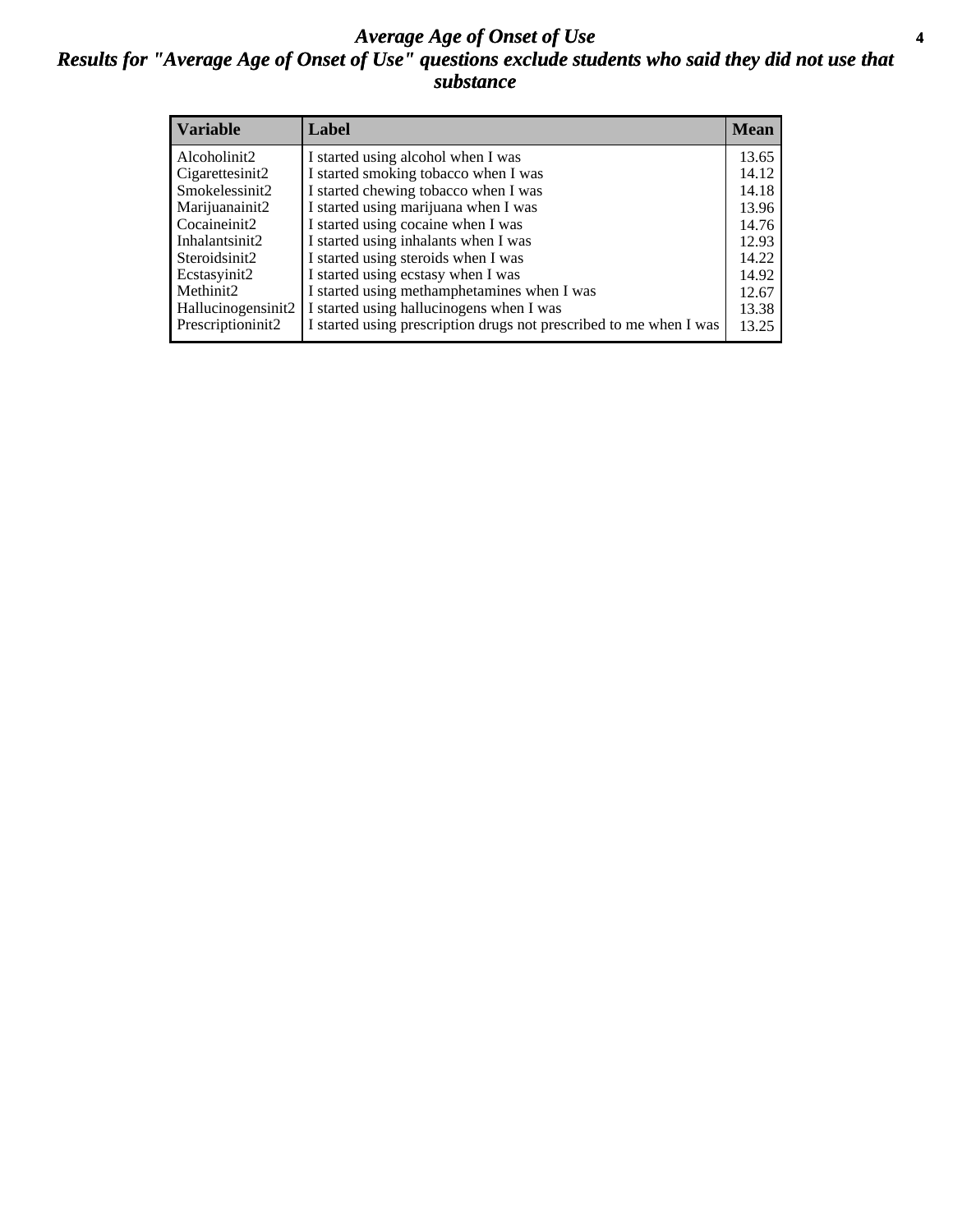# *Average Age of Onset of Use*

## *Results for "Average Age of Onset of Use" questions exclude students who said they did not use that substance*

| Variable | Label | Mean |
|---|---|---|
| Alcoholinit2 | I started using alcohol when I was | 13.65 |
| Cigarettesinit2 | I started smoking tobacco when I was | 14.12 |
| Smokelessinit2 | I started chewing tobacco when I was | 14.18 |
| Marijuanainit2 | I started using marijuana when I was | 13.96 |
| Cocaineinit2 | I started using cocaine when I was | 14.76 |
| Inhalantsinit2 | I started using inhalants when I was | 12.93 |
| Steroidsinit2 | I started using steroids when I was | 14.22 |
| Ecstasyinit2 | I started using ecstasy when I was | 14.92 |
| Methinit2 | I started using methamphetamines when I was | 12.67 |
| Hallucinogensinit2 | I started using hallucinogens when I was | 13.38 |
| Prescriptioninit2 | I started using prescription drugs not prescribed to me when I was | 13.25 |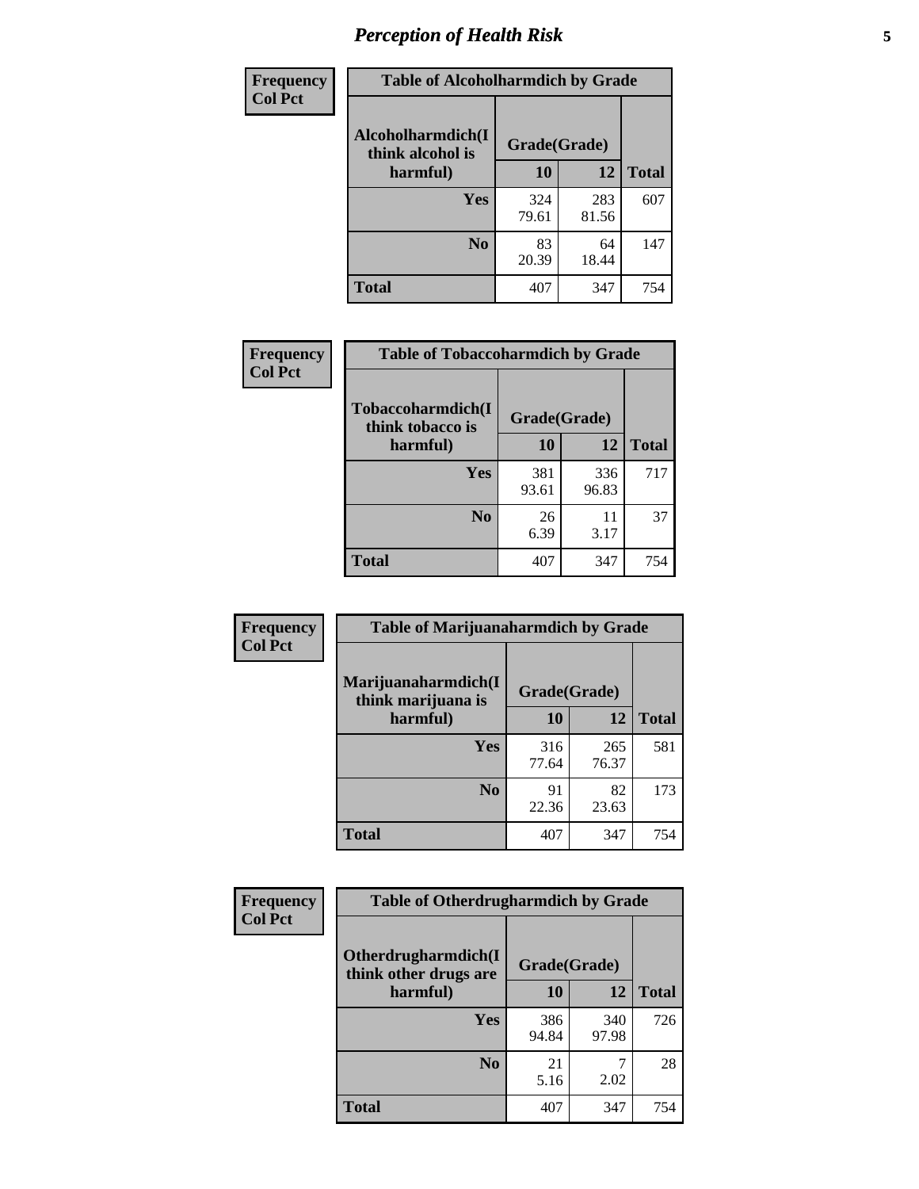# Perception of Health Risk

| Frequency Col Pct | Table of Alcoholharmdich by Grade | | |
|---|---|---|---|
| Alcoholharmdich(I think alcohol is harmful) | Grade(Grade) | | |
| | 10 | 12 | Total |
| Yes | 324<br>79.61 | 283<br>81.56 | 607 |
| No | 83<br>20.39 | 64<br>18.44 | 147 |
| Total | 407 | 347 | 754 |

| Frequency Col Pct | Table of Tobaccoharmdich by Grade | | |
|---|---|---|---|
| Tobaccoharmdich(I think tobacco is harmful) | Grade(Grade) | | |
| | 10 | 12 | Total |
| Yes | 381<br>93.61 | 336<br>96.83 | 717 |
| No | 26<br>6.39 | 11<br>3.17 | 37 |
| Total | 407 | 347 | 754 |

| Frequency Col Pct | Table of Marijuanaharmdich by Grade | | |
|---|---|---|---|
| Marijuanaharmdich(I think marijuana is harmful) | Grade(Grade) | | |
| | 10 | 12 | Total |
| Yes | 316<br>77.64 | 265<br>76.37 | 581 |
| No | 91<br>22.36 | 82<br>23.63 | 173 |
| Total | 407 | 347 | 754 |

| Frequency Col Pct | Table of Otherdrugharmdich by Grade | | |
|---|---|---|---|
| Otherdrugharmdich(I think other drugs are harmful) | Grade(Grade) | | |
| | 10 | 12 | Total |
| Yes | 386<br>94.84 | 340<br>97.98 | 726 |
| No | 21<br>5.16 | 7<br>2.02 | 28 |
| Total | 407 | 347 | 754 |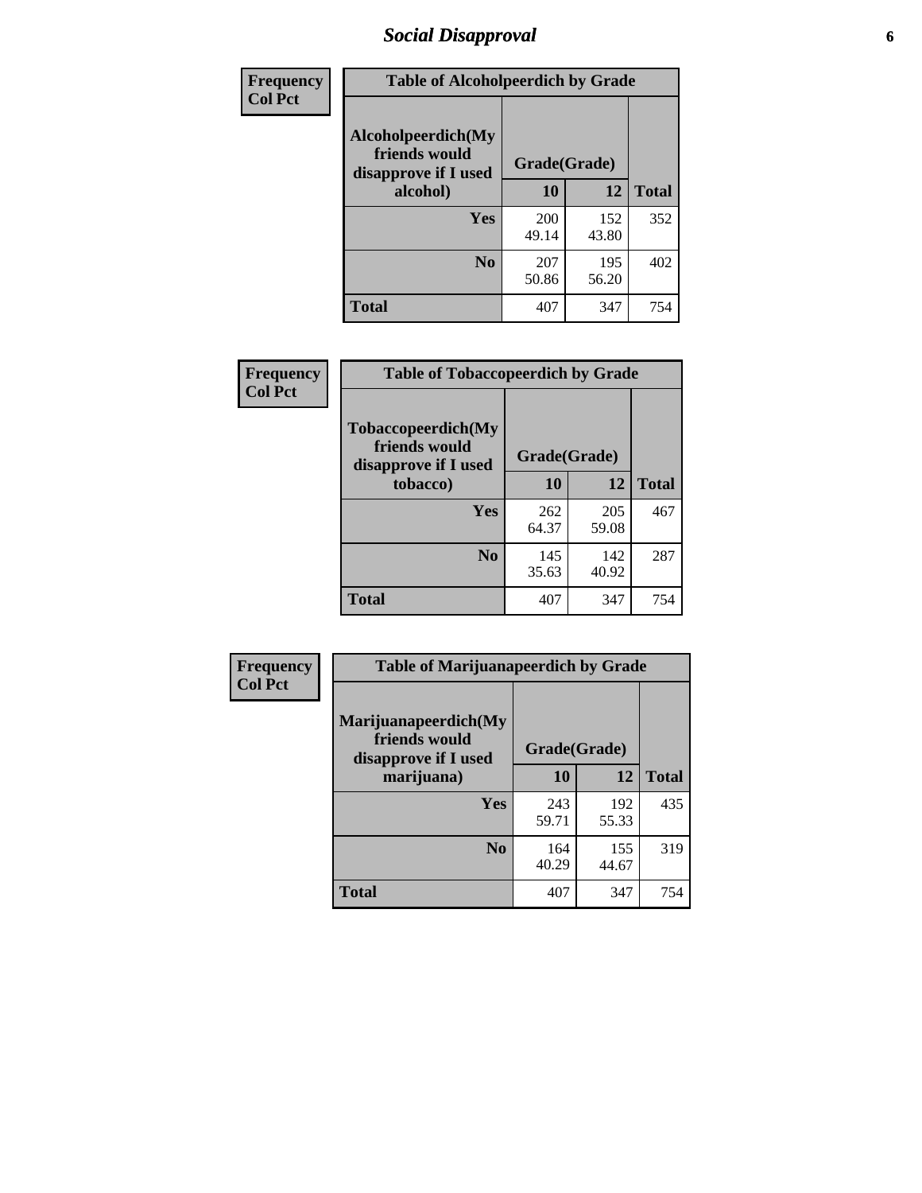| Frequency<br>Col Pct |
| --- |

**Table of Alcoholpeerdich by Grade**

| Alcoholpeerdich(My friends would disapprove if I used alcohol) | Grade(Grade) | | |
| --- | --- | --- | --- |
| | 10 | 12 | Total |
| Yes | 200<br>49.14 | 152<br>43.80 | 352 |
| No | 207<br>50.86 | 195<br>56.20 | 402 |
| Total | 407 | 347 | 754 |

| Frequency<br>Col Pct |
| --- |

**Table of Tobaccopeerdich by Grade**

| Tobaccopeerdich(My friends would disapprove if I used tobacco) | Grade(Grade) | | |
| --- | --- | --- | --- |
| | 10 | 12 | Total |
| Yes | 262<br>64.37 | 205<br>59.08 | 467 |
| No | 145<br>35.63 | 142<br>40.92 | 287 |
| Total | 407 | 347 | 754 |

| Frequency<br>Col Pct |
| --- |

**Table of Marijuanapeerdich by Grade**

| Marijuanapeerdich(My friends would disapprove if I used marijuana) | Grade(Grade) | | |
| --- | --- | --- | --- |
| | 10 | 12 | Total |
| Yes | 243<br>59.71 | 192<br>55.33 | 435 |
| No | 164<br>40.29 | 155<br>44.67 | 319 |
| Total | 407 | 347 | 754 |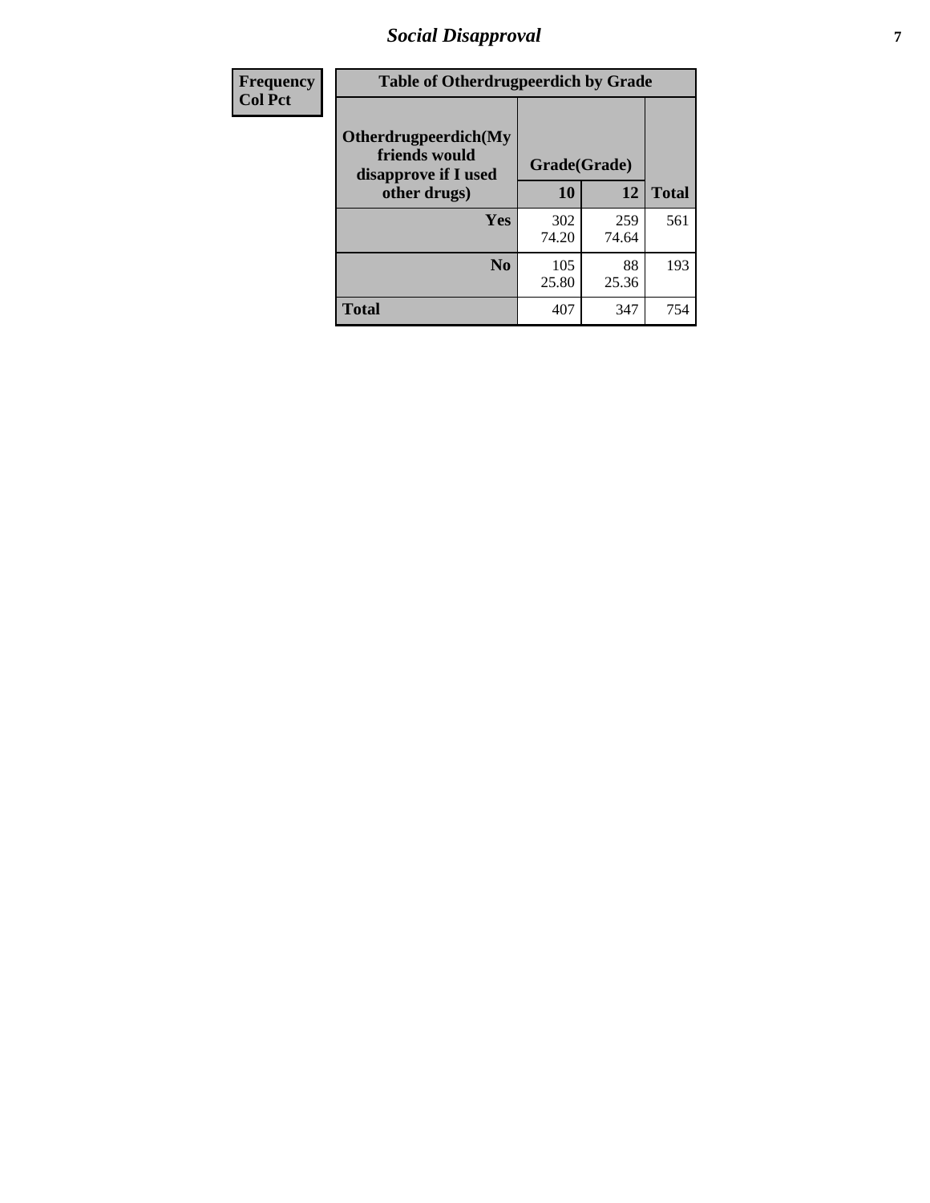| Frequency Col Pct | Table of Otherdrugpeerdich by Grade | | |
|---|---|---|---|
| Otherdrugpeerdich(My friends would disapprove if I used other drugs) | Grade(Grade) | | |
| | 10 | 12 | Total |
| Yes | 302<br>74.20 | 259<br>74.64 | 561 |
| No | 105<br>25.80 | 88<br>25.36 | 193 |
| Total | 407 | 347 | 754 |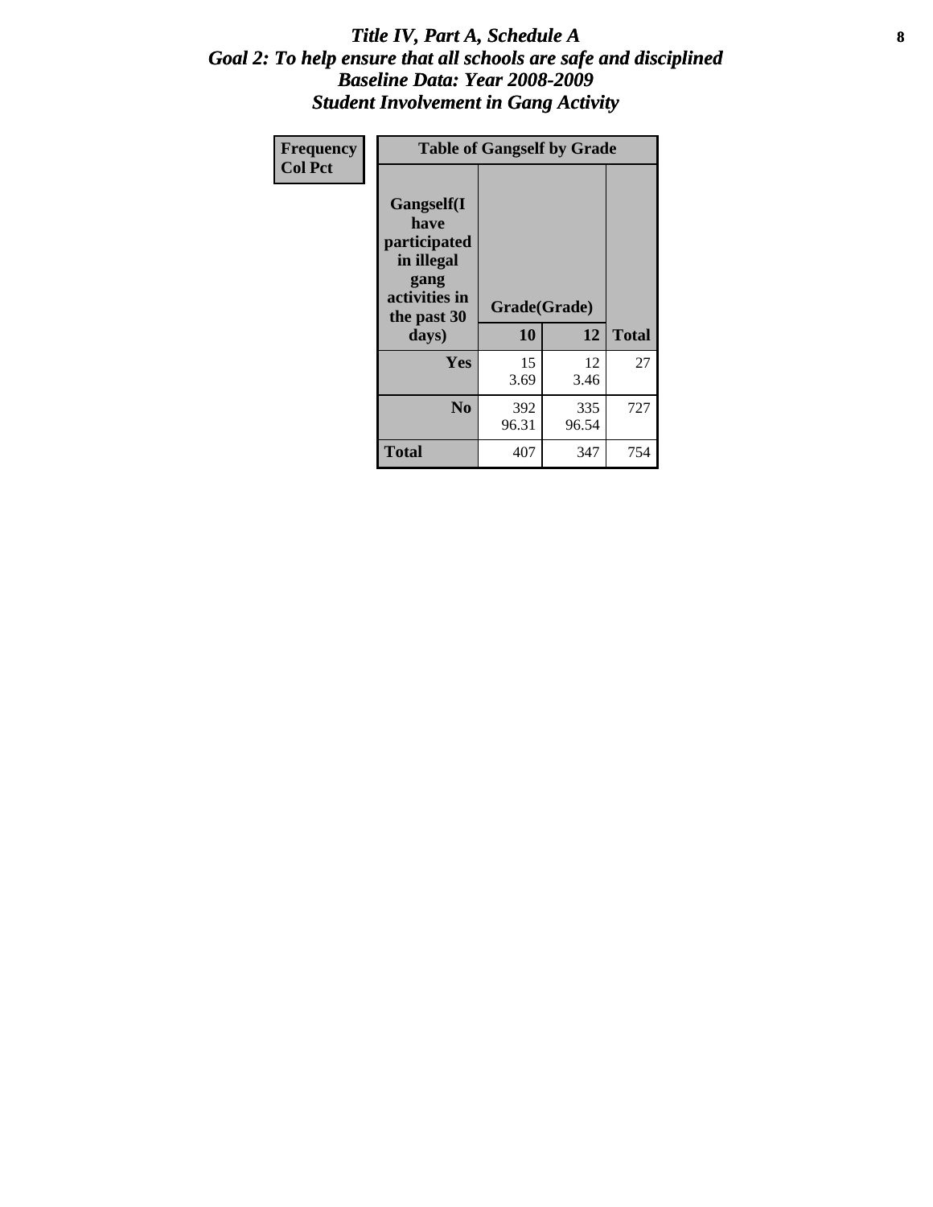# *Title IV, Part A, Schedule A*
## *Goal 2: To help ensure that all schools are safe and disciplined*
## *Baseline Data: Year 2008-2009*
## *Student Involvement in Gang Activity*

| Frequency<br>Col Pct | Table of Gangself by Grade | | |
|---|---|---|---|
| **Gangself(I have participated in illegal gang activities in the past 30 days)** | **Grade(Grade)** | | |
| | **10** | **12** | **Total** |
| **Yes** | 15<br>3.69 | 12<br>3.46 | 27 |
| **No** | 392<br>96.31 | 335<br>96.54 | 727 |
| **Total** | 407 | 347 | 754 |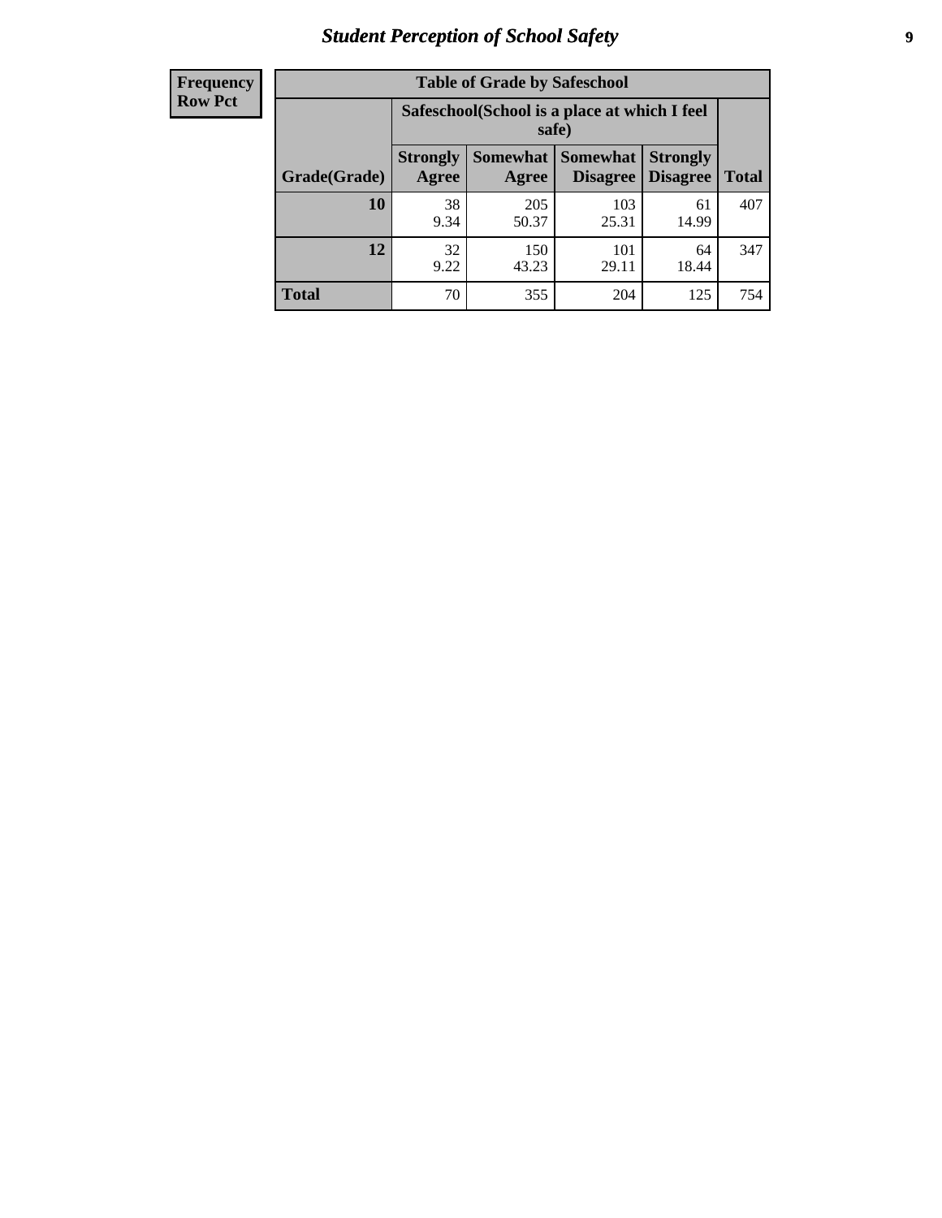# *Student Perception of School Safety*

| Frequency<br>Row Pct | | | | | |
|---|---|---|---|---|---|

**Table of Grade by Safeschool**

| | Safeschool(School is a place at which I feel safe) | | | | |
|---|---|---|---|---|---|
| Grade(Grade) | Strongly Agree | Somewhat Agree | Somewhat Disagree | Strongly Disagree | Total |
| 10 | 38<br>9.34 | 205<br>50.37 | 103<br>25.31 | 61<br>14.99 | 407 |
| 12 | 32<br>9.22 | 150<br>43.23 | 101<br>29.11 | 64<br>18.44 | 347 |
| Total | 70 | 355 | 204 | 125 | 754 |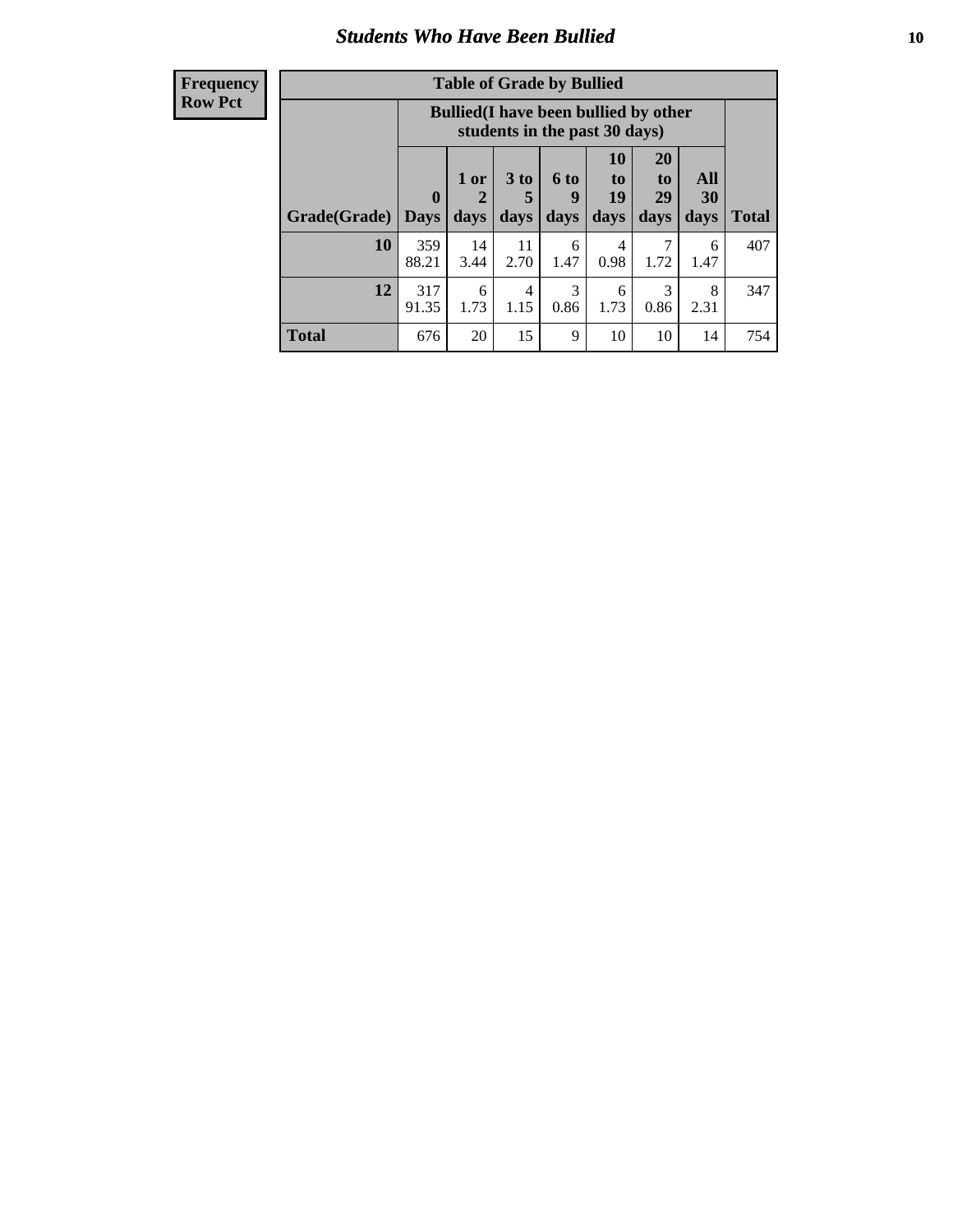# Students Who Have Been Bullied

**Frequency**
**Row Pct**

| Table of Grade by Bullied | | | | | | | | |
|---|---|---|---|---|---|---|---|---|
| | Bullied(I have been bullied by other students in the past 30 days) | | | | | | | |
| Grade(Grade) | 0 Days | 1 or 2 days | 3 to 5 days | 6 to 9 days | 10 to 19 days | 20 to 29 days | All 30 days | Total |
| **10** | 359<br>88.21 | 14<br>3.44 | 11<br>2.70 | 6<br>1.47 | 4<br>0.98 | 7<br>1.72 | 6<br>1.47 | 407 |
| **12** | 317<br>91.35 | 6<br>1.73 | 4<br>1.15 | 3<br>0.86 | 6<br>1.73 | 3<br>0.86 | 8<br>2.31 | 347 |
| **Total** | 676 | 20 | 15 | 9 | 10 | 10 | 14 | 754 |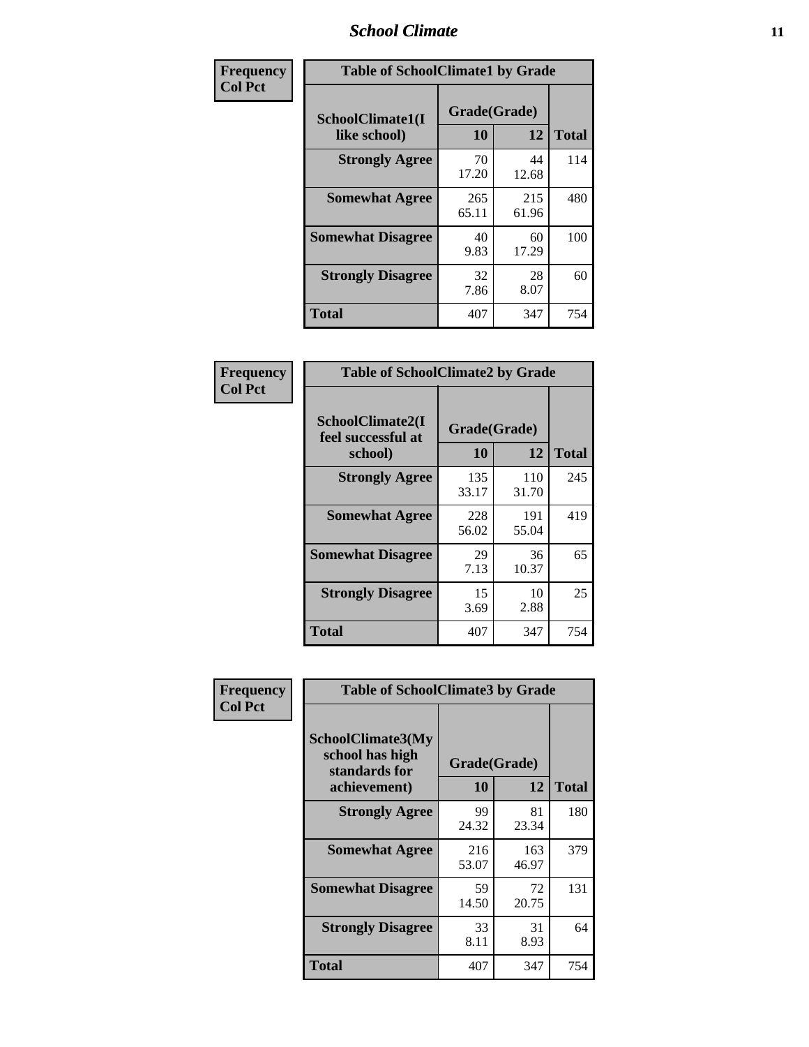| Frequency Col Pct | Table of SchoolClimate1 by Grade | | |
|---|---|---|---|
| SchoolClimate1(I like school) | Grade(Grade) 10 | 12 | Total |
| Strongly Agree | 70<br>17.20 | 44<br>12.68 | 114 |
| Somewhat Agree | 265<br>65.11 | 215<br>61.96 | 480 |
| Somewhat Disagree | 40<br>9.83 | 60<br>17.29 | 100 |
| Strongly Disagree | 32<br>7.86 | 28<br>8.07 | 60 |
| Total | 407 | 347 | 754 |

| Frequency Col Pct | Table of SchoolClimate2 by Grade | | |
|---|---|---|---|
| SchoolClimate2(I feel successful at school) | Grade(Grade) 10 | 12 | Total |
| Strongly Agree | 135<br>33.17 | 110<br>31.70 | 245 |
| Somewhat Agree | 228<br>56.02 | 191<br>55.04 | 419 |
| Somewhat Disagree | 29<br>7.13 | 36<br>10.37 | 65 |
| Strongly Disagree | 15<br>3.69 | 10<br>2.88 | 25 |
| Total | 407 | 347 | 754 |

| Frequency Col Pct | Table of SchoolClimate3 by Grade | | |
|---|---|---|---|
| SchoolClimate3(My school has high standards for achievement) | Grade(Grade) 10 | 12 | Total |
| Strongly Agree | 99<br>24.32 | 81<br>23.34 | 180 |
| Somewhat Agree | 216<br>53.07 | 163<br>46.97 | 379 |
| Somewhat Disagree | 59<br>14.50 | 72<br>20.75 | 131 |
| Strongly Disagree | 33<br>8.11 | 31<br>8.93 | 64 |
| Total | 407 | 347 | 754 |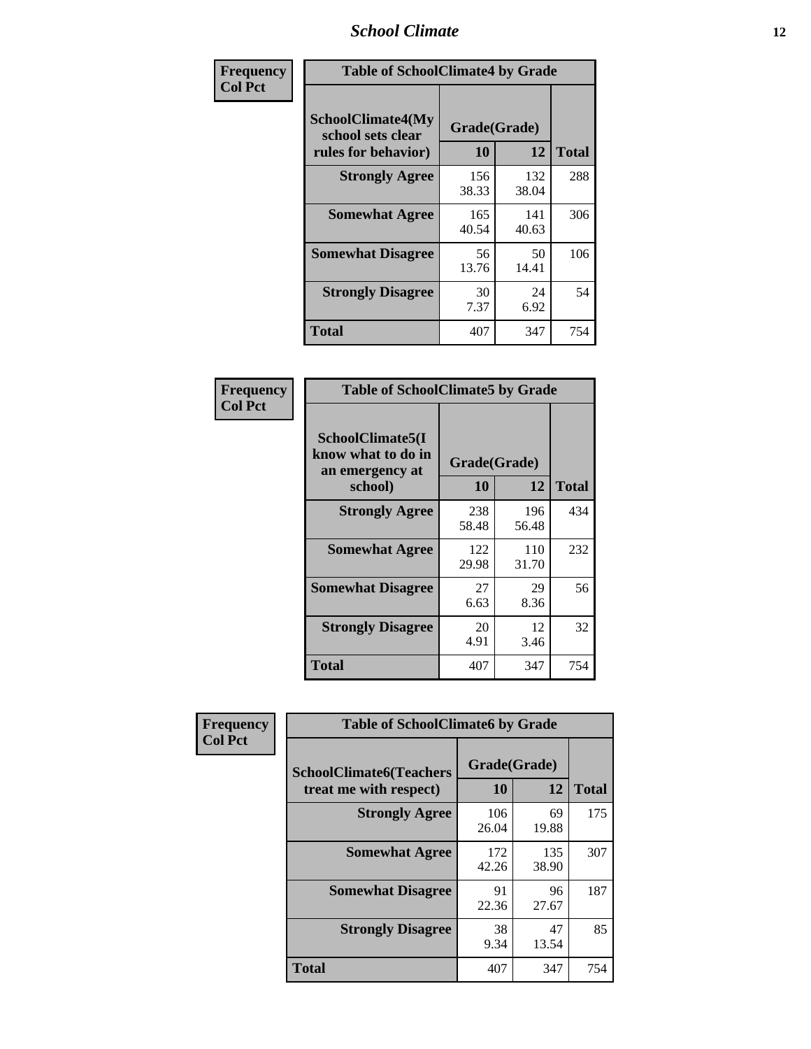| Frequency<br>Col Pct | Table of SchoolClimate4 by Grade | | |
|---|---|---|---|
| SchoolClimate4(My school sets clear rules for behavior) | Grade(Grade) | | |
| | 10 | 12 | Total |
| Strongly Agree | 156<br>38.33 | 132<br>38.04 | 288 |
| Somewhat Agree | 165<br>40.54 | 141<br>40.63 | 306 |
| Somewhat Disagree | 56<br>13.76 | 50<br>14.41 | 106 |
| Strongly Disagree | 30<br>7.37 | 24<br>6.92 | 54 |
| Total | 407 | 347 | 754 |

| Frequency<br>Col Pct | Table of SchoolClimate5 by Grade | | |
|---|---|---|---|
| SchoolClimate5(I know what to do in an emergency at school) | Grade(Grade) | | |
| | 10 | 12 | Total |
| Strongly Agree | 238<br>58.48 | 196<br>56.48 | 434 |
| Somewhat Agree | 122<br>29.98 | 110<br>31.70 | 232 |
| Somewhat Disagree | 27<br>6.63 | 29<br>8.36 | 56 |
| Strongly Disagree | 20<br>4.91 | 12<br>3.46 | 32 |
| Total | 407 | 347 | 754 |

| Frequency<br>Col Pct | Table of SchoolClimate6 by Grade | | |
|---|---|---|---|
| SchoolClimate6(Teachers treat me with respect) | Grade(Grade) | | |
| | 10 | 12 | Total |
| Strongly Agree | 106<br>26.04 | 69<br>19.88 | 175 |
| Somewhat Agree | 172<br>42.26 | 135<br>38.90 | 307 |
| Somewhat Disagree | 91<br>22.36 | 96<br>27.67 | 187 |
| Strongly Disagree | 38<br>9.34 | 47<br>13.54 | 85 |
| Total | 407 | 347 | 754 |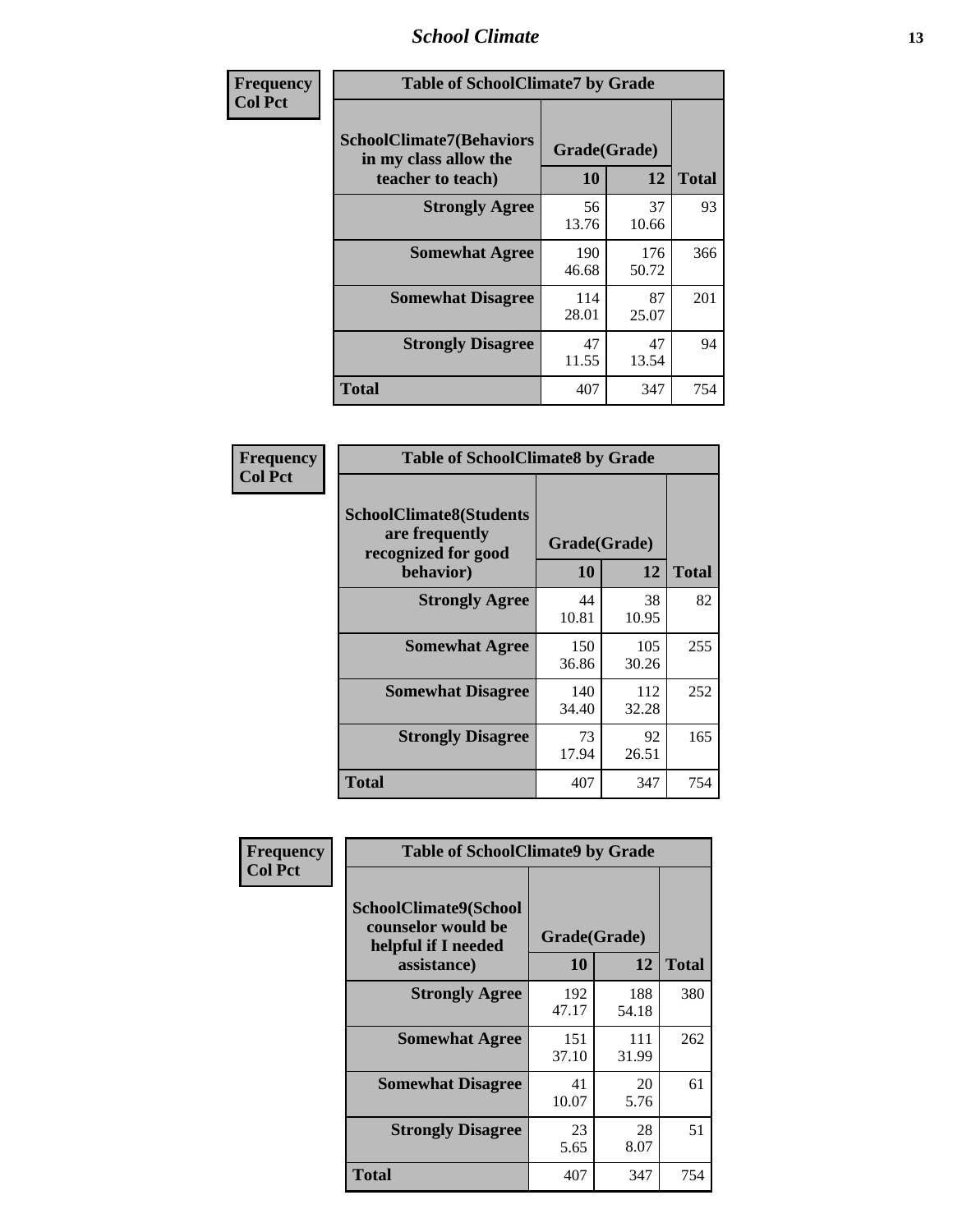| Frequency<br>Col Pct | Table of SchoolClimate7 by Grade | | |
|---|---|---|---|
| SchoolClimate7(Behaviors in my class allow the teacher to teach) | Grade(Grade) | | |
| | 10 | 12 | Total |
| Strongly Agree | 56<br>13.76 | 37<br>10.66 | 93 |
| Somewhat Agree | 190<br>46.68 | 176<br>50.72 | 366 |
| Somewhat Disagree | 114<br>28.01 | 87<br>25.07 | 201 |
| Strongly Disagree | 47<br>11.55 | 47<br>13.54 | 94 |
| Total | 407 | 347 | 754 |

| Frequency<br>Col Pct | Table of SchoolClimate8 by Grade | | |
|---|---|---|---|
| SchoolClimate8(Students are frequently recognized for good behavior) | Grade(Grade) | | |
| | 10 | 12 | Total |
| Strongly Agree | 44<br>10.81 | 38<br>10.95 | 82 |
| Somewhat Agree | 150<br>36.86 | 105<br>30.26 | 255 |
| Somewhat Disagree | 140<br>34.40 | 112<br>32.28 | 252 |
| Strongly Disagree | 73<br>17.94 | 92<br>26.51 | 165 |
| Total | 407 | 347 | 754 |

| Frequency<br>Col Pct | Table of SchoolClimate9 by Grade | | |
|---|---|---|---|
| SchoolClimate9(School counselor would be helpful if I needed assistance) | Grade(Grade) | | |
| | 10 | 12 | Total |
| Strongly Agree | 192<br>47.17 | 188<br>54.18 | 380 |
| Somewhat Agree | 151<br>37.10 | 111<br>31.99 | 262 |
| Somewhat Disagree | 41<br>10.07 | 20<br>5.76 | 61 |
| Strongly Disagree | 23<br>5.65 | 28<br>8.07 | 51 |
| Total | 407 | 347 | 754 |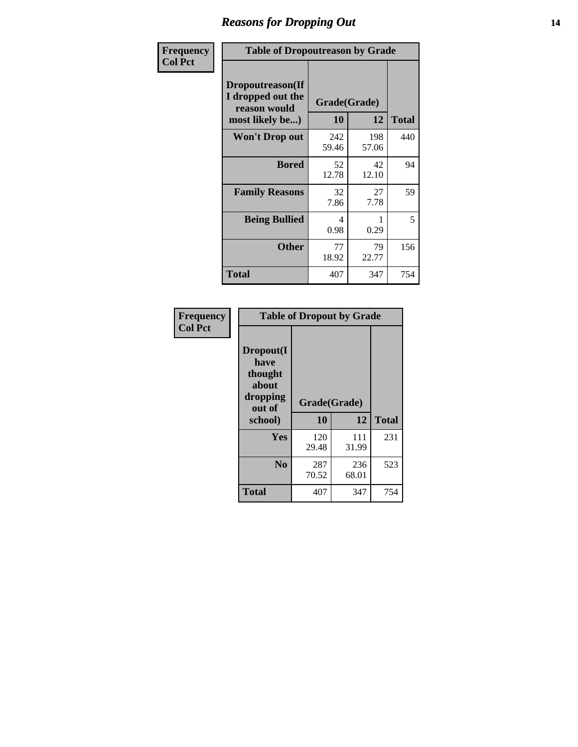## Reasons for Dropping Out

| Frequency<br>Col Pct | Table of Dropoutreason by Grade | | |
|---|---|---|---|
| **Dropoutreason(If I dropped out the reason would most likely be...)** | **Grade(Grade)** | | |
| | **10** | **12** | **Total** |
| **Won't Drop out** | 242<br>59.46 | 198<br>57.06 | 440 |
| **Bored** | 52<br>12.78 | 42<br>12.10 | 94 |
| **Family Reasons** | 32<br>7.86 | 27<br>7.78 | 59 |
| **Being Bullied** | 4<br>0.98 | 1<br>0.29 | 5 |
| **Other** | 77<br>18.92 | 79<br>22.77 | 156 |
| **Total** | 407 | 347 | 754 |

| Frequency<br>Col Pct | Table of Dropout by Grade | | |
|---|---|---|---|
| **Dropout(I have thought about dropping out of school)** | **Grade(Grade)** | | |
| | **10** | **12** | **Total** |
| **Yes** | 120<br>29.48 | 111<br>31.99 | 231 |
| **No** | 287<br>70.52 | 236<br>68.01 | 523 |
| **Total** | 407 | 347 | 754 |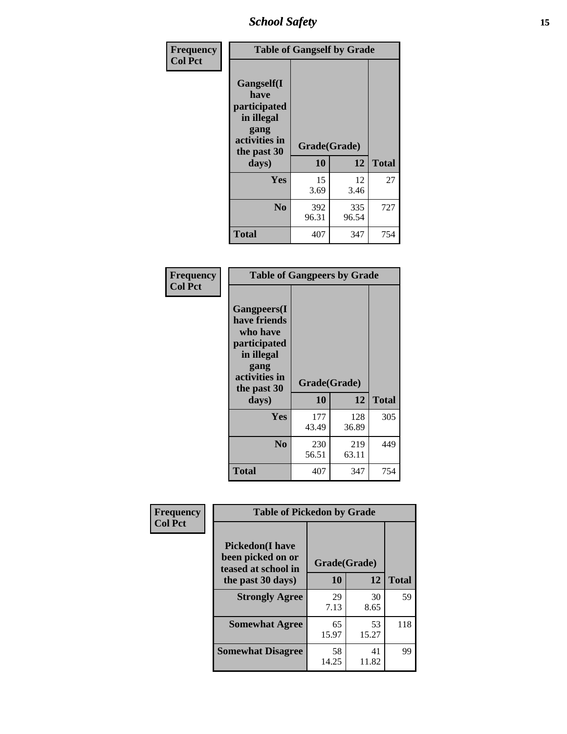| Frequency<br>Col Pct |
|---|

**Table of Gangself by Grade**

| Gangself(I have participated in illegal gang activities in the past 30 days) | Grade(Grade) | | Total |
|---|---|---|---|
| | 10 | 12 | |
| Yes | 15<br>3.69 | 12<br>3.46 | 27 |
| No | 392<br>96.31 | 335<br>96.54 | 727 |
| Total | 407 | 347 | 754 |

| Frequency<br>Col Pct |
|---|

**Table of Gangpeers by Grade**

| Gangpeers(I have friends who have participated in illegal gang activities in the past 30 days) | Grade(Grade) | | Total |
|---|---|---|---|
| | 10 | 12 | |
| Yes | 177<br>43.49 | 128<br>36.89 | 305 |
| No | 230<br>56.51 | 219<br>63.11 | 449 |
| Total | 407 | 347 | 754 |

| Frequency<br>Col Pct |
|---|

**Table of Pickedon by Grade**

| Pickedon(I have been picked on or teased at school in the past 30 days) | Grade(Grade) | | Total |
|---|---|---|---|
| | 10 | 12 | |
| Strongly Agree | 29<br>7.13 | 30<br>8.65 | 59 |
| Somewhat Agree | 65<br>15.97 | 53<br>15.27 | 118 |
| Somewhat Disagree | 58<br>14.25 | 41<br>11.82 | 99 |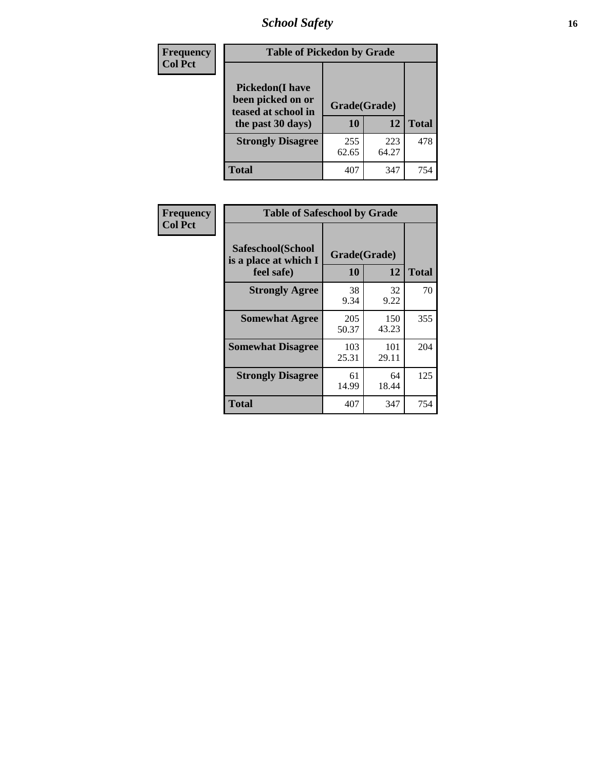| Frequency<br>Col Pct | Table of Pickedon by Grade | | |
|---|---|---|---|
| Pickedon(I have been picked on or teased at school in the past 30 days) | Grade(Grade) | | |
| | 10 | 12 | Total |
| Strongly Disagree | 255<br>62.65 | 223<br>64.27 | 478 |
| Total | 407 | 347 | 754 |

| Frequency<br>Col Pct | Table of Safeschool by Grade | | |
|---|---|---|---|
| Safeschool(School is a place at which I feel safe) | Grade(Grade) | | |
| | 10 | 12 | Total |
| Strongly Agree | 38<br>9.34 | 32<br>9.22 | 70 |
| Somewhat Agree | 205<br>50.37 | 150<br>43.23 | 355 |
| Somewhat Disagree | 103<br>25.31 | 101<br>29.11 | 204 |
| Strongly Disagree | 61<br>14.99 | 64<br>18.44 | 125 |
| Total | 407 | 347 | 754 |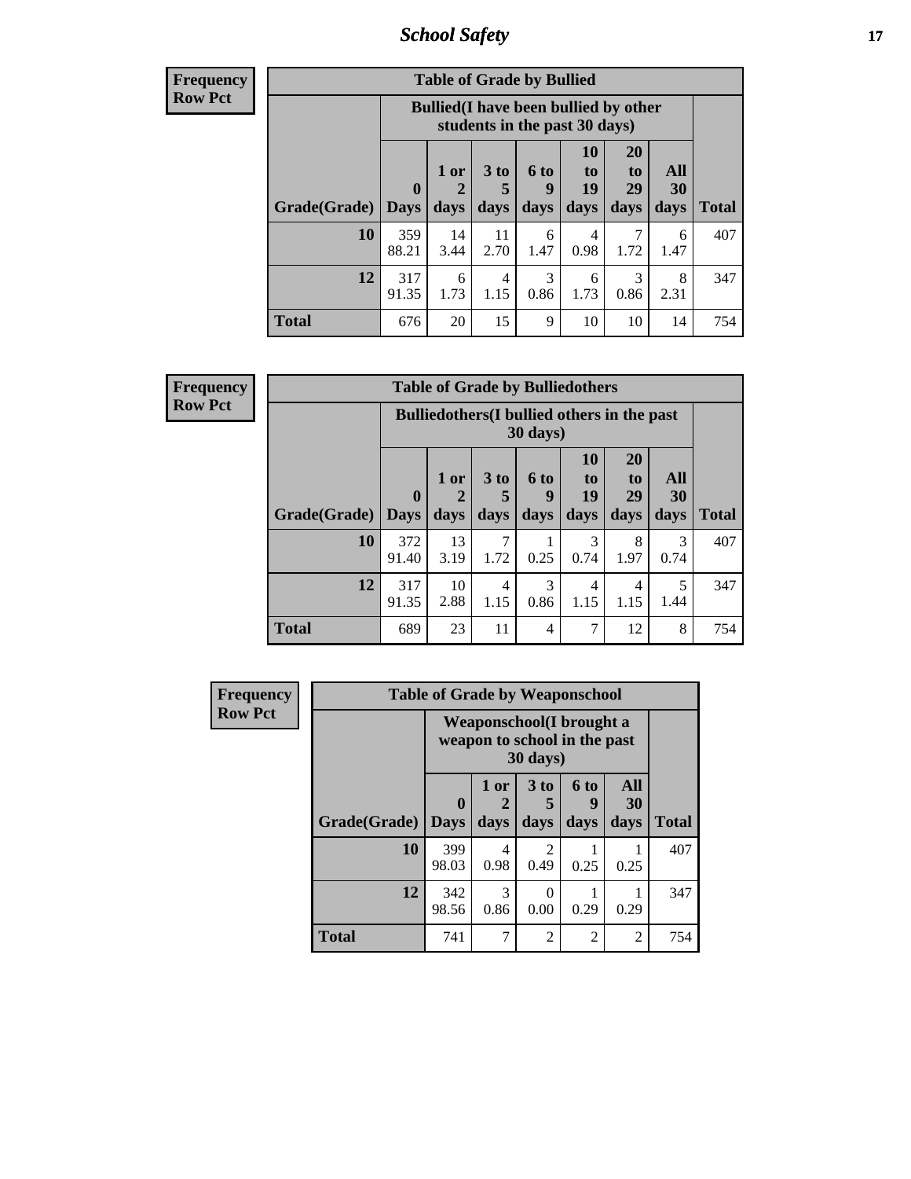| Frequency<br>Row Pct |
|---|

| Table of Grade by Bullied | | | | | | | | |
|---|---|---|---|---|---|---|---|---|
| | Bullied(I have been bullied by other students in the past 30 days) | | | | | | | |
| Grade(Grade) | 0 Days | 1 or 2 days | 3 to 5 days | 6 to 9 days | 10 to 19 days | 20 to 29 days | All 30 days | Total |
| 10 | 359<br>88.21 | 14<br>3.44 | 11<br>2.70 | 6<br>1.47 | 4<br>0.98 | 7<br>1.72 | 6<br>1.47 | 407 |
| 12 | 317<br>91.35 | 6<br>1.73 | 4<br>1.15 | 3<br>0.86 | 6<br>1.73 | 3<br>0.86 | 8<br>2.31 | 347 |
| Total | 676 | 20 | 15 | 9 | 10 | 10 | 14 | 754 |

| Frequency<br>Row Pct |
|---|

| Table of Grade by Bulliedothers | | | | | | | | |
|---|---|---|---|---|---|---|---|---|
| | Bulliedothers(I bullied others in the past 30 days) | | | | | | | |
| Grade(Grade) | 0 Days | 1 or 2 days | 3 to 5 days | 6 to 9 days | 10 to 19 days | 20 to 29 days | All 30 days | Total |
| 10 | 372<br>91.40 | 13<br>3.19 | 7<br>1.72 | 1<br>0.25 | 3<br>0.74 | 8<br>1.97 | 3<br>0.74 | 407 |
| 12 | 317<br>91.35 | 10<br>2.88 | 4<br>1.15 | 3<br>0.86 | 4<br>1.15 | 4<br>1.15 | 5<br>1.44 | 347 |
| Total | 689 | 23 | 11 | 4 | 7 | 12 | 8 | 754 |

| Frequency<br>Row Pct |
|---|

| Table of Grade by Weaponschool | | | | | | |
|---|---|---|---|---|---|---|
| | Weaponschool(I brought a weapon to school in the past 30 days) | | | | | |
| Grade(Grade) | 0 Days | 1 or 2 days | 3 to 5 days | 6 to 9 days | All 30 days | Total |
| 10 | 399<br>98.03 | 4<br>0.98 | 2<br>0.49 | 1<br>0.25 | 1<br>0.25 | 407 |
| 12 | 342<br>98.56 | 3<br>0.86 | 0<br>0.00 | 1<br>0.29 | 1<br>0.29 | 347 |
| Total | 741 | 7 | 2 | 2 | 2 | 754 |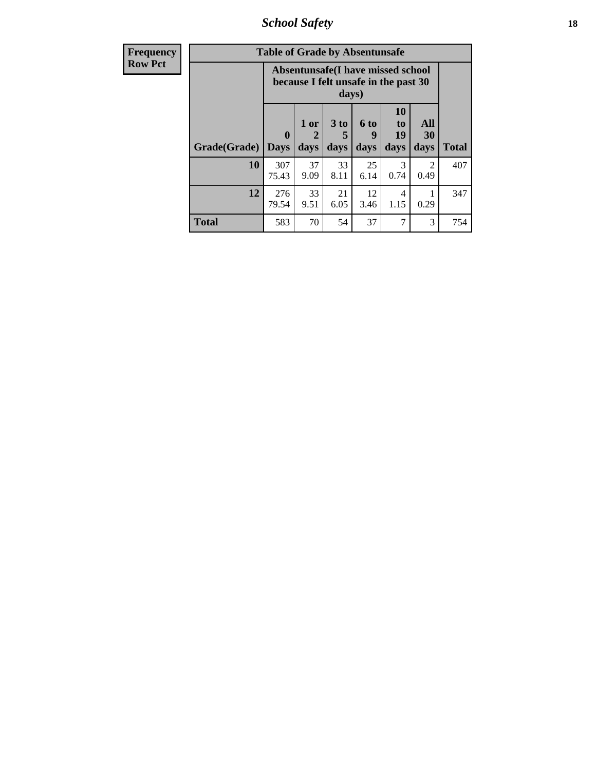| Frequency Row Pct | Table of Grade by Absentunsafe | | | | | | |
|---|---|---|---|---|---|---|---|
| | Absentunsafe(I have missed school because I felt unsafe in the past 30 days) | | | | | | |
| Grade(Grade) | 0 Days | 1 or 2 days | 3 to 5 days | 6 to 9 days | 10 to 19 days | All 30 days | Total |
| 10 | 307 75.43 | 37 9.09 | 33 8.11 | 25 6.14 | 3 0.74 | 2 0.49 | 407 |
| 12 | 276 79.54 | 33 9.51 | 21 6.05 | 12 3.46 | 4 1.15 | 1 0.29 | 347 |
| Total | 583 | 70 | 54 | 37 | 7 | 3 | 754 |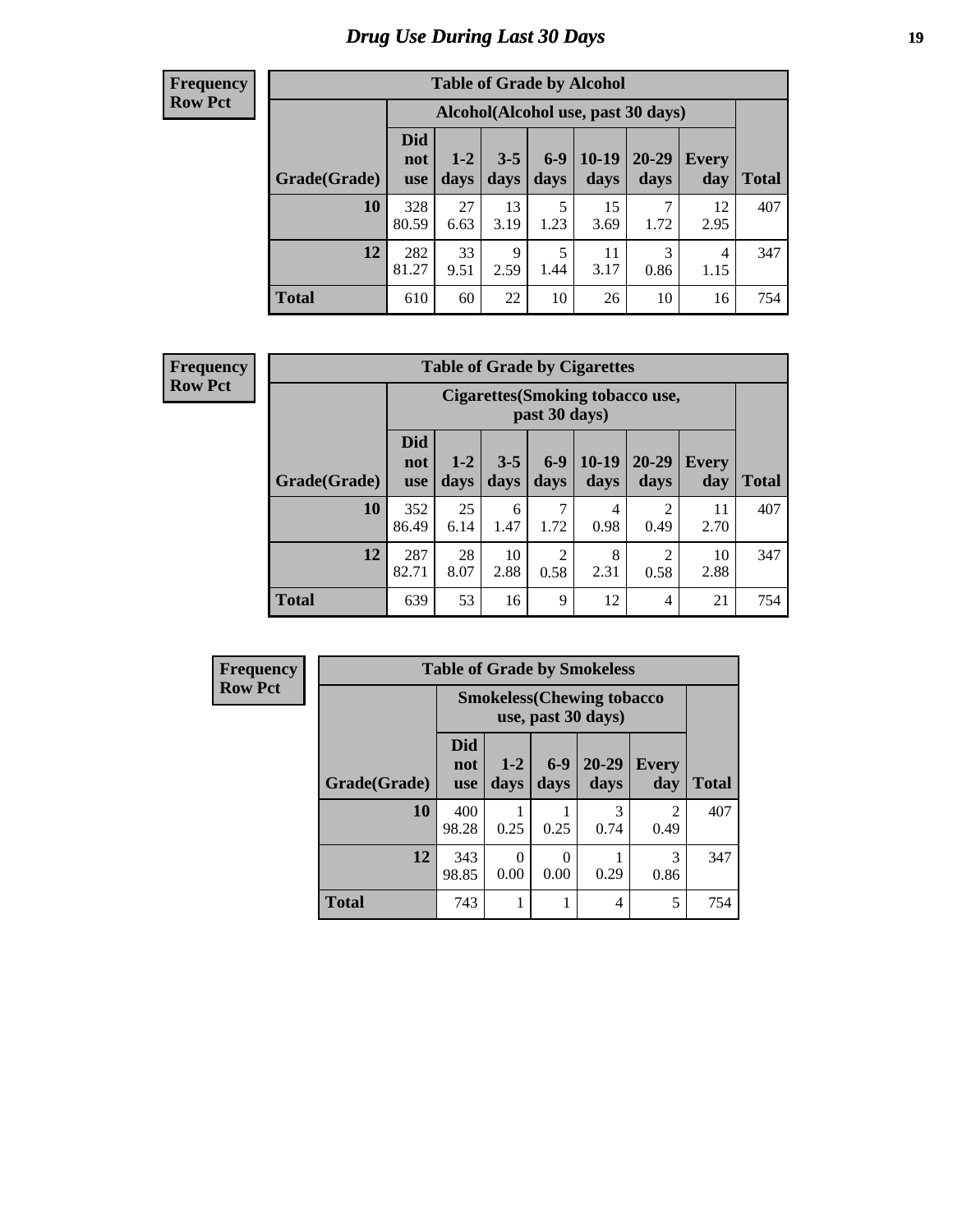# Drug Use During Last 30 Days

**Frequency**
**Row Pct**

| Table of Grade by Alcohol | | | | | | | | |
|---|---|---|---|---|---|---|---|---|
| | Alcohol(Alcohol use, past 30 days) | | | | | | | |
| Grade(Grade) | Did not use | 1-2 days | 3-5 days | 6-9 days | 10-19 days | 20-29 days | Every day | Total |
| 10 | 328<br>80.59 | 27<br>6.63 | 13<br>3.19 | 5<br>1.23 | 15<br>3.69 | 7<br>1.72 | 12<br>2.95 | 407 |
| 12 | 282<br>81.27 | 33<br>9.51 | 9<br>2.59 | 5<br>1.44 | 11<br>3.17 | 3<br>0.86 | 4<br>1.15 | 347 |
| Total | 610 | 60 | 22 | 10 | 26 | 10 | 16 | 754 |

**Frequency**
**Row Pct**

| Table of Grade by Cigarettes | | | | | | | | |
|---|---|---|---|---|---|---|---|---|
| | Cigarettes(Smoking tobacco use, past 30 days) | | | | | | | |
| Grade(Grade) | Did not use | 1-2 days | 3-5 days | 6-9 days | 10-19 days | 20-29 days | Every day | Total |
| 10 | 352<br>86.49 | 25<br>6.14 | 6<br>1.47 | 7<br>1.72 | 4<br>0.98 | 2<br>0.49 | 11<br>2.70 | 407 |
| 12 | 287<br>82.71 | 28<br>8.07 | 10<br>2.88 | 2<br>0.58 | 8<br>2.31 | 2<br>0.58 | 10<br>2.88 | 347 |
| Total | 639 | 53 | 16 | 9 | 12 | 4 | 21 | 754 |

**Frequency**
**Row Pct**

| Table of Grade by Smokeless | | | | | | |
|---|---|---|---|---|---|---|
| | Smokeless(Chewing tobacco use, past 30 days) | | | | | |
| Grade(Grade) | Did not use | 1-2 days | 6-9 days | 20-29 days | Every day | Total |
| 10 | 400<br>98.28 | 1<br>0.25 | 1<br>0.25 | 3<br>0.74 | 2<br>0.49 | 407 |
| 12 | 343<br>98.85 | 0<br>0.00 | 0<br>0.00 | 1<br>0.29 | 3<br>0.86 | 347 |
| Total | 743 | 1 | 1 | 4 | 5 | 754 |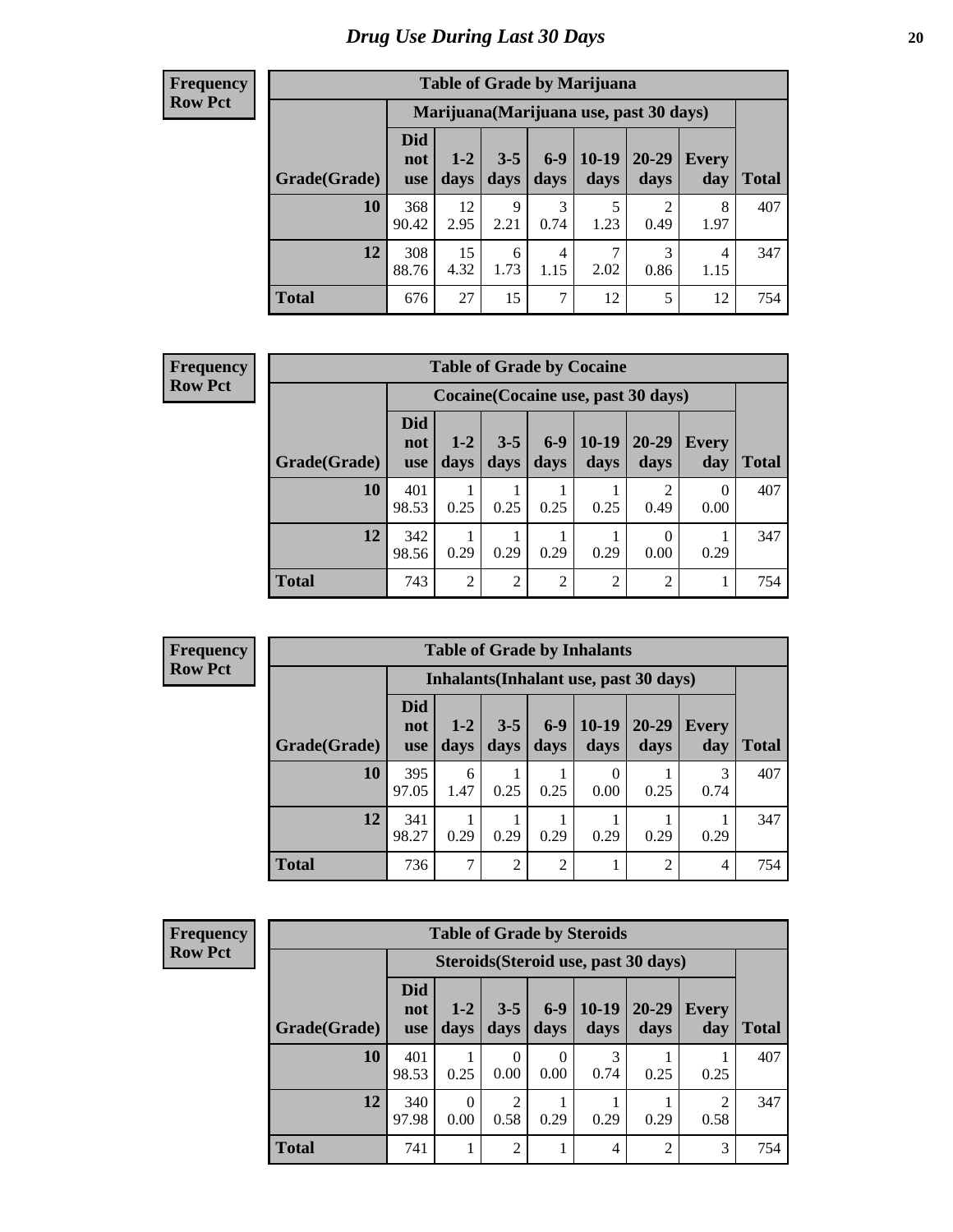## Drug Use During Last 30 Days

**Frequency**
**Row Pct**

| Table of Grade by Marijuana | | | | | | | | |
|---|---|---|---|---|---|---|---|---|
| | Marijuana(Marijuana use, past 30 days) | | | | | | | |
| Grade(Grade) | Did not use | 1-2 days | 3-5 days | 6-9 days | 10-19 days | 20-29 days | Every day | Total |
| 10 | 368<br>90.42 | 12<br>2.95 | 9<br>2.21 | 3<br>0.74 | 5<br>1.23 | 2<br>0.49 | 8<br>1.97 | 407 |
| 12 | 308<br>88.76 | 15<br>4.32 | 6<br>1.73 | 4<br>1.15 | 7<br>2.02 | 3<br>0.86 | 4<br>1.15 | 347 |
| Total | 676 | 27 | 15 | 7 | 12 | 5 | 12 | 754 |

**Frequency**
**Row Pct**

| Table of Grade by Cocaine | | | | | | | | |
|---|---|---|---|---|---|---|---|---|
| | Cocaine(Cocaine use, past 30 days) | | | | | | | |
| Grade(Grade) | Did not use | 1-2 days | 3-5 days | 6-9 days | 10-19 days | 20-29 days | Every day | Total |
| 10 | 401<br>98.53 | 1<br>0.25 | 1<br>0.25 | 1<br>0.25 | 1<br>0.25 | 2<br>0.49 | 0<br>0.00 | 407 |
| 12 | 342<br>98.56 | 1<br>0.29 | 1<br>0.29 | 1<br>0.29 | 1<br>0.29 | 0<br>0.00 | 1<br>0.29 | 347 |
| Total | 743 | 2 | 2 | 2 | 2 | 2 | 1 | 754 |

**Frequency**
**Row Pct**

| Table of Grade by Inhalants | | | | | | | | |
|---|---|---|---|---|---|---|---|---|
| | Inhalants(Inhalant use, past 30 days) | | | | | | | |
| Grade(Grade) | Did not use | 1-2 days | 3-5 days | 6-9 days | 10-19 days | 20-29 days | Every day | Total |
| 10 | 395<br>97.05 | 6<br>1.47 | 1<br>0.25 | 1<br>0.25 | 0<br>0.00 | 1<br>0.25 | 3<br>0.74 | 407 |
| 12 | 341<br>98.27 | 1<br>0.29 | 1<br>0.29 | 1<br>0.29 | 1<br>0.29 | 1<br>0.29 | 1<br>0.29 | 347 |
| Total | 736 | 7 | 2 | 2 | 1 | 2 | 4 | 754 |

**Frequency**
**Row Pct**

| Table of Grade by Steroids | | | | | | | | |
|---|---|---|---|---|---|---|---|---|
| | Steroids(Steroid use, past 30 days) | | | | | | | |
| Grade(Grade) | Did not use | 1-2 days | 3-5 days | 6-9 days | 10-19 days | 20-29 days | Every day | Total |
| 10 | 401<br>98.53 | 1<br>0.25 | 0<br>0.00 | 0<br>0.00 | 3<br>0.74 | 1<br>0.25 | 1<br>0.25 | 407 |
| 12 | 340<br>97.98 | 0<br>0.00 | 2<br>0.58 | 1<br>0.29 | 1<br>0.29 | 1<br>0.29 | 2<br>0.58 | 347 |
| Total | 741 | 1 | 2 | 1 | 4 | 2 | 3 | 754 |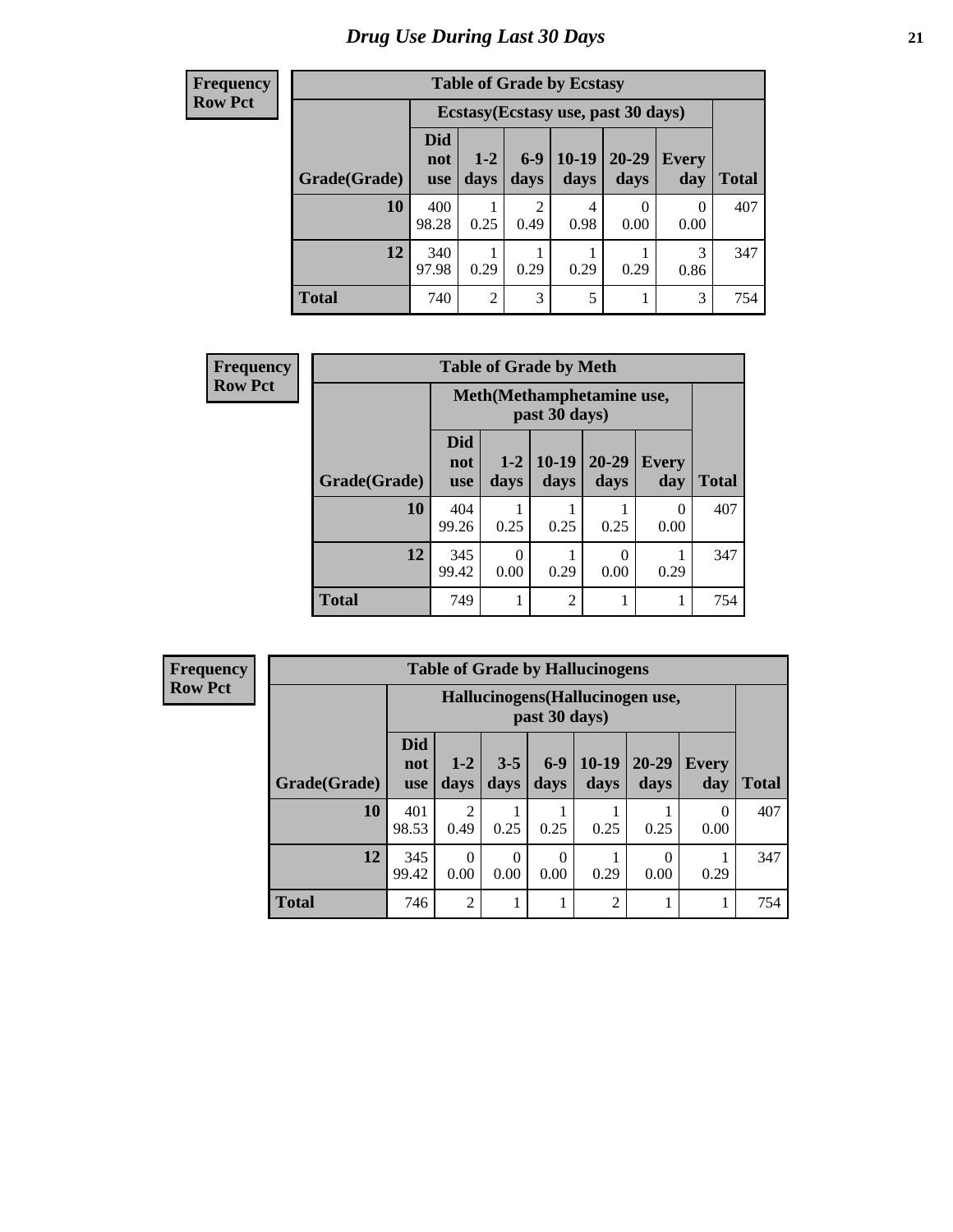# *Drug Use During Last 30 Days*

**Frequency**
**Row Pct**

| Table of Grade by Ecstasy | | | | | | | |
|---|---|---|---|---|---|---|---|
| | Ecstasy(Ecstasy use, past 30 days) | | | | | | |
| Grade(Grade) | Did not use | 1-2 days | 6-9 days | 10-19 days | 20-29 days | Every day | Total |
| **10** | 400<br>98.28 | 1<br>0.25 | 2<br>0.49 | 4<br>0.98 | 0<br>0.00 | 0<br>0.00 | 407 |
| **12** | 340<br>97.98 | 1<br>0.29 | 1<br>0.29 | 1<br>0.29 | 1<br>0.29 | 3<br>0.86 | 347 |
| **Total** | 740 | 2 | 3 | 5 | 1 | 3 | 754 |

**Frequency**
**Row Pct**

| Table of Grade by Meth | | | | | | |
|---|---|---|---|---|---|---|
| | Meth(Methamphetamine use, past 30 days) | | | | | |
| Grade(Grade) | Did not use | 1-2 days | 10-19 days | 20-29 days | Every day | Total |
| **10** | 404<br>99.26 | 1<br>0.25 | 1<br>0.25 | 1<br>0.25 | 0<br>0.00 | 407 |
| **12** | 345<br>99.42 | 0<br>0.00 | 1<br>0.29 | 0<br>0.00 | 1<br>0.29 | 347 |
| **Total** | 749 | 1 | 2 | 1 | 1 | 754 |

**Frequency**
**Row Pct**

| Table of Grade by Hallucinogens | | | | | | | | |
|---|---|---|---|---|---|---|---|---|
| | Hallucinogens(Hallucinogen use, past 30 days) | | | | | | | |
| Grade(Grade) | Did not use | 1-2 days | 3-5 days | 6-9 days | 10-19 days | 20-29 days | Every day | Total |
| **10** | 401<br>98.53 | 2<br>0.49 | 1<br>0.25 | 1<br>0.25 | 1<br>0.25 | 1<br>0.25 | 0<br>0.00 | 407 |
| **12** | 345<br>99.42 | 0<br>0.00 | 0<br>0.00 | 0<br>0.00 | 1<br>0.29 | 0<br>0.00 | 1<br>0.29 | 347 |
| **Total** | 746 | 2 | 1 | 1 | 2 | 1 | 1 | 754 |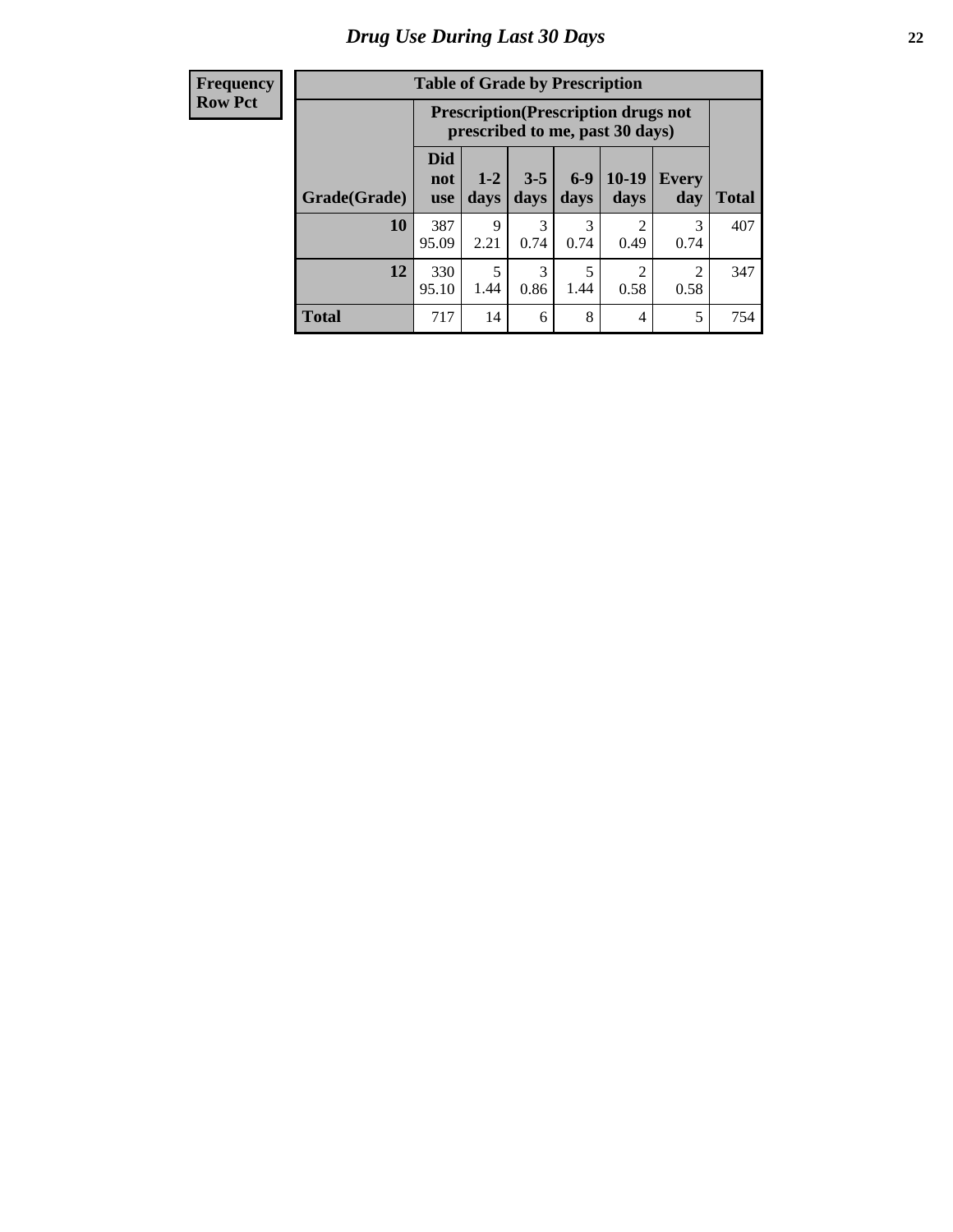## Drug Use During Last 30 Days

| Frequency<br>Row Pct | | | | | | | |
|---|---|---|---|---|---|---|---|

**Table of Grade by Prescription**

| Grade(Grade) | Prescription(Prescription drugs not prescribed to me, past 30 days) | | | | | | Total |
|---|---|---|---|---|---|---|---|
| | Did not use | 1-2 days | 3-5 days | 6-9 days | 10-19 days | Every day | |
| **10** | 387<br>95.09 | 9<br>2.21 | 3<br>0.74 | 3<br>0.74 | 2<br>0.49 | 3<br>0.74 | 407 |
| **12** | 330<br>95.10 | 5<br>1.44 | 3<br>0.86 | 5<br>1.44 | 2<br>0.58 | 2<br>0.58 | 347 |
| **Total** | 717 | 14 | 6 | 8 | 4 | 5 | 754 |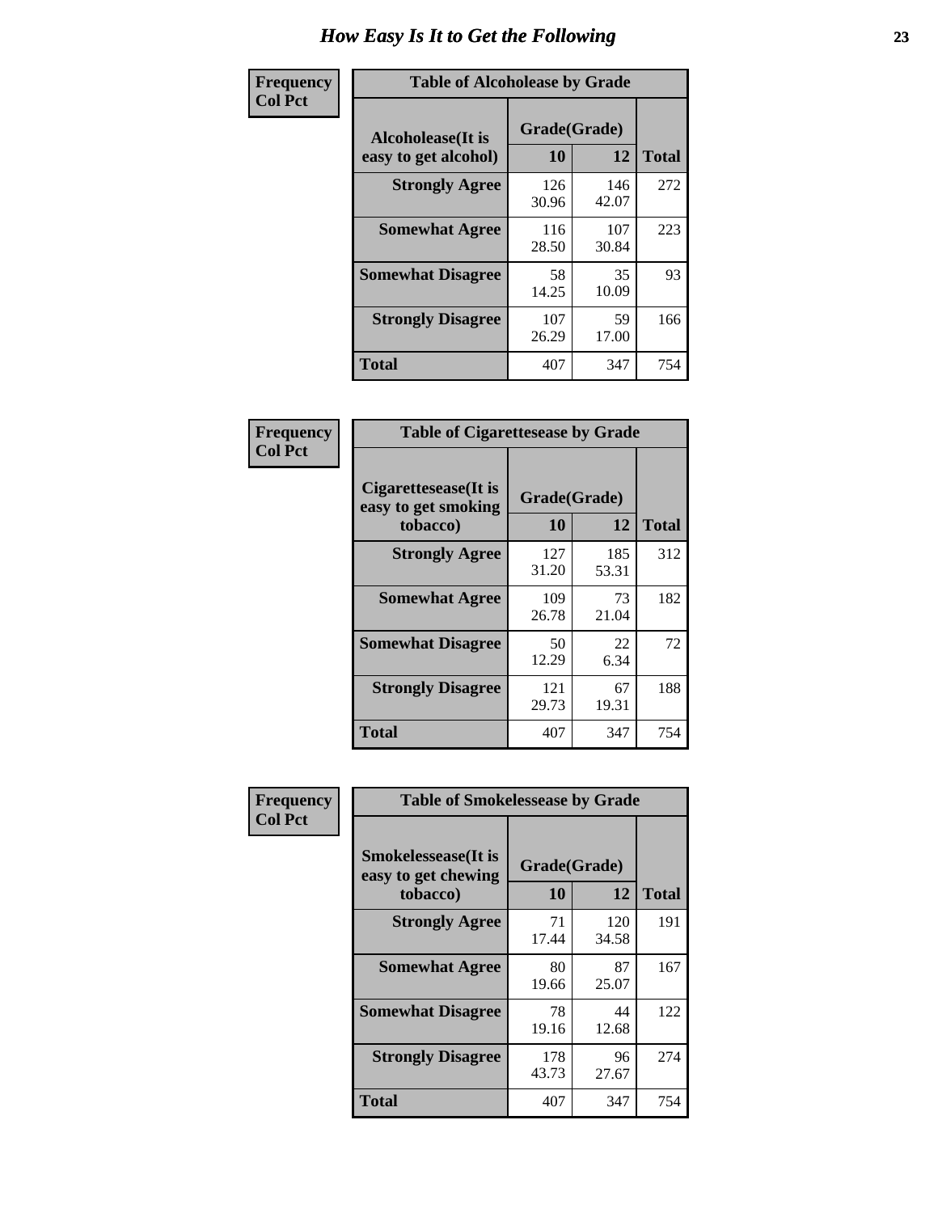# How Easy Is It to Get the Following

**Frequency**
**Col Pct**

**Table of Alcoholease by Grade**

| Alcoholease(It is easy to get alcohol) | Grade(Grade) 10 | 12 | Total |
|---|---|---|---|
| **Strongly Agree** | 126<br>30.96 | 146<br>42.07 | 272 |
| **Somewhat Agree** | 116<br>28.50 | 107<br>30.84 | 223 |
| **Somewhat Disagree** | 58<br>14.25 | 35<br>10.09 | 93 |
| **Strongly Disagree** | 107<br>26.29 | 59<br>17.00 | 166 |
| **Total** | 407 | 347 | 754 |

**Frequency**
**Col Pct**

**Table of Cigarettesease by Grade**

| Cigarettesease(It is easy to get smoking tobacco) | Grade(Grade) 10 | 12 | Total |
|---|---|---|---|
| **Strongly Agree** | 127<br>31.20 | 185<br>53.31 | 312 |
| **Somewhat Agree** | 109<br>26.78 | 73<br>21.04 | 182 |
| **Somewhat Disagree** | 50<br>12.29 | 22<br>6.34 | 72 |
| **Strongly Disagree** | 121<br>29.73 | 67<br>19.31 | 188 |
| **Total** | 407 | 347 | 754 |

**Frequency**
**Col Pct**

**Table of Smokelessease by Grade**

| Smokelessease(It is easy to get chewing tobacco) | Grade(Grade) 10 | 12 | Total |
|---|---|---|---|
| **Strongly Agree** | 71<br>17.44 | 120<br>34.58 | 191 |
| **Somewhat Agree** | 80<br>19.66 | 87<br>25.07 | 167 |
| **Somewhat Disagree** | 78<br>19.16 | 44<br>12.68 | 122 |
| **Strongly Disagree** | 178<br>43.73 | 96<br>27.67 | 274 |
| **Total** | 407 | 347 | 754 |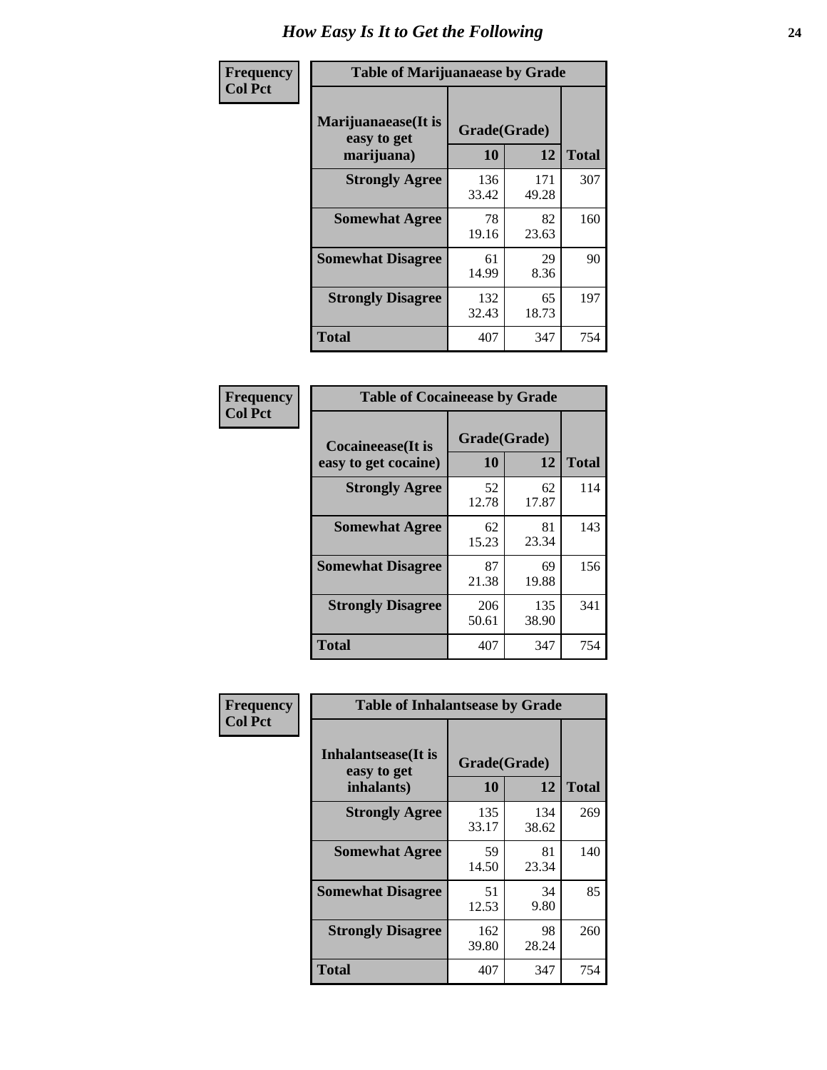# How Easy Is It to Get the Following

**Frequency**
**Col Pct**

**Table of Marijuanaease by Grade**

| Marijuanaease(It is easy to get marijuana) | Grade(Grade) | | Total |
|---|---|---|---|
| | 10 | 12 | |
| **Strongly Agree** | 136<br>33.42 | 171<br>49.28 | 307 |
| **Somewhat Agree** | 78<br>19.16 | 82<br>23.63 | 160 |
| **Somewhat Disagree** | 61<br>14.99 | 29<br>8.36 | 90 |
| **Strongly Disagree** | 132<br>32.43 | 65<br>18.73 | 197 |
| **Total** | 407 | 347 | 754 |

**Frequency**
**Col Pct**

**Table of Cocaineease by Grade**

| Cocaineease(It is easy to get cocaine) | Grade(Grade) | | Total |
|---|---|---|---|
| | 10 | 12 | |
| **Strongly Agree** | 52<br>12.78 | 62<br>17.87 | 114 |
| **Somewhat Agree** | 62<br>15.23 | 81<br>23.34 | 143 |
| **Somewhat Disagree** | 87<br>21.38 | 69<br>19.88 | 156 |
| **Strongly Disagree** | 206<br>50.61 | 135<br>38.90 | 341 |
| **Total** | 407 | 347 | 754 |

**Frequency**
**Col Pct**

**Table of Inhalantsease by Grade**

| Inhalantsease(It is easy to get inhalants) | Grade(Grade) | | Total |
|---|---|---|---|
| | 10 | 12 | |
| **Strongly Agree** | 135<br>33.17 | 134<br>38.62 | 269 |
| **Somewhat Agree** | 59<br>14.50 | 81<br>23.34 | 140 |
| **Somewhat Disagree** | 51<br>12.53 | 34<br>9.80 | 85 |
| **Strongly Disagree** | 162<br>39.80 | 98<br>28.24 | 260 |
| **Total** | 407 | 347 | 754 |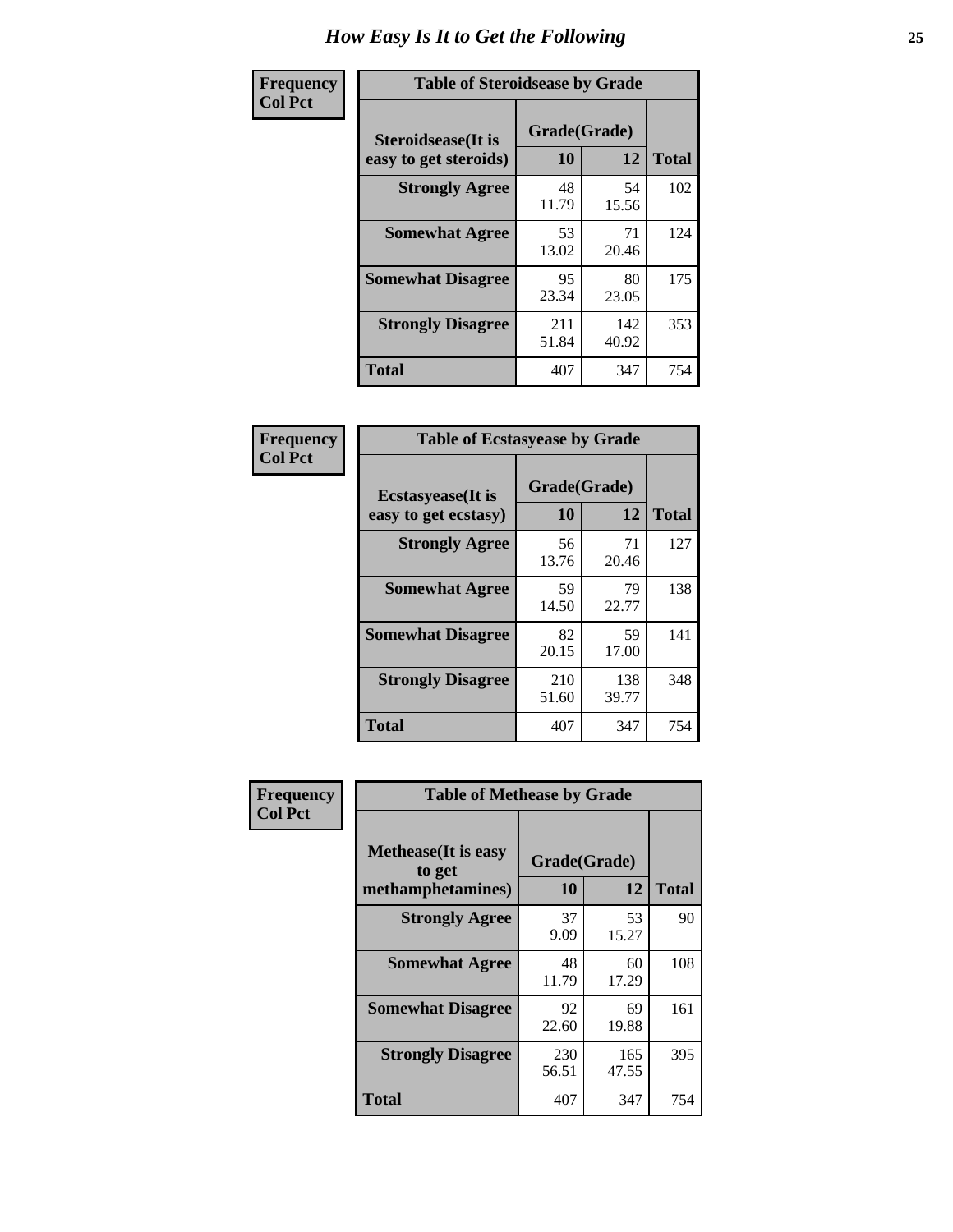# How Easy Is It to Get the Following

**Frequency**
**Col Pct**

| Table of Steroidsease by Grade | | | |
|---|---|---|---|
| **Steroidsease(It is easy to get steroids)** | **Grade(Grade)** | | **Total** |
| | **10** | **12** | |
| **Strongly Agree** | 48<br>11.79 | 54<br>15.56 | 102 |
| **Somewhat Agree** | 53<br>13.02 | 71<br>20.46 | 124 |
| **Somewhat Disagree** | 95<br>23.34 | 80<br>23.05 | 175 |
| **Strongly Disagree** | 211<br>51.84 | 142<br>40.92 | 353 |
| **Total** | 407 | 347 | 754 |

**Frequency**
**Col Pct**

| Table of Ecstasyease by Grade | | | |
|---|---|---|---|
| **Ecstasyease(It is easy to get ecstasy)** | **Grade(Grade)** | | **Total** |
| | **10** | **12** | |
| **Strongly Agree** | 56<br>13.76 | 71<br>20.46 | 127 |
| **Somewhat Agree** | 59<br>14.50 | 79<br>22.77 | 138 |
| **Somewhat Disagree** | 82<br>20.15 | 59<br>17.00 | 141 |
| **Strongly Disagree** | 210<br>51.60 | 138<br>39.77 | 348 |
| **Total** | 407 | 347 | 754 |

**Frequency**
**Col Pct**

| Table of Methease by Grade | | | |
|---|---|---|---|
| **Methease(It is easy to get methamphetamines)** | **Grade(Grade)** | | **Total** |
| | **10** | **12** | |
| **Strongly Agree** | 37<br>9.09 | 53<br>15.27 | 90 |
| **Somewhat Agree** | 48<br>11.79 | 60<br>17.29 | 108 |
| **Somewhat Disagree** | 92<br>22.60 | 69<br>19.88 | 161 |
| **Strongly Disagree** | 230<br>56.51 | 165<br>47.55 | 395 |
| **Total** | 407 | 347 | 754 |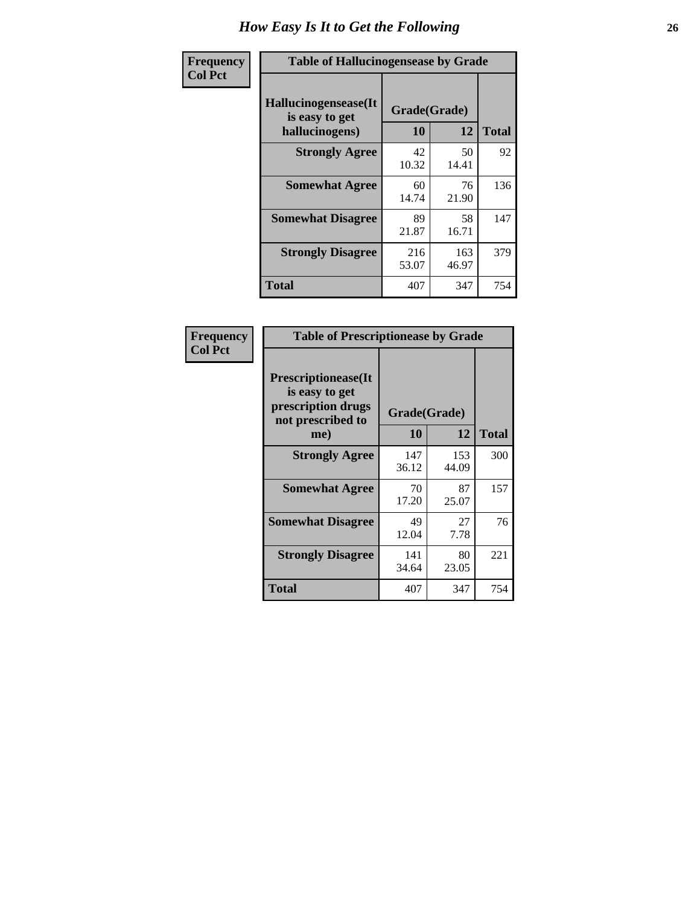# How Easy Is It to Get the Following

**Frequency**
**Col Pct**

**Table of Hallucinogensease by Grade**

| Hallucinogensease(It is easy to get hallucinogens) | Grade(Grade) 10 | 12 | Total |
|---|---|---|---|
| **Strongly Agree** | 42<br>10.32 | 50<br>14.41 | 92 |
| **Somewhat Agree** | 60<br>14.74 | 76<br>21.90 | 136 |
| **Somewhat Disagree** | 89<br>21.87 | 58<br>16.71 | 147 |
| **Strongly Disagree** | 216<br>53.07 | 163<br>46.97 | 379 |
| **Total** | 407 | 347 | 754 |

**Frequency**
**Col Pct**

**Table of Prescriptionease by Grade**

| Prescriptionease(It is easy to get prescription drugs not prescribed to me) | Grade(Grade) 10 | 12 | Total |
|---|---|---|---|
| **Strongly Agree** | 147<br>36.12 | 153<br>44.09 | 300 |
| **Somewhat Agree** | 70<br>17.20 | 87<br>25.07 | 157 |
| **Somewhat Disagree** | 49<br>12.04 | 27<br>7.78 | 76 |
| **Strongly Disagree** | 141<br>34.64 | 80<br>23.05 | 221 |
| **Total** | 407 | 347 | 754 |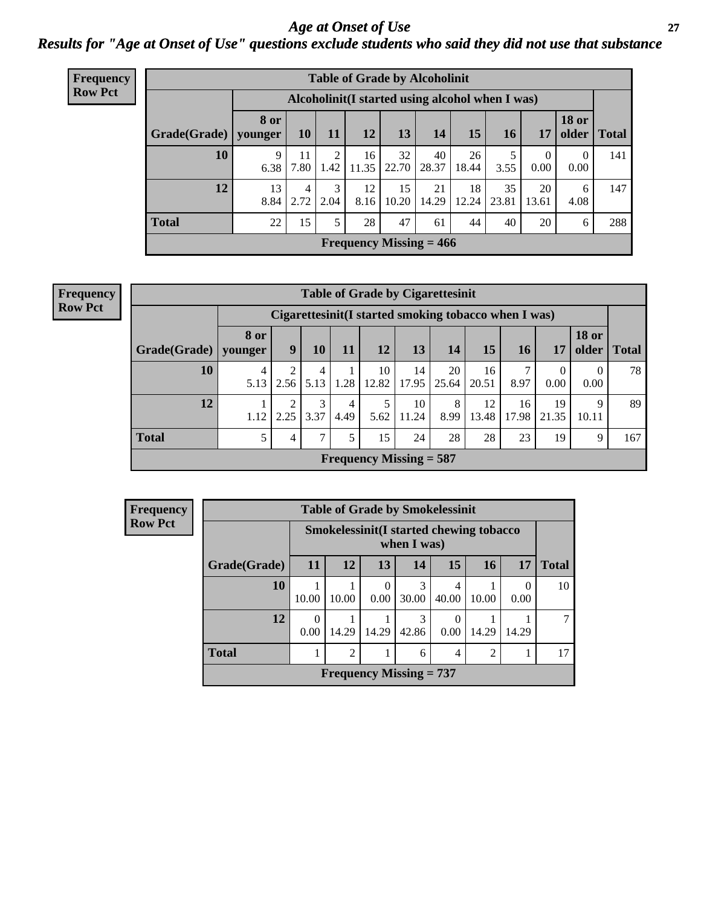# Age at Onset of Use

## Results for "Age at Onset of Use" questions exclude students who said they did not use that substance

**Frequency**
**Row Pct**

**Table of Grade by Alcoholinit**

| Grade(Grade) | Alcoholinit(I started using alcohol when I was) | | | | | | | | | | Total |
|---|---|---|---|---|---|---|---|---|---|---|---|
| | 8 or younger | 10 | 11 | 12 | 13 | 14 | 15 | 16 | 17 | 18 or older | |
| 10 | 9<br>6.38 | 11<br>7.80 | 2<br>1.42 | 16<br>11.35 | 32<br>22.70 | 40<br>28.37 | 26<br>18.44 | 5<br>3.55 | 0<br>0.00 | 0<br>0.00 | 141 |
| 12 | 13<br>8.84 | 4<br>2.72 | 3<br>2.04 | 12<br>8.16 | 15<br>10.20 | 21<br>14.29 | 18<br>12.24 | 35<br>23.81 | 20<br>13.61 | 6<br>4.08 | 147 |
| Total | 22 | 15 | 5 | 28 | 47 | 61 | 44 | 40 | 20 | 6 | 288 |

Frequency Missing = 466

**Frequency**
**Row Pct**

**Table of Grade by Cigarettesinit**

| Grade(Grade) | Cigarettesinit(I started smoking tobacco when I was) | | | | | | | | | | | Total |
|---|---|---|---|---|---|---|---|---|---|---|---|---|
| | 8 or younger | 9 | 10 | 11 | 12 | 13 | 14 | 15 | 16 | 17 | 18 or older | |
| 10 | 4<br>5.13 | 2<br>2.56 | 4<br>5.13 | 1<br>1.28 | 10<br>12.82 | 14<br>17.95 | 20<br>25.64 | 16<br>20.51 | 7<br>8.97 | 0<br>0.00 | 0<br>0.00 | 78 |
| 12 | 1<br>1.12 | 2<br>2.25 | 3<br>3.37 | 4<br>4.49 | 5<br>5.62 | 10<br>11.24 | 8<br>8.99 | 12<br>13.48 | 16<br>17.98 | 19<br>21.35 | 9<br>10.11 | 89 |
| Total | 5 | 4 | 7 | 5 | 15 | 24 | 28 | 28 | 23 | 19 | 9 | 167 |

Frequency Missing = 587

**Frequency**
**Row Pct**

**Table of Grade by Smokelessinit**

| Grade(Grade) | Smokelessinit(I started chewing tobacco when I was) | | | | | | | Total |
|---|---|---|---|---|---|---|---|---|
| | 11 | 12 | 13 | 14 | 15 | 16 | 17 | |
| 10 | 1<br>10.00 | 1<br>10.00 | 0<br>0.00 | 3<br>30.00 | 4<br>40.00 | 1<br>10.00 | 0<br>0.00 | 10 |
| 12 | 0<br>0.00 | 1<br>14.29 | 1<br>14.29 | 3<br>42.86 | 0<br>0.00 | 1<br>14.29 | 1<br>14.29 | 7 |
| Total | 1 | 2 | 1 | 6 | 4 | 2 | 1 | 17 |

Frequency Missing = 737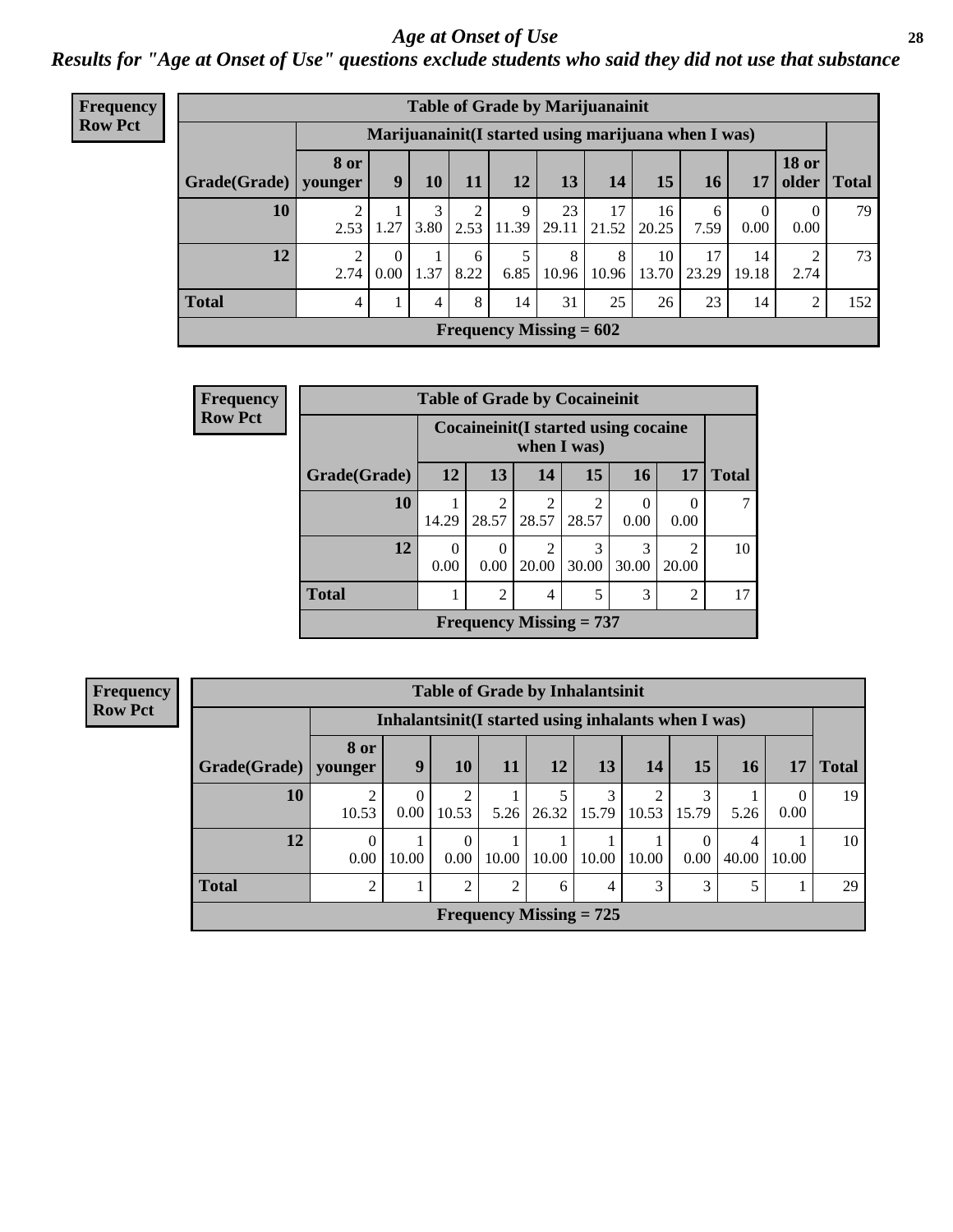# Age at Onset of Use

## Results for "Age at Onset of Use" questions exclude students who said they did not use that substance

**Frequency**
**Row Pct**

| Table of Grade by Marijuanainit | | | | | | | | | | | | |
|---|---|---|---|---|---|---|---|---|---|---|---|---|
| | Marijuanainit(I started using marijuana when I was) | | | | | | | | | | | |
| Grade(Grade) | 8 or younger | 9 | 10 | 11 | 12 | 13 | 14 | 15 | 16 | 17 | 18 or older | Total |
| 10 | 2<br>2.53 | 1<br>1.27 | 3<br>3.80 | 2<br>2.53 | 9<br>11.39 | 23<br>29.11 | 17<br>21.52 | 16<br>20.25 | 6<br>7.59 | 0<br>0.00 | 0<br>0.00 | 79 |
| 12 | 2<br>2.74 | 0<br>0.00 | 1<br>1.37 | 6<br>8.22 | 5<br>6.85 | 8<br>10.96 | 8<br>10.96 | 10<br>13.70 | 17<br>23.29 | 14<br>19.18 | 2<br>2.74 | 73 |
| Total | 4 | 1 | 4 | 8 | 14 | 31 | 25 | 26 | 23 | 14 | 2 | 152 |
| Frequency Missing = 602 | | | | | | | | | | | | |

**Frequency**
**Row Pct**

| Table of Grade by Cocaineinit | | | | | | | |
|---|---|---|---|---|---|---|---|
| | Cocaineinit(I started using cocaine when I was) | | | | | | |
| Grade(Grade) | 12 | 13 | 14 | 15 | 16 | 17 | Total |
| 10 | 1<br>14.29 | 2<br>28.57 | 2<br>28.57 | 2<br>28.57 | 0<br>0.00 | 0<br>0.00 | 7 |
| 12 | 0<br>0.00 | 0<br>0.00 | 2<br>20.00 | 3<br>30.00 | 3<br>30.00 | 2<br>20.00 | 10 |
| Total | 1 | 2 | 4 | 5 | 3 | 2 | 17 |
| Frequency Missing = 737 | | | | | | | |

**Frequency**
**Row Pct**

| Table of Grade by Inhalantsinit | | | | | | | | | | | |
|---|---|---|---|---|---|---|---|---|---|---|---|
| | Inhalantsinit(I started using inhalants when I was) | | | | | | | | | | |
| Grade(Grade) | 8 or younger | 9 | 10 | 11 | 12 | 13 | 14 | 15 | 16 | 17 | Total |
| 10 | 2<br>10.53 | 0<br>0.00 | 2<br>10.53 | 1<br>5.26 | 5<br>26.32 | 3<br>15.79 | 2<br>10.53 | 3<br>15.79 | 1<br>5.26 | 0<br>0.00 | 19 |
| 12 | 0<br>0.00 | 1<br>10.00 | 0<br>0.00 | 1<br>10.00 | 1<br>10.00 | 1<br>10.00 | 1<br>10.00 | 0<br>0.00 | 4<br>40.00 | 1<br>10.00 | 10 |
| Total | 2 | 1 | 2 | 2 | 6 | 4 | 3 | 3 | 5 | 1 | 29 |
| Frequency Missing = 725 | | | | | | | | | | | |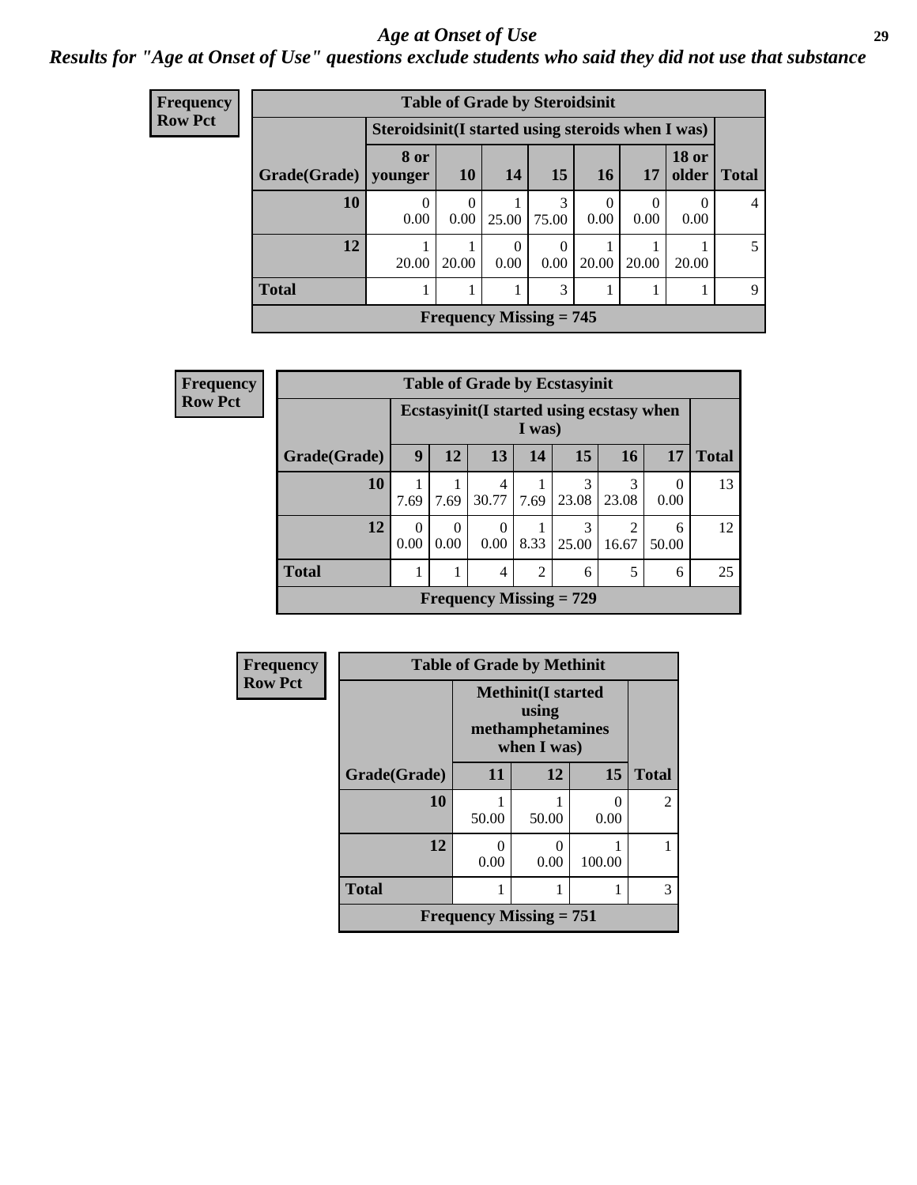# *Age at Onset of Use*

## *Results for "Age at Onset of Use" questions exclude students who said they did not use that substance*

**Frequency**
**Row Pct**

| Table of Grade by Steroidsinit | | | | | | | | |
|---|---|---|---|---|---|---|---|---|
| | Steroidsinit(I started using steroids when I was) | | | | | | | |
| Grade(Grade) | 8 or younger | 10 | 14 | 15 | 16 | 17 | 18 or older | Total |
| 10 | 0<br>0.00 | 0<br>0.00 | 1<br>25.00 | 3<br>75.00 | 0<br>0.00 | 0<br>0.00 | 0<br>0.00 | 4 |
| 12 | 1<br>20.00 | 1<br>20.00 | 0<br>0.00 | 0<br>0.00 | 1<br>20.00 | 1<br>20.00 | 1<br>20.00 | 5 |
| Total | 1 | 1 | 1 | 3 | 1 | 1 | 1 | 9 |
| Frequency Missing = 745 | | | | | | | | |

**Frequency**
**Row Pct**

| Table of Grade by Ecstasyinit | | | | | | | | |
|---|---|---|---|---|---|---|---|---|
| | Ecstasyinit(I started using ecstasy when I was) | | | | | | | |
| Grade(Grade) | 9 | 12 | 13 | 14 | 15 | 16 | 17 | Total |
| 10 | 1<br>7.69 | 1<br>7.69 | 4<br>30.77 | 1<br>7.69 | 3<br>23.08 | 3<br>23.08 | 0<br>0.00 | 13 |
| 12 | 0<br>0.00 | 0<br>0.00 | 0<br>0.00 | 1<br>8.33 | 3<br>25.00 | 2<br>16.67 | 6<br>50.00 | 12 |
| Total | 1 | 1 | 4 | 2 | 6 | 5 | 6 | 25 |
| Frequency Missing = 729 | | | | | | | | |

**Frequency**
**Row Pct**

| Table of Grade by Methinit | | | | |
|---|---|---|---|---|
| | Methinit(I started using methamphetamines when I was) | | | |
| Grade(Grade) | 11 | 12 | 15 | Total |
| 10 | 1<br>50.00 | 1<br>50.00 | 0<br>0.00 | 2 |
| 12 | 0<br>0.00 | 0<br>0.00 | 1<br>100.00 | 1 |
| Total | 1 | 1 | 1 | 3 |
| Frequency Missing = 751 | | | | |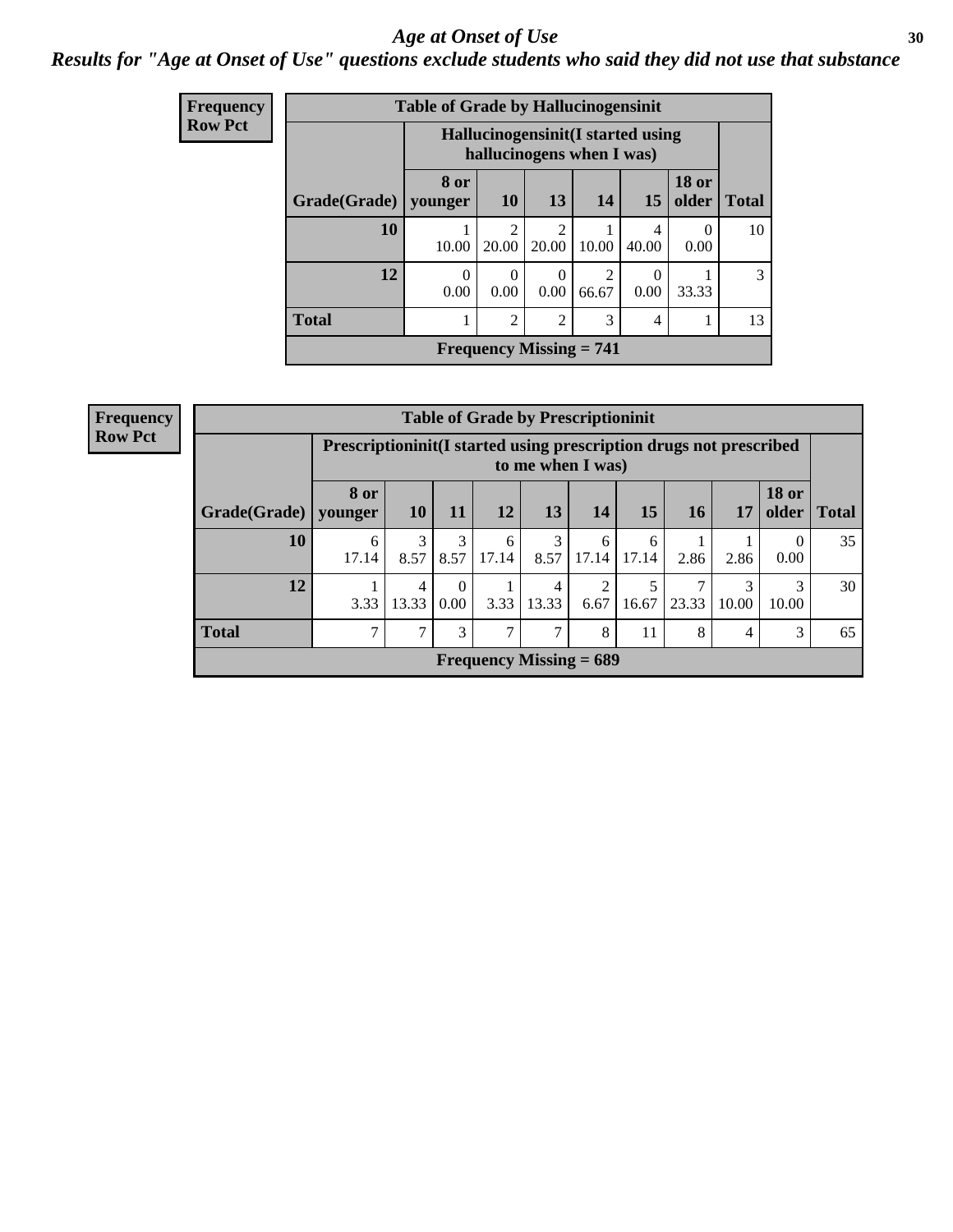# Age at Onset of Use

## Results for "Age at Onset of Use" questions exclude students who said they did not use that substance

**Frequency**
**Row Pct**

| Table of Grade by Hallucinogensinit | | | | | | | |
|---|---|---|---|---|---|---|---|
| | Hallucinogensinit(I started using hallucinogens when I was) | | | | | | |
| Grade(Grade) | 8 or younger | 10 | 13 | 14 | 15 | 18 or older | Total |
| 10 | 1<br>10.00 | 2<br>20.00 | 2<br>20.00 | 1<br>10.00 | 4<br>40.00 | 0<br>0.00 | 10 |
| 12 | 0<br>0.00 | 0<br>0.00 | 0<br>0.00 | 2<br>66.67 | 0<br>0.00 | 1<br>33.33 | 3 |
| Total | 1 | 2 | 2 | 3 | 4 | 1 | 13 |
| Frequency Missing = 741 | | | | | | | |

**Frequency**
**Row Pct**

| Table of Grade by Prescriptioninit | | | | | | | | | | | |
|---|---|---|---|---|---|---|---|---|---|---|---|
| | Prescriptioninit(I started using prescription drugs not prescribed to me when I was) | | | | | | | | | | |
| Grade(Grade) | 8 or younger | 10 | 11 | 12 | 13 | 14 | 15 | 16 | 17 | 18 or older | Total |
| 10 | 6<br>17.14 | 3<br>8.57 | 3<br>8.57 | 6<br>17.14 | 3<br>8.57 | 6<br>17.14 | 6<br>17.14 | 1<br>2.86 | 1<br>2.86 | 0<br>0.00 | 35 |
| 12 | 1<br>3.33 | 4<br>13.33 | 0<br>0.00 | 1<br>3.33 | 4<br>13.33 | 2<br>6.67 | 5<br>16.67 | 7<br>23.33 | 3<br>10.00 | 3<br>10.00 | 30 |
| Total | 7 | 7 | 3 | 7 | 7 | 8 | 11 | 8 | 4 | 3 | 65 |
| Frequency Missing = 689 | | | | | | | | | | | |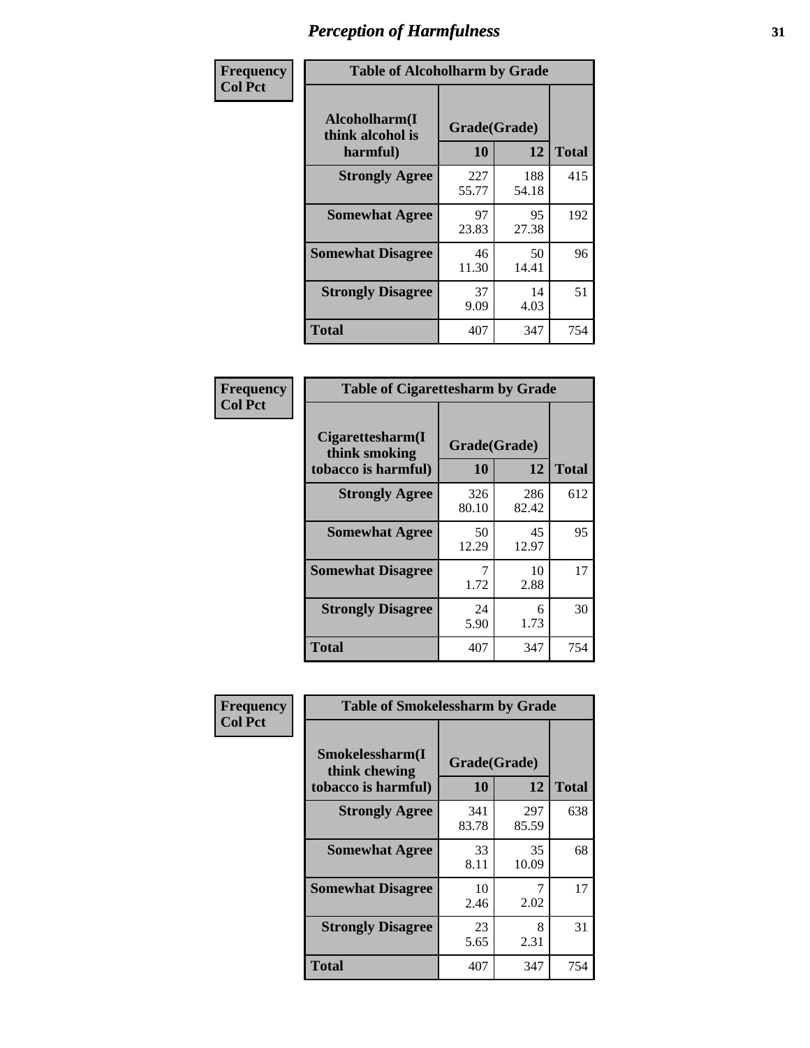# Perception of Harmfulness

**Frequency**
**Col Pct**

| Table of Alcoholharm by Grade | | | |
|---|---|---|---|
| Alcoholharm(I think alcohol is harmful) | Grade(Grade) | | Total |
| | 10 | 12 | |
| **Strongly Agree** | 227<br>55.77 | 188<br>54.18 | 415 |
| **Somewhat Agree** | 97<br>23.83 | 95<br>27.38 | 192 |
| **Somewhat Disagree** | 46<br>11.30 | 50<br>14.41 | 96 |
| **Strongly Disagree** | 37<br>9.09 | 14<br>4.03 | 51 |
| **Total** | 407 | 347 | 754 |

**Frequency**
**Col Pct**

| Table of Cigarettesharm by Grade | | | |
|---|---|---|---|
| Cigarettesharm(I think smoking tobacco is harmful) | Grade(Grade) | | Total |
| | 10 | 12 | |
| **Strongly Agree** | 326<br>80.10 | 286<br>82.42 | 612 |
| **Somewhat Agree** | 50<br>12.29 | 45<br>12.97 | 95 |
| **Somewhat Disagree** | 7<br>1.72 | 10<br>2.88 | 17 |
| **Strongly Disagree** | 24<br>5.90 | 6<br>1.73 | 30 |
| **Total** | 407 | 347 | 754 |

**Frequency**
**Col Pct**

| Table of Smokelessharm by Grade | | | |
|---|---|---|---|
| Smokelessharm(I think chewing tobacco is harmful) | Grade(Grade) | | Total |
| | 10 | 12 | |
| **Strongly Agree** | 341<br>83.78 | 297<br>85.59 | 638 |
| **Somewhat Agree** | 33<br>8.11 | 35<br>10.09 | 68 |
| **Somewhat Disagree** | 10<br>2.46 | 7<br>2.02 | 17 |
| **Strongly Disagree** | 23<br>5.65 | 8<br>2.31 | 31 |
| **Total** | 407 | 347 | 754 |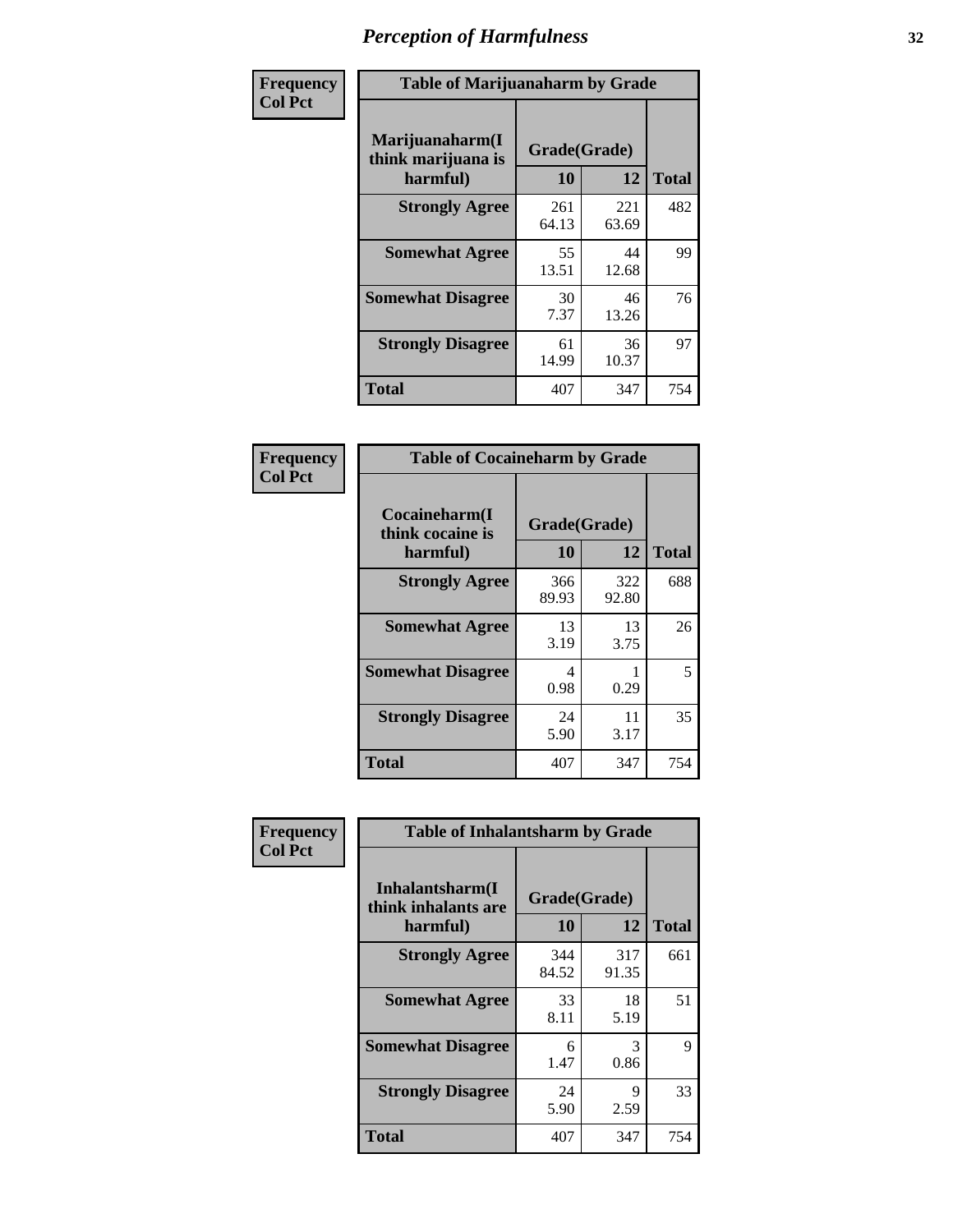# Perception of Harmfulness

| Frequency<br>Col Pct | Table of Marijuanaharm by Grade | | |
|---|---|---|---|
| **Marijuanaharm(I think marijuana is harmful)** | **Grade(Grade)** | | |
| | **10** | **12** | **Total** |
| **Strongly Agree** | 261<br>64.13 | 221<br>63.69 | 482 |
| **Somewhat Agree** | 55<br>13.51 | 44<br>12.68 | 99 |
| **Somewhat Disagree** | 30<br>7.37 | 46<br>13.26 | 76 |
| **Strongly Disagree** | 61<br>14.99 | 36<br>10.37 | 97 |
| **Total** | 407 | 347 | 754 |

| Frequency<br>Col Pct | Table of Cocaineharm by Grade | | |
|---|---|---|---|
| **Cocaineharm(I think cocaine is harmful)** | **Grade(Grade)** | | |
| | **10** | **12** | **Total** |
| **Strongly Agree** | 366<br>89.93 | 322<br>92.80 | 688 |
| **Somewhat Agree** | 13<br>3.19 | 13<br>3.75 | 26 |
| **Somewhat Disagree** | 4<br>0.98 | 1<br>0.29 | 5 |
| **Strongly Disagree** | 24<br>5.90 | 11<br>3.17 | 35 |
| **Total** | 407 | 347 | 754 |

| Frequency<br>Col Pct | Table of Inhalantsharm by Grade | | |
|---|---|---|---|
| **Inhalantsharm(I think inhalants are harmful)** | **Grade(Grade)** | | |
| | **10** | **12** | **Total** |
| **Strongly Agree** | 344<br>84.52 | 317<br>91.35 | 661 |
| **Somewhat Agree** | 33<br>8.11 | 18<br>5.19 | 51 |
| **Somewhat Disagree** | 6<br>1.47 | 3<br>0.86 | 9 |
| **Strongly Disagree** | 24<br>5.90 | 9<br>2.59 | 33 |
| **Total** | 407 | 347 | 754 |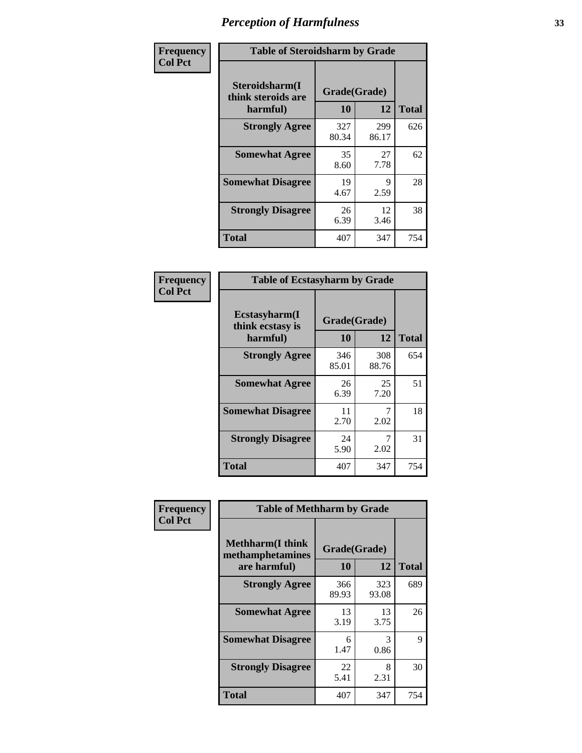# Perception of Harmfulness

**Frequency**
**Col Pct**

| Table of Steroidsharm by Grade | | | |
|---|---|---|---|
| **Steroidsharm(I think steroids are harmful)** | **Grade(Grade)** | | **Total** |
| | **10** | **12** | |
| **Strongly Agree** | 327<br>80.34 | 299<br>86.17 | 626 |
| **Somewhat Agree** | 35<br>8.60 | 27<br>7.78 | 62 |
| **Somewhat Disagree** | 19<br>4.67 | 9<br>2.59 | 28 |
| **Strongly Disagree** | 26<br>6.39 | 12<br>3.46 | 38 |
| **Total** | 407 | 347 | 754 |

**Frequency**
**Col Pct**

| Table of Ecstasyharm by Grade | | | |
|---|---|---|---|
| **Ecstasyharm(I think ecstasy is harmful)** | **Grade(Grade)** | | **Total** |
| | **10** | **12** | |
| **Strongly Agree** | 346<br>85.01 | 308<br>88.76 | 654 |
| **Somewhat Agree** | 26<br>6.39 | 25<br>7.20 | 51 |
| **Somewhat Disagree** | 11<br>2.70 | 7<br>2.02 | 18 |
| **Strongly Disagree** | 24<br>5.90 | 7<br>2.02 | 31 |
| **Total** | 407 | 347 | 754 |

**Frequency**
**Col Pct**

| Table of Methharm by Grade | | | |
|---|---|---|---|
| **Methharm(I think methamphetamines are harmful)** | **Grade(Grade)** | | **Total** |
| | **10** | **12** | |
| **Strongly Agree** | 366<br>89.93 | 323<br>93.08 | 689 |
| **Somewhat Agree** | 13<br>3.19 | 13<br>3.75 | 26 |
| **Somewhat Disagree** | 6<br>1.47 | 3<br>0.86 | 9 |
| **Strongly Disagree** | 22<br>5.41 | 8<br>2.31 | 30 |
| **Total** | 407 | 347 | 754 |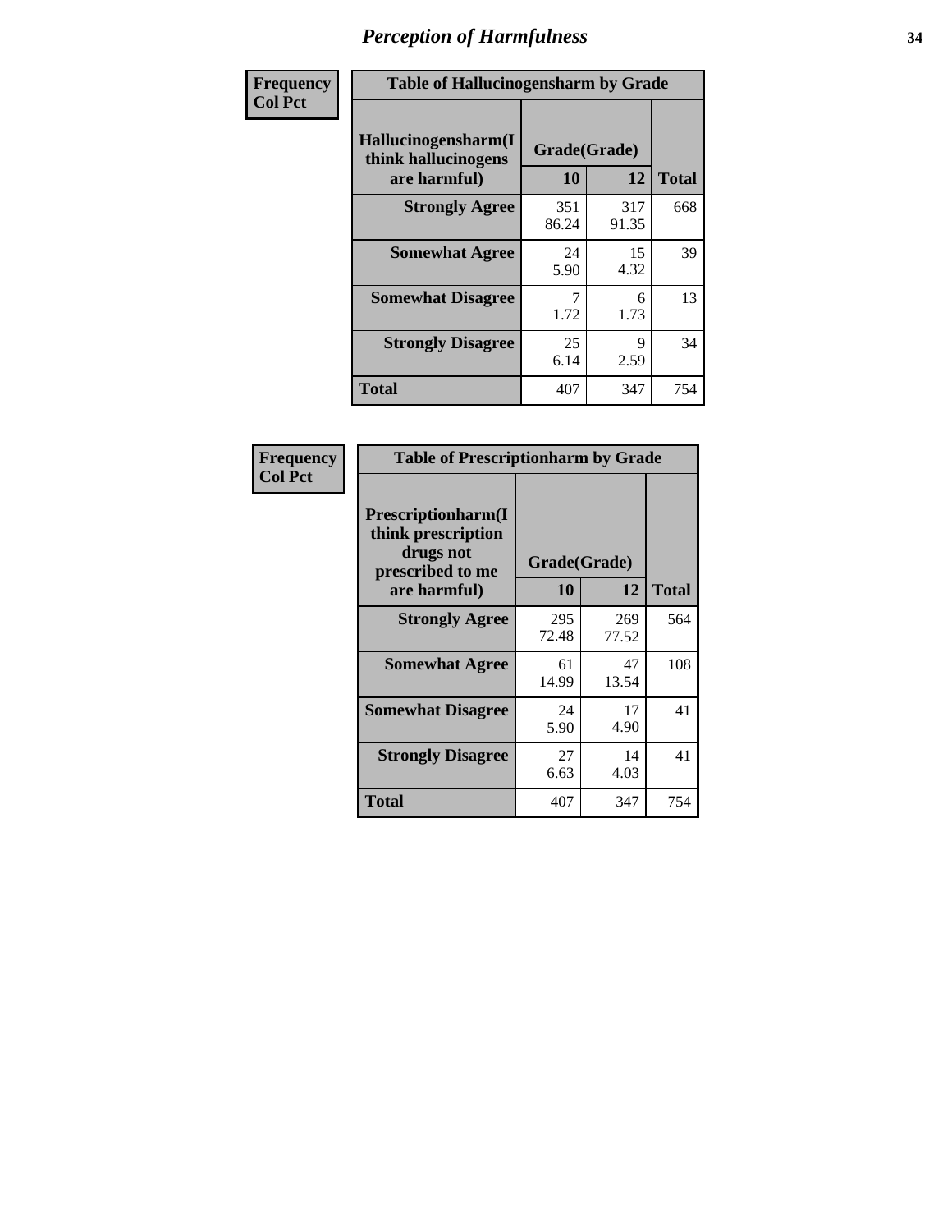# Perception of Harmfulness

| Frequency Col Pct | Table of Hallucinogensharm by Grade | | |
|---|---|---|---|
| Hallucinogensharm(I think hallucinogens are harmful) | Grade(Grade) | | |
| | 10 | 12 | Total |
| Strongly Agree | 351<br>86.24 | 317<br>91.35 | 668 |
| Somewhat Agree | 24<br>5.90 | 15<br>4.32 | 39 |
| Somewhat Disagree | 7<br>1.72 | 6<br>1.73 | 13 |
| Strongly Disagree | 25<br>6.14 | 9<br>2.59 | 34 |
| Total | 407 | 347 | 754 |

| Frequency Col Pct | Table of Prescriptionharm by Grade | | |
|---|---|---|---|
| Prescriptionharm(I think prescription drugs not prescribed to me are harmful) | Grade(Grade) | | |
| | 10 | 12 | Total |
| Strongly Agree | 295<br>72.48 | 269<br>77.52 | 564 |
| Somewhat Agree | 61<br>14.99 | 47<br>13.54 | 108 |
| Somewhat Disagree | 24<br>5.90 | 17<br>4.90 | 41 |
| Strongly Disagree | 27<br>6.63 | 14<br>4.03 | 41 |
| Total | 407 | 347 | 754 |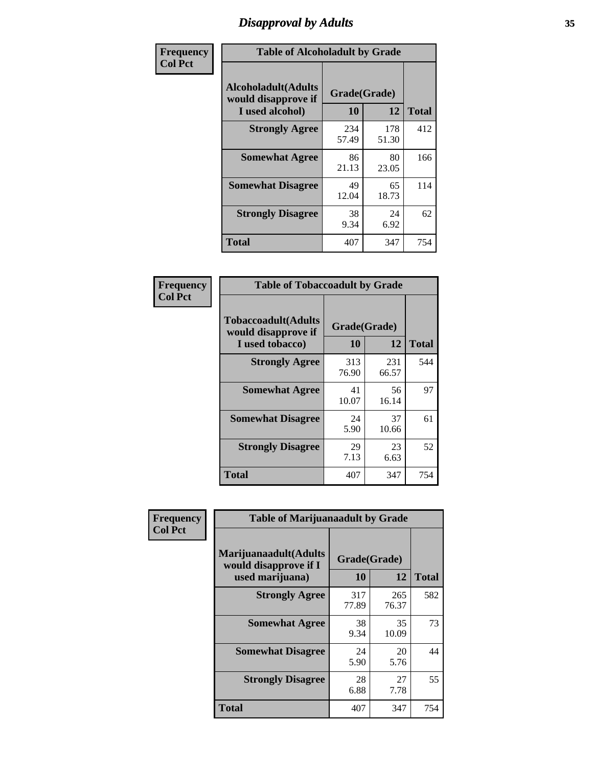# Disapproval by Adults

| Frequency<br>Col Pct |
|---|

**Table of Alcoholadult by Grade**

| Alcoholadult(Adults would disapprove if I used alcohol) | Grade(Grade) 10 | 12 | Total |
|---|---|---|---|
| **Strongly Agree** | 234<br>57.49 | 178<br>51.30 | 412 |
| **Somewhat Agree** | 86<br>21.13 | 80<br>23.05 | 166 |
| **Somewhat Disagree** | 49<br>12.04 | 65<br>18.73 | 114 |
| **Strongly Disagree** | 38<br>9.34 | 24<br>6.92 | 62 |
| **Total** | 407 | 347 | 754 |

| Frequency<br>Col Pct |
|---|

**Table of Tobaccoadult by Grade**

| Tobaccoadult(Adults would disapprove if I used tobacco) | Grade(Grade) 10 | 12 | Total |
|---|---|---|---|
| **Strongly Agree** | 313<br>76.90 | 231<br>66.57 | 544 |
| **Somewhat Agree** | 41<br>10.07 | 56<br>16.14 | 97 |
| **Somewhat Disagree** | 24<br>5.90 | 37<br>10.66 | 61 |
| **Strongly Disagree** | 29<br>7.13 | 23<br>6.63 | 52 |
| **Total** | 407 | 347 | 754 |

| Frequency<br>Col Pct |
|---|

**Table of Marijuanaadult by Grade**

| Marijuanaadult(Adults would disapprove if I used marijuana) | Grade(Grade) 10 | 12 | Total |
|---|---|---|---|
| **Strongly Agree** | 317<br>77.89 | 265<br>76.37 | 582 |
| **Somewhat Agree** | 38<br>9.34 | 35<br>10.09 | 73 |
| **Somewhat Disagree** | 24<br>5.90 | 20<br>5.76 | 44 |
| **Strongly Disagree** | 28<br>6.88 | 27<br>7.78 | 55 |
| **Total** | 407 | 347 | 754 |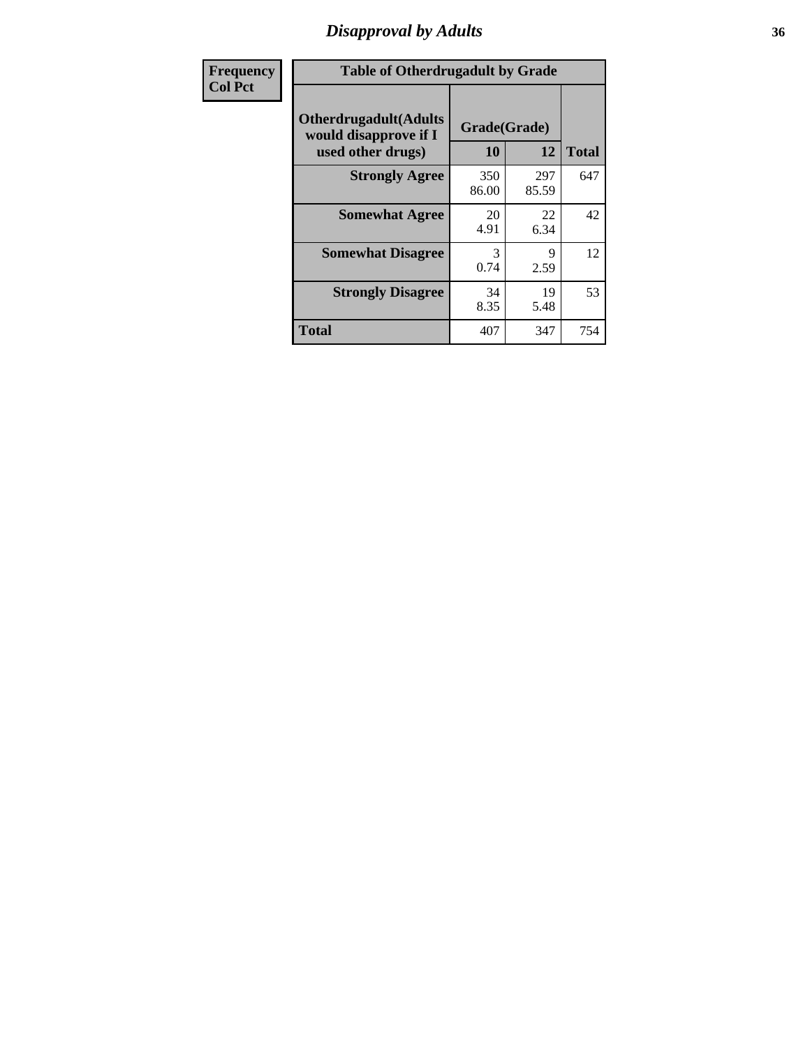# Disapproval by Adults

| Frequency Col Pct | Table of Otherdrugadult by Grade | | | |
|---|---|---|---|---|
| | Otherdrugadult(Adults would disapprove if I used other drugs) | Grade(Grade) | | |
| | | 10 | 12 | Total |
| | Strongly Agree | 350<br>86.00 | 297<br>85.59 | 647 |
| | Somewhat Agree | 20<br>4.91 | 22<br>6.34 | 42 |
| | Somewhat Disagree | 3<br>0.74 | 9<br>2.59 | 12 |
| | Strongly Disagree | 34<br>8.35 | 19<br>5.48 | 53 |
| | Total | 407 | 347 | 754 |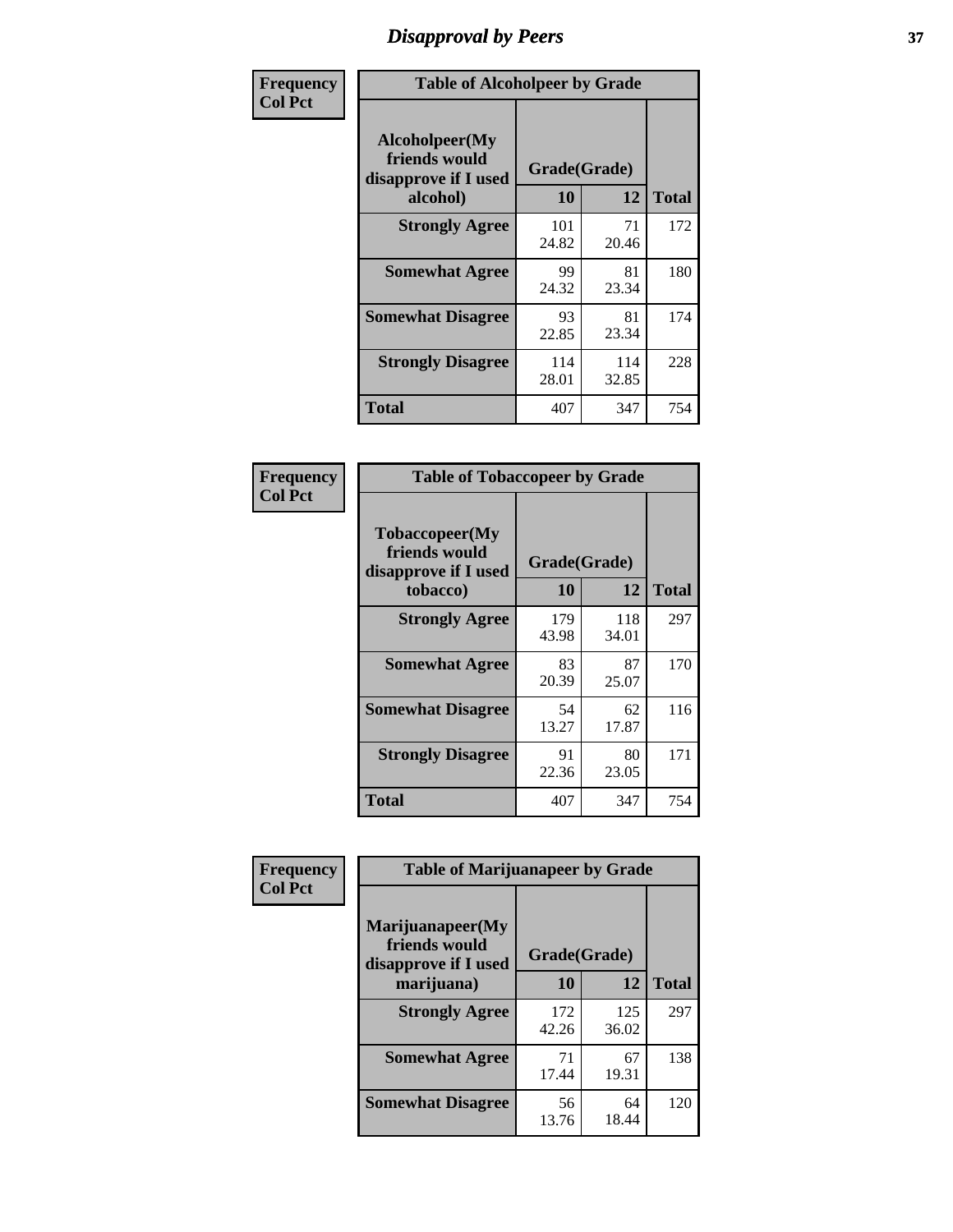# Disapproval by Peers

| Frequency<br>Col Pct | Table of Alcoholpeer by Grade | | |
|---|---|---|---|
| **Alcoholpeer(My friends would disapprove if I used alcohol)** | **Grade(Grade)** | | |
| | **10** | **12** | **Total** |
| **Strongly Agree** | 101<br>24.82 | 71<br>20.46 | 172 |
| **Somewhat Agree** | 99<br>24.32 | 81<br>23.34 | 180 |
| **Somewhat Disagree** | 93<br>22.85 | 81<br>23.34 | 174 |
| **Strongly Disagree** | 114<br>28.01 | 114<br>32.85 | 228 |
| **Total** | 407 | 347 | 754 |

| Frequency<br>Col Pct | Table of Tobaccopeer by Grade | | |
|---|---|---|---|
| **Tobaccopeer(My friends would disapprove if I used tobacco)** | **Grade(Grade)** | | |
| | **10** | **12** | **Total** |
| **Strongly Agree** | 179<br>43.98 | 118<br>34.01 | 297 |
| **Somewhat Agree** | 83<br>20.39 | 87<br>25.07 | 170 |
| **Somewhat Disagree** | 54<br>13.27 | 62<br>17.87 | 116 |
| **Strongly Disagree** | 91<br>22.36 | 80<br>23.05 | 171 |
| **Total** | 407 | 347 | 754 |

| Frequency<br>Col Pct | Table of Marijuanapeer by Grade | | |
|---|---|---|---|
| **Marijuanapeer(My friends would disapprove if I used marijuana)** | **Grade(Grade)** | | |
| | **10** | **12** | **Total** |
| **Strongly Agree** | 172<br>42.26 | 125<br>36.02 | 297 |
| **Somewhat Agree** | 71<br>17.44 | 67<br>19.31 | 138 |
| **Somewhat Disagree** | 56<br>13.76 | 64<br>18.44 | 120 |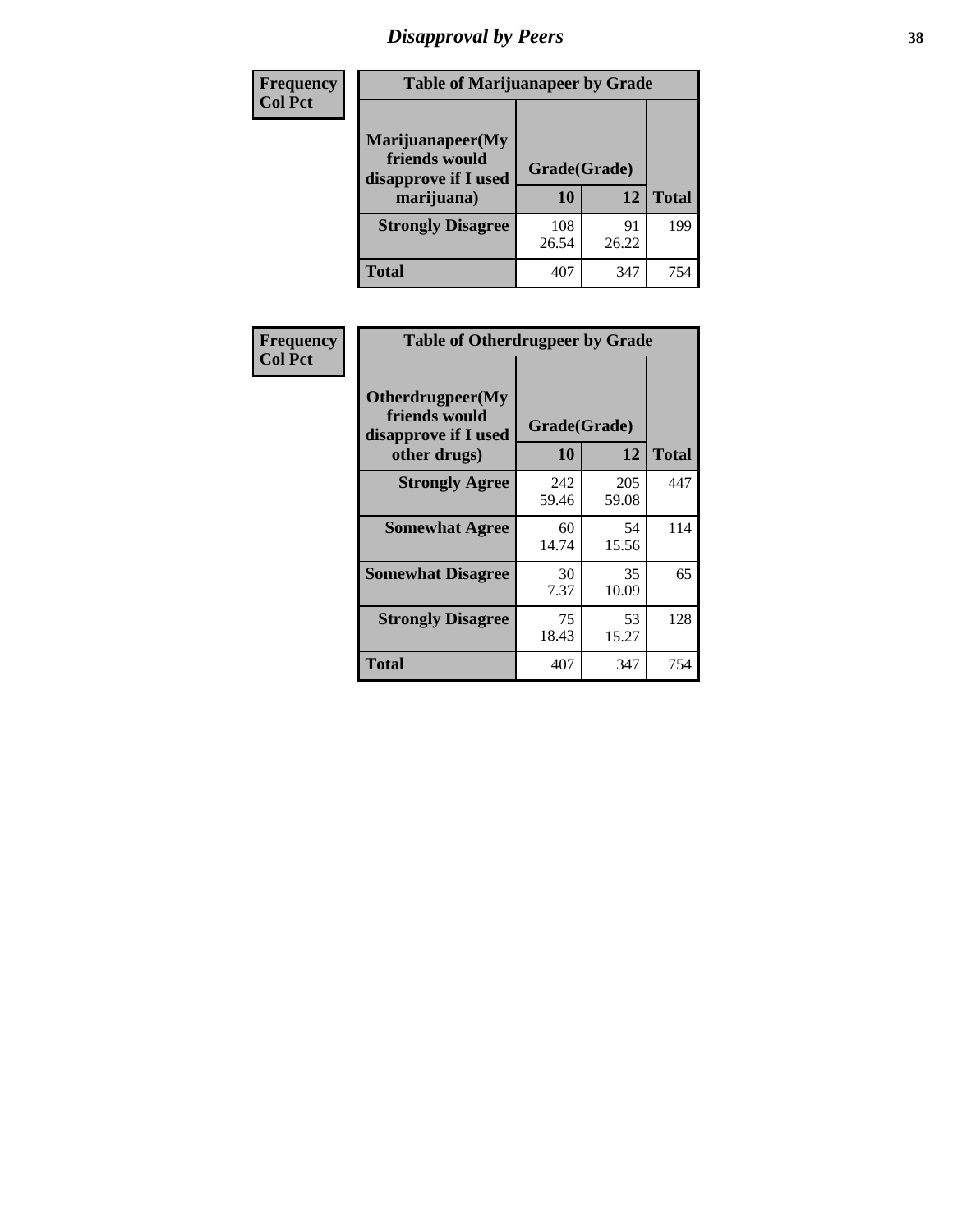# Disapproval by Peers

Frequency
Col Pct

**Table of Marijuanapeer by Grade**

| Marijuanapeer(My friends would disapprove if I used marijuana) | Grade(Grade) | | Total |
|---|---|---|---|
| | 10 | 12 | |
| **Strongly Disagree** | 108<br>26.54 | 91<br>26.22 | 199 |
| **Total** | 407 | 347 | 754 |

Frequency
Col Pct

**Table of Otherdrugpeer by Grade**

| Otherdrugpeer(My friends would disapprove if I used other drugs) | Grade(Grade) | | Total |
|---|---|---|---|
| | 10 | 12 | |
| **Strongly Agree** | 242<br>59.46 | 205<br>59.08 | 447 |
| **Somewhat Agree** | 60<br>14.74 | 54<br>15.56 | 114 |
| **Somewhat Disagree** | 30<br>7.37 | 35<br>10.09 | 65 |
| **Strongly Disagree** | 75<br>18.43 | 53<br>15.27 | 128 |
| **Total** | 407 | 347 | 754 |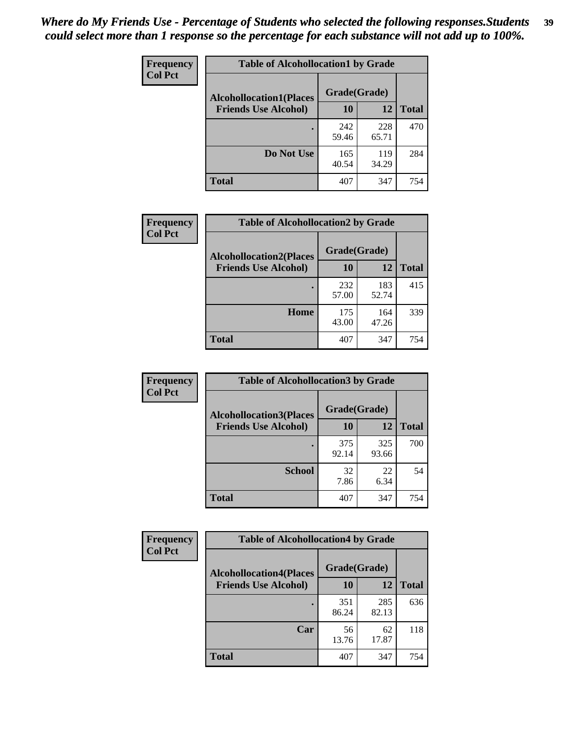*Where do My Friends Use - Percentage of Students who selected the following responses.Students could select more than 1 response so the percentage for each substance will not add up to 100%.*

**Frequency**
**Col Pct**

| Table of Alcohollocation1 by Grade | | | |
|---|---|---|---|
| **Alcohollocation1(Places Friends Use Alcohol)** | **Grade(Grade)** | | **Total** |
| | **10** | **12** | |
| **.** | 242<br>59.46 | 228<br>65.71 | 470 |
| **Do Not Use** | 165<br>40.54 | 119<br>34.29 | 284 |
| **Total** | 407 | 347 | 754 |

**Frequency**
**Col Pct**

| Table of Alcohollocation2 by Grade | | | |
|---|---|---|---|
| **Alcohollocation2(Places Friends Use Alcohol)** | **Grade(Grade)** | | **Total** |
| | **10** | **12** | |
| **.** | 232<br>57.00 | 183<br>52.74 | 415 |
| **Home** | 175<br>43.00 | 164<br>47.26 | 339 |
| **Total** | 407 | 347 | 754 |

**Frequency**
**Col Pct**

| Table of Alcohollocation3 by Grade | | | |
|---|---|---|---|
| **Alcohollocation3(Places Friends Use Alcohol)** | **Grade(Grade)** | | **Total** |
| | **10** | **12** | |
| **.** | 375<br>92.14 | 325<br>93.66 | 700 |
| **School** | 32<br>7.86 | 22<br>6.34 | 54 |
| **Total** | 407 | 347 | 754 |

**Frequency**
**Col Pct**

| Table of Alcohollocation4 by Grade | | | |
|---|---|---|---|
| **Alcohollocation4(Places Friends Use Alcohol)** | **Grade(Grade)** | | **Total** |
| | **10** | **12** | |
| **.** | 351<br>86.24 | 285<br>82.13 | 636 |
| **Car** | 56<br>13.76 | 62<br>17.87 | 118 |
| **Total** | 407 | 347 | 754 |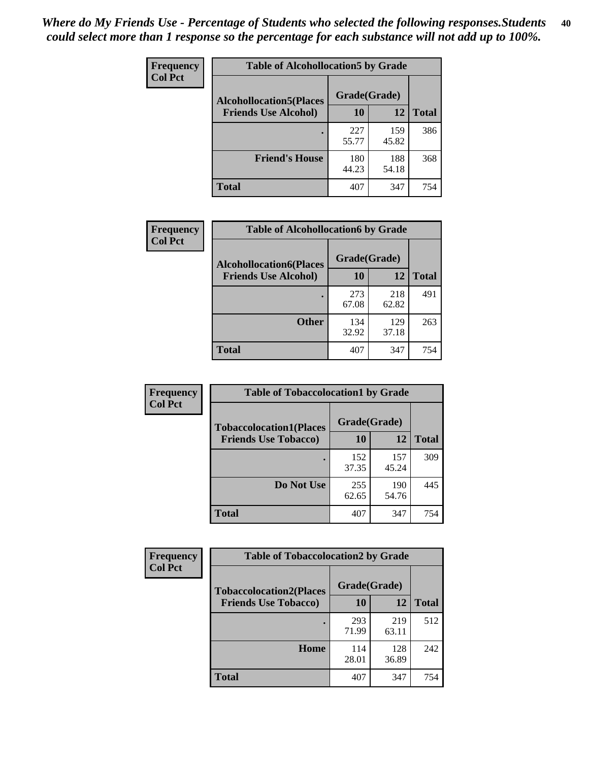*Where do My Friends Use - Percentage of Students who selected the following responses.Students could select more than 1 response so the percentage for each substance will not add up to 100%.*

**Frequency**
**Col Pct**

| Table of Alcohollocation5 by Grade | | | |
|---|---|---|---|
| **Alcohollocation5(Places Friends Use Alcohol)** | **Grade(Grade)** | | **Total** |
| | **10** | **12** | |
| **.** | 227<br>55.77 | 159<br>45.82 | 386 |
| **Friend's House** | 180<br>44.23 | 188<br>54.18 | 368 |
| **Total** | 407 | 347 | 754 |

**Frequency**
**Col Pct**

| Table of Alcohollocation6 by Grade | | | |
|---|---|---|---|
| **Alcohollocation6(Places Friends Use Alcohol)** | **Grade(Grade)** | | **Total** |
| | **10** | **12** | |
| **.** | 273<br>67.08 | 218<br>62.82 | 491 |
| **Other** | 134<br>32.92 | 129<br>37.18 | 263 |
| **Total** | 407 | 347 | 754 |

**Frequency**
**Col Pct**

| Table of Tobaccolocation1 by Grade | | | |
|---|---|---|---|
| **Tobaccolocation1(Places Friends Use Tobacco)** | **Grade(Grade)** | | **Total** |
| | **10** | **12** | |
| **.** | 152<br>37.35 | 157<br>45.24 | 309 |
| **Do Not Use** | 255<br>62.65 | 190<br>54.76 | 445 |
| **Total** | 407 | 347 | 754 |

**Frequency**
**Col Pct**

| Table of Tobaccolocation2 by Grade | | | |
|---|---|---|---|
| **Tobaccolocation2(Places Friends Use Tobacco)** | **Grade(Grade)** | | **Total** |
| | **10** | **12** | |
| **.** | 293<br>71.99 | 219<br>63.11 | 512 |
| **Home** | 114<br>28.01 | 128<br>36.89 | 242 |
| **Total** | 407 | 347 | 754 |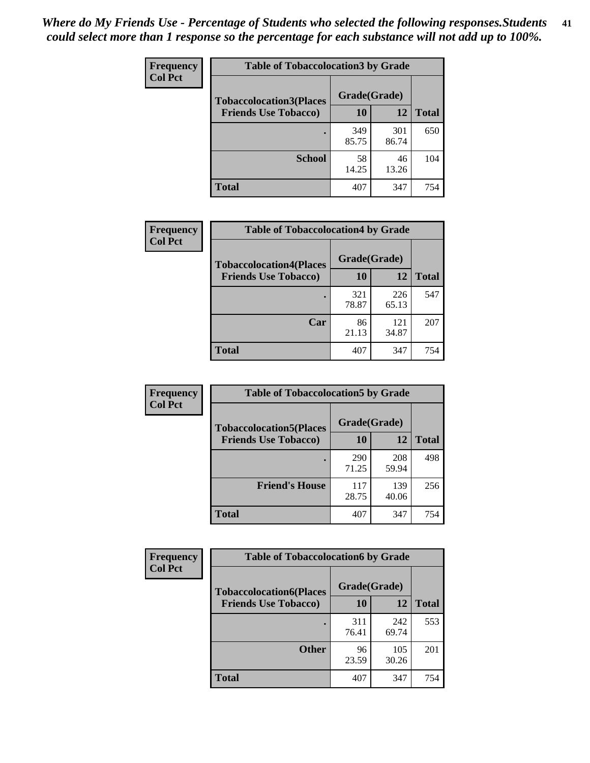*Where do My Friends Use - Percentage of Students who selected the following responses.Students could select more than 1 response so the percentage for each substance will not add up to 100%.*

**Frequency**
**Col Pct**

| Table of Tobaccolocation3 by Grade | | | |
|---|---|---|---|
| **Tobaccolocation3(Places Friends Use Tobacco)** | **Grade(Grade)** | | |
| | **10** | **12** | **Total** |
| **.** | 349<br>85.75 | 301<br>86.74 | 650 |
| **School** | 58<br>14.25 | 46<br>13.26 | 104 |
| **Total** | 407 | 347 | 754 |

**Frequency**
**Col Pct**

| Table of Tobaccolocation4 by Grade | | | |
|---|---|---|---|
| **Tobaccolocation4(Places Friends Use Tobacco)** | **Grade(Grade)** | | |
| | **10** | **12** | **Total** |
| **.** | 321<br>78.87 | 226<br>65.13 | 547 |
| **Car** | 86<br>21.13 | 121<br>34.87 | 207 |
| **Total** | 407 | 347 | 754 |

**Frequency**
**Col Pct**

| Table of Tobaccolocation5 by Grade | | | |
|---|---|---|---|
| **Tobaccolocation5(Places Friends Use Tobacco)** | **Grade(Grade)** | | |
| | **10** | **12** | **Total** |
| **.** | 290<br>71.25 | 208<br>59.94 | 498 |
| **Friend's House** | 117<br>28.75 | 139<br>40.06 | 256 |
| **Total** | 407 | 347 | 754 |

**Frequency**
**Col Pct**

| Table of Tobaccolocation6 by Grade | | | |
|---|---|---|---|
| **Tobaccolocation6(Places Friends Use Tobacco)** | **Grade(Grade)** | | |
| | **10** | **12** | **Total** |
| **.** | 311<br>76.41 | 242<br>69.74 | 553 |
| **Other** | 96<br>23.59 | 105<br>30.26 | 201 |
| **Total** | 407 | 347 | 754 |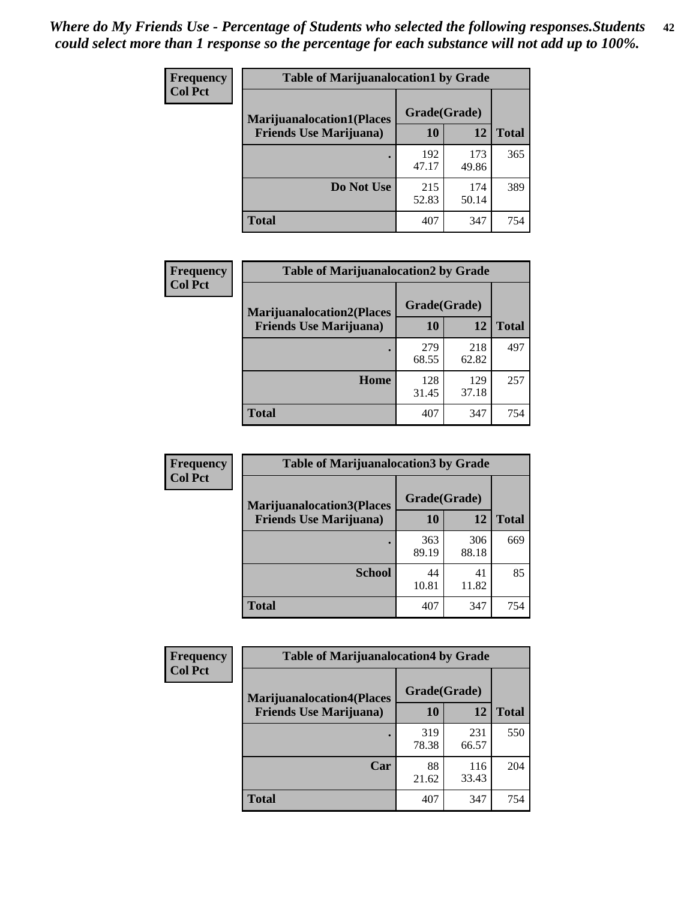*Where do My Friends Use - Percentage of Students who selected the following responses.Students could select more than 1 response so the percentage for each substance will not add up to 100%.*

**Frequency / Col Pct**

| Table of Marijuanalocation1 by Grade | | | |
|---|---|---|---|
| **Marijuanalocation1(Places Friends Use Marijuana)** | **Grade(Grade)** | | |
| | **10** | **12** | **Total** |
| **.** | 192<br>47.17 | 173<br>49.86 | 365 |
| **Do Not Use** | 215<br>52.83 | 174<br>50.14 | 389 |
| **Total** | 407 | 347 | 754 |

**Frequency / Col Pct**

| Table of Marijuanalocation2 by Grade | | | |
|---|---|---|---|
| **Marijuanalocation2(Places Friends Use Marijuana)** | **Grade(Grade)** | | |
| | **10** | **12** | **Total** |
| **.** | 279<br>68.55 | 218<br>62.82 | 497 |
| **Home** | 128<br>31.45 | 129<br>37.18 | 257 |
| **Total** | 407 | 347 | 754 |

**Frequency / Col Pct**

| Table of Marijuanalocation3 by Grade | | | |
|---|---|---|---|
| **Marijuanalocation3(Places Friends Use Marijuana)** | **Grade(Grade)** | | |
| | **10** | **12** | **Total** |
| **.** | 363<br>89.19 | 306<br>88.18 | 669 |
| **School** | 44<br>10.81 | 41<br>11.82 | 85 |
| **Total** | 407 | 347 | 754 |

**Frequency / Col Pct**

| Table of Marijuanalocation4 by Grade | | | |
|---|---|---|---|
| **Marijuanalocation4(Places Friends Use Marijuana)** | **Grade(Grade)** | | |
| | **10** | **12** | **Total** |
| **.** | 319<br>78.38 | 231<br>66.57 | 550 |
| **Car** | 88<br>21.62 | 116<br>33.43 | 204 |
| **Total** | 407 | 347 | 754 |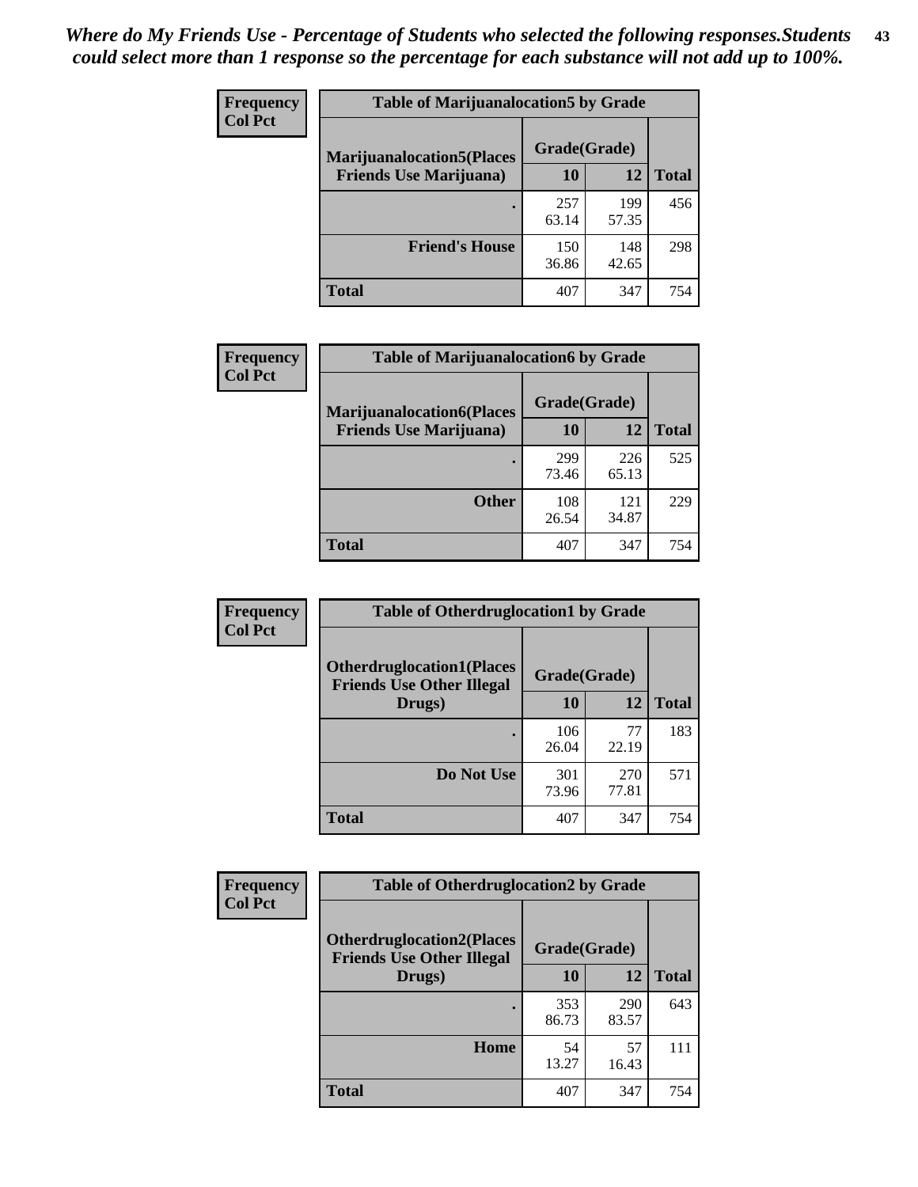*Where do My Friends Use - Percentage of Students who selected the following responses.Students could select more than 1 response so the percentage for each substance will not add up to 100%.*

**Frequency**
**Col Pct**

| Table of Marijuanalocation5 by Grade | | | |
|---|---|---|---|
| **Marijuanalocation5(Places Friends Use Marijuana)** | **Grade(Grade)** | | |
| | **10** | **12** | **Total** |
| **.** | 257<br>63.14 | 199<br>57.35 | 456 |
| **Friend's House** | 150<br>36.86 | 148<br>42.65 | 298 |
| **Total** | 407 | 347 | 754 |

**Frequency**
**Col Pct**

| Table of Marijuanalocation6 by Grade | | | |
|---|---|---|---|
| **Marijuanalocation6(Places Friends Use Marijuana)** | **Grade(Grade)** | | |
| | **10** | **12** | **Total** |
| **.** | 299<br>73.46 | 226<br>65.13 | 525 |
| **Other** | 108<br>26.54 | 121<br>34.87 | 229 |
| **Total** | 407 | 347 | 754 |

**Frequency**
**Col Pct**

| Table of Otherdruglocation1 by Grade | | | |
|---|---|---|---|
| **Otherdruglocation1(Places Friends Use Other Illegal Drugs)** | **Grade(Grade)** | | |
| | **10** | **12** | **Total** |
| **.** | 106<br>26.04 | 77<br>22.19 | 183 |
| **Do Not Use** | 301<br>73.96 | 270<br>77.81 | 571 |
| **Total** | 407 | 347 | 754 |

**Frequency**
**Col Pct**

| Table of Otherdruglocation2 by Grade | | | |
|---|---|---|---|
| **Otherdruglocation2(Places Friends Use Other Illegal Drugs)** | **Grade(Grade)** | | |
| | **10** | **12** | **Total** |
| **.** | 353<br>86.73 | 290<br>83.57 | 643 |
| **Home** | 54<br>13.27 | 57<br>16.43 | 111 |
| **Total** | 407 | 347 | 754 |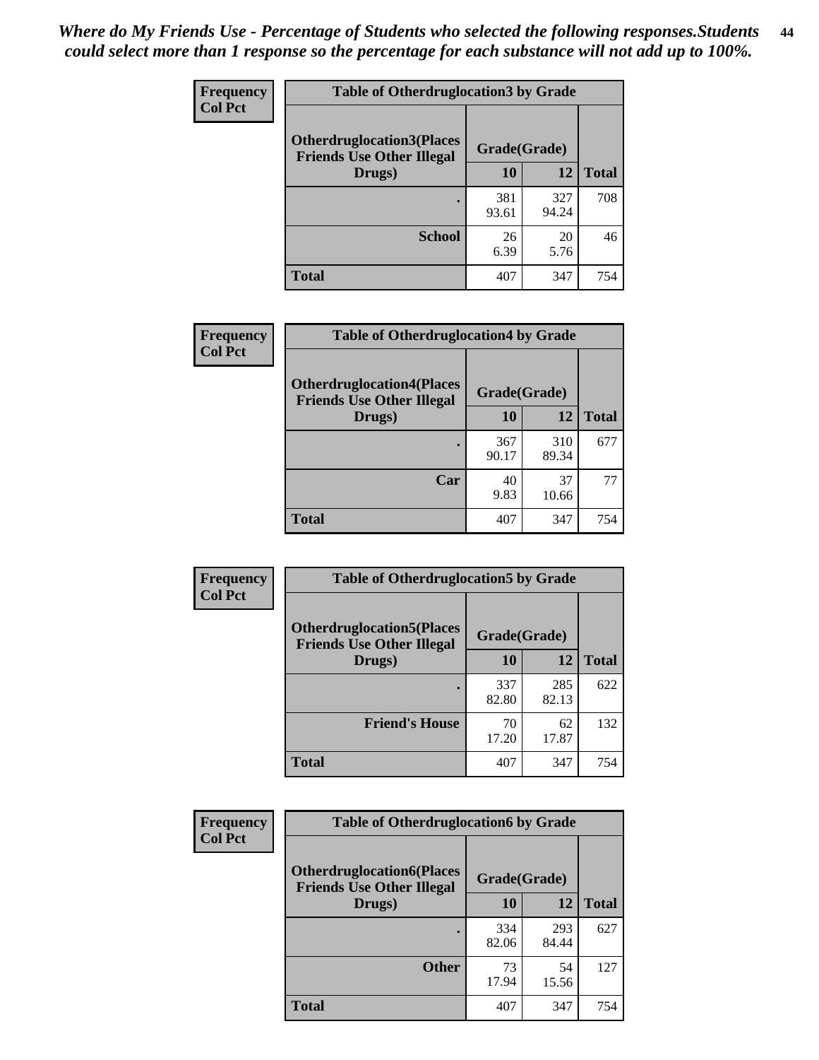*Where do My Friends Use - Percentage of Students who selected the following responses.Students could select more than 1 response so the percentage for each substance will not add up to 100%.*

**Frequency / Col Pct**

**Table of Otherdruglocation3 by Grade**

| Otherdruglocation3(Places Friends Use Other Illegal Drugs) | Grade(Grade) | | Total |
|---|---|---|---|
| | 10 | 12 | |
| . | 381<br>93.61 | 327<br>94.24 | 708 |
| School | 26<br>6.39 | 20<br>5.76 | 46 |
| Total | 407 | 347 | 754 |

**Frequency / Col Pct**

**Table of Otherdruglocation4 by Grade**

| Otherdruglocation4(Places Friends Use Other Illegal Drugs) | Grade(Grade) | | Total |
|---|---|---|---|
| | 10 | 12 | |
| . | 367<br>90.17 | 310<br>89.34 | 677 |
| Car | 40<br>9.83 | 37<br>10.66 | 77 |
| Total | 407 | 347 | 754 |

**Frequency / Col Pct**

**Table of Otherdruglocation5 by Grade**

| Otherdruglocation5(Places Friends Use Other Illegal Drugs) | Grade(Grade) | | Total |
|---|---|---|---|
| | 10 | 12 | |
| . | 337<br>82.80 | 285<br>82.13 | 622 |
| Friend's House | 70<br>17.20 | 62<br>17.87 | 132 |
| Total | 407 | 347 | 754 |

**Frequency / Col Pct**

**Table of Otherdruglocation6 by Grade**

| Otherdruglocation6(Places Friends Use Other Illegal Drugs) | Grade(Grade) | | Total |
|---|---|---|---|
| | 10 | 12 | |
| . | 334<br>82.06 | 293<br>84.44 | 627 |
| Other | 73<br>17.94 | 54<br>15.56 | 127 |
| Total | 407 | 347 | 754 |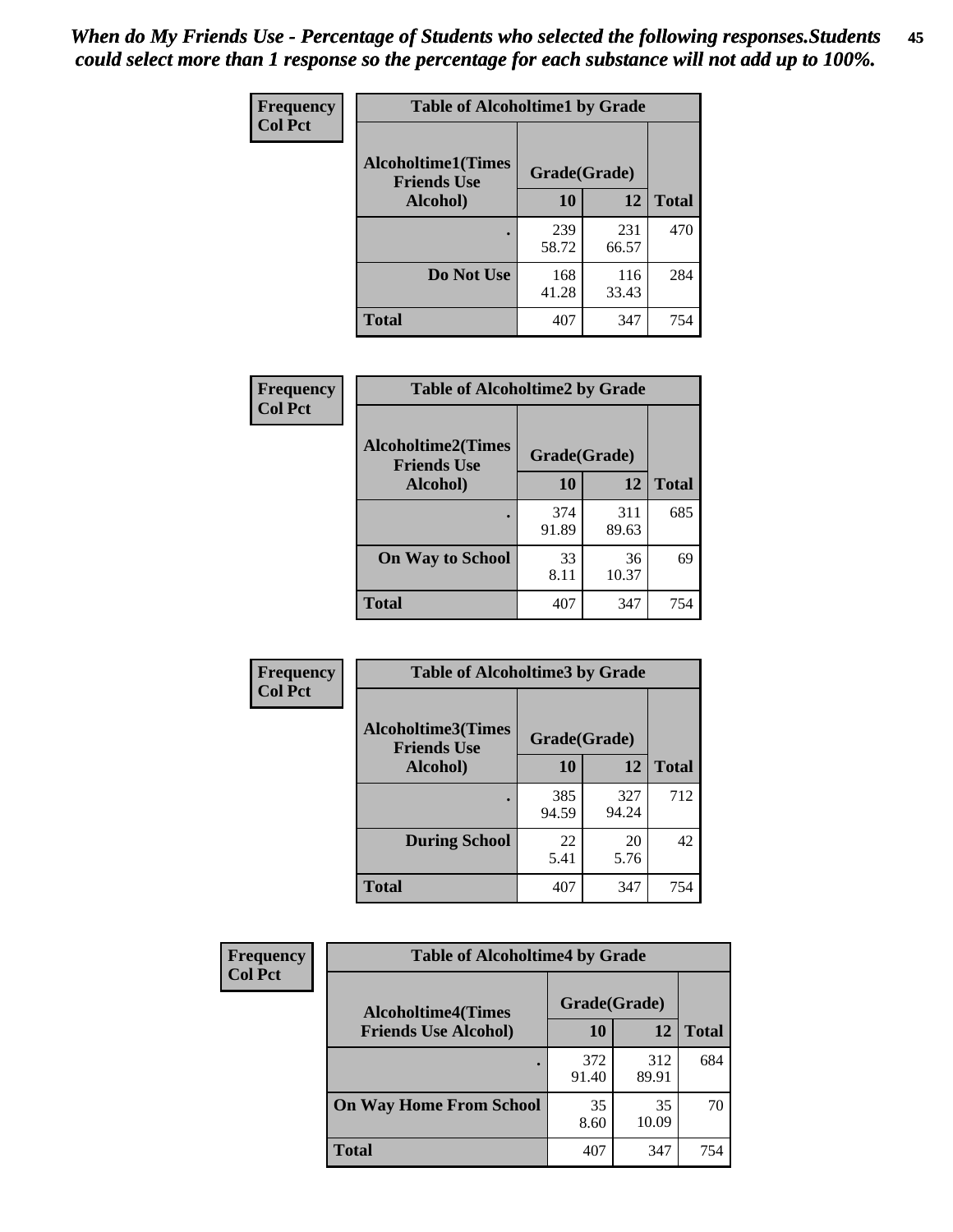*When do My Friends Use - Percentage of Students who selected the following responses.Students could select more than 1 response so the percentage for each substance will not add up to 100%.*

**Frequency**
**Col Pct**

| Table of Alcoholtime1 by Grade | | | |
|---|---|---|---|
| Alcoholtime1(Times Friends Use Alcohol) | Grade(Grade) | | |
| | 10 | 12 | Total |
| . | 239<br>58.72 | 231<br>66.57 | 470 |
| Do Not Use | 168<br>41.28 | 116<br>33.43 | 284 |
| Total | 407 | 347 | 754 |

**Frequency**
**Col Pct**

| Table of Alcoholtime2 by Grade | | | |
|---|---|---|---|
| Alcoholtime2(Times Friends Use Alcohol) | Grade(Grade) | | |
| | 10 | 12 | Total |
| . | 374<br>91.89 | 311<br>89.63 | 685 |
| On Way to School | 33<br>8.11 | 36<br>10.37 | 69 |
| Total | 407 | 347 | 754 |

**Frequency**
**Col Pct**

| Table of Alcoholtime3 by Grade | | | |
|---|---|---|---|
| Alcoholtime3(Times Friends Use Alcohol) | Grade(Grade) | | |
| | 10 | 12 | Total |
| . | 385<br>94.59 | 327<br>94.24 | 712 |
| During School | 22<br>5.41 | 20<br>5.76 | 42 |
| Total | 407 | 347 | 754 |

**Frequency**
**Col Pct**

| Table of Alcoholtime4 by Grade | | | |
|---|---|---|---|
| Alcoholtime4(Times Friends Use Alcohol) | Grade(Grade) | | |
| | 10 | 12 | Total |
| . | 372<br>91.40 | 312<br>89.91 | 684 |
| On Way Home From School | 35<br>8.60 | 35<br>10.09 | 70 |
| Total | 407 | 347 | 754 |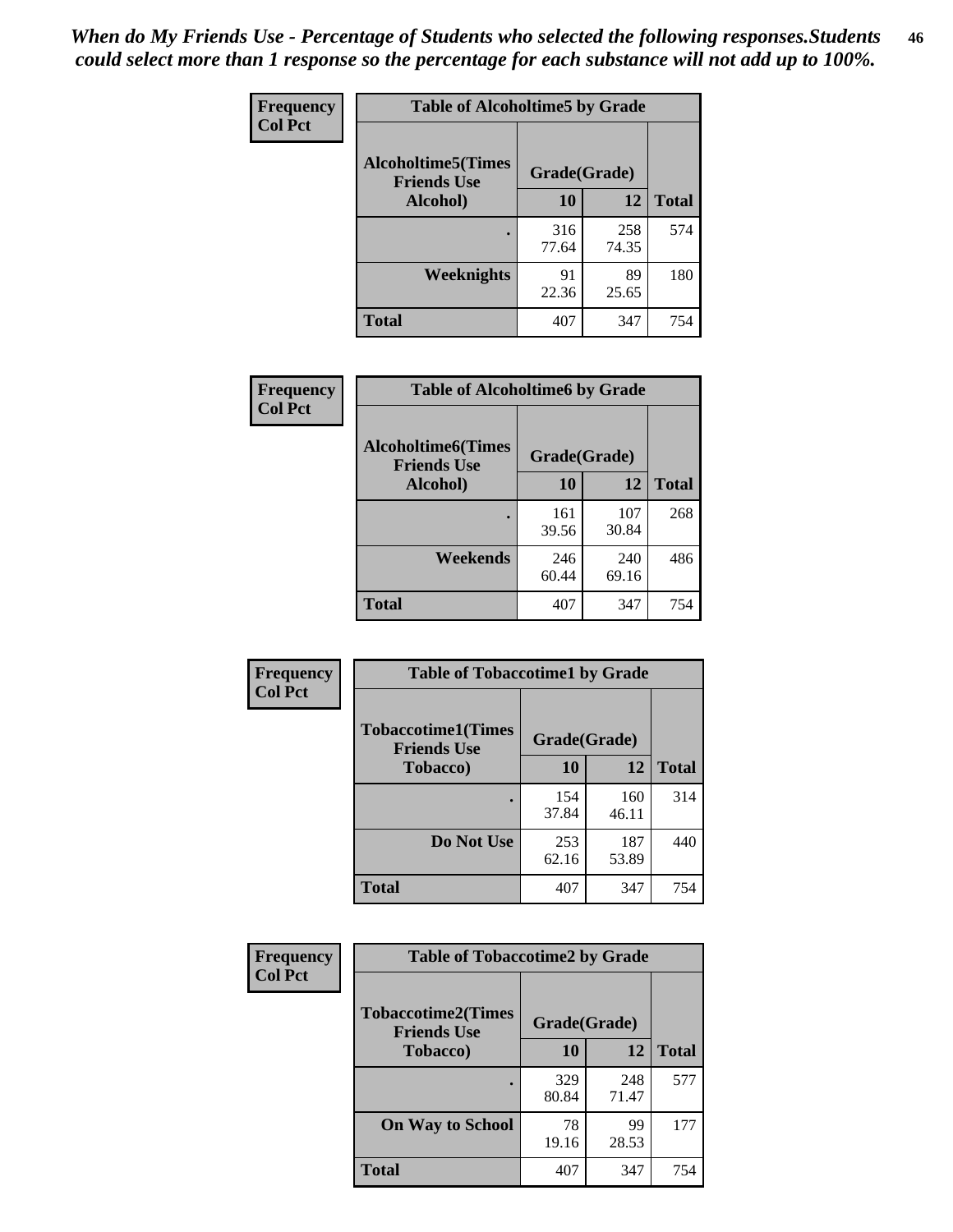*When do My Friends Use - Percentage of Students who selected the following responses.Students could select more than 1 response so the percentage for each substance will not add up to 100%.*

**Frequency**
**Col Pct**

| Table of Alcoholtime5 by Grade | | | |
|---|---|---|---|
| **Alcoholtime5(Times Friends Use Alcohol)** | **Grade(Grade)** | | **Total** |
| | **10** | **12** | |
| **.** | 316<br>77.64 | 258<br>74.35 | 574 |
| **Weeknights** | 91<br>22.36 | 89<br>25.65 | 180 |
| **Total** | 407 | 347 | 754 |

**Frequency**
**Col Pct**

| Table of Alcoholtime6 by Grade | | | |
|---|---|---|---|
| **Alcoholtime6(Times Friends Use Alcohol)** | **Grade(Grade)** | | **Total** |
| | **10** | **12** | |
| **.** | 161<br>39.56 | 107<br>30.84 | 268 |
| **Weekends** | 246<br>60.44 | 240<br>69.16 | 486 |
| **Total** | 407 | 347 | 754 |

**Frequency**
**Col Pct**

| Table of Tobaccotime1 by Grade | | | |
|---|---|---|---|
| **Tobaccotime1(Times Friends Use Tobacco)** | **Grade(Grade)** | | **Total** |
| | **10** | **12** | |
| **.** | 154<br>37.84 | 160<br>46.11 | 314 |
| **Do Not Use** | 253<br>62.16 | 187<br>53.89 | 440 |
| **Total** | 407 | 347 | 754 |

**Frequency**
**Col Pct**

| Table of Tobaccotime2 by Grade | | | |
|---|---|---|---|
| **Tobaccotime2(Times Friends Use Tobacco)** | **Grade(Grade)** | | **Total** |
| | **10** | **12** | |
| **.** | 329<br>80.84 | 248<br>71.47 | 577 |
| **On Way to School** | 78<br>19.16 | 99<br>28.53 | 177 |
| **Total** | 407 | 347 | 754 |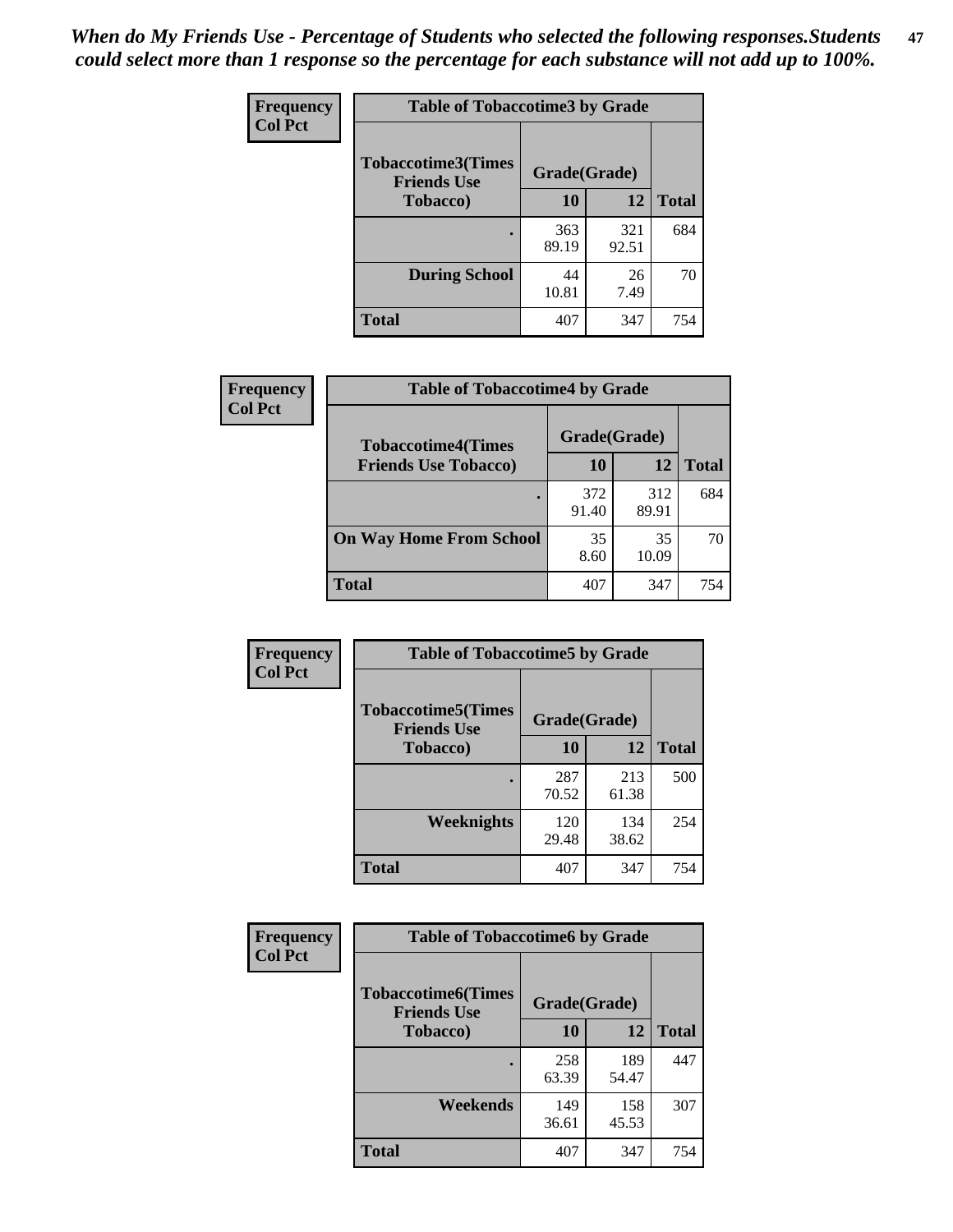*When do My Friends Use - Percentage of Students who selected the following responses.Students could select more than 1 response so the percentage for each substance will not add up to 100%.*

**Frequency**
**Col Pct**

| Table of Tobaccotime3 by Grade | | | |
|---|---|---|---|
| **Tobaccotime3(Times Friends Use Tobacco)** | **Grade(Grade)** | | |
| | **10** | **12** | **Total** |
| **.** | 363<br>89.19 | 321<br>92.51 | 684 |
| **During School** | 44<br>10.81 | 26<br>7.49 | 70 |
| **Total** | 407 | 347 | 754 |

**Frequency**
**Col Pct**

| Table of Tobaccotime4 by Grade | | | |
|---|---|---|---|
| **Tobaccotime4(Times Friends Use Tobacco)** | **Grade(Grade)** | | |
| | **10** | **12** | **Total** |
| **.** | 372<br>91.40 | 312<br>89.91 | 684 |
| **On Way Home From School** | 35<br>8.60 | 35<br>10.09 | 70 |
| **Total** | 407 | 347 | 754 |

**Frequency**
**Col Pct**

| Table of Tobaccotime5 by Grade | | | |
|---|---|---|---|
| **Tobaccotime5(Times Friends Use Tobacco)** | **Grade(Grade)** | | |
| | **10** | **12** | **Total** |
| **.** | 287<br>70.52 | 213<br>61.38 | 500 |
| **Weeknights** | 120<br>29.48 | 134<br>38.62 | 254 |
| **Total** | 407 | 347 | 754 |

**Frequency**
**Col Pct**

| Table of Tobaccotime6 by Grade | | | |
|---|---|---|---|
| **Tobaccotime6(Times Friends Use Tobacco)** | **Grade(Grade)** | | |
| | **10** | **12** | **Total** |
| **.** | 258<br>63.39 | 189<br>54.47 | 447 |
| **Weekends** | 149<br>36.61 | 158<br>45.53 | 307 |
| **Total** | 407 | 347 | 754 |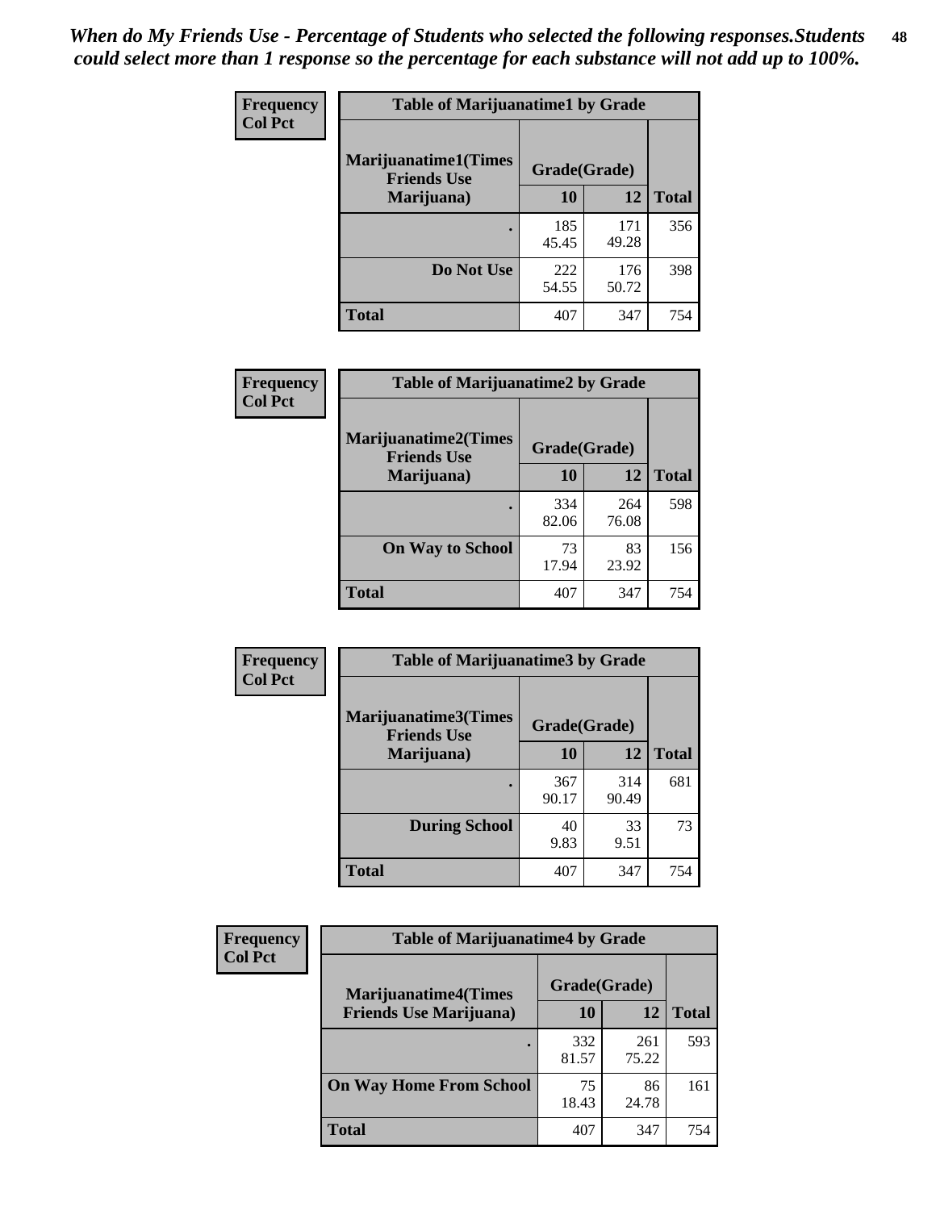*When do My Friends Use - Percentage of Students who selected the following responses.Students could select more than 1 response so the percentage for each substance will not add up to 100%.*

**Frequency**
**Col Pct**

| Table of Marijuanatime1 by Grade | | | |
|---|---|---|---|
| **Marijuanatime1(Times Friends Use Marijuana)** | **Grade(Grade)** | | **Total** |
| | **10** | **12** | |
| **.** | 185<br>45.45 | 171<br>49.28 | 356 |
| **Do Not Use** | 222<br>54.55 | 176<br>50.72 | 398 |
| **Total** | 407 | 347 | 754 |

**Frequency**
**Col Pct**

| Table of Marijuanatime2 by Grade | | | |
|---|---|---|---|
| **Marijuanatime2(Times Friends Use Marijuana)** | **Grade(Grade)** | | **Total** |
| | **10** | **12** | |
| **.** | 334<br>82.06 | 264<br>76.08 | 598 |
| **On Way to School** | 73<br>17.94 | 83<br>23.92 | 156 |
| **Total** | 407 | 347 | 754 |

**Frequency**
**Col Pct**

| Table of Marijuanatime3 by Grade | | | |
|---|---|---|---|
| **Marijuanatime3(Times Friends Use Marijuana)** | **Grade(Grade)** | | **Total** |
| | **10** | **12** | |
| **.** | 367<br>90.17 | 314<br>90.49 | 681 |
| **During School** | 40<br>9.83 | 33<br>9.51 | 73 |
| **Total** | 407 | 347 | 754 |

**Frequency**
**Col Pct**

| Table of Marijuanatime4 by Grade | | | |
|---|---|---|---|
| **Marijuanatime4(Times Friends Use Marijuana)** | **Grade(Grade)** | | **Total** |
| | **10** | **12** | |
| **.** | 332<br>81.57 | 261<br>75.22 | 593 |
| **On Way Home From School** | 75<br>18.43 | 86<br>24.78 | 161 |
| **Total** | 407 | 347 | 754 |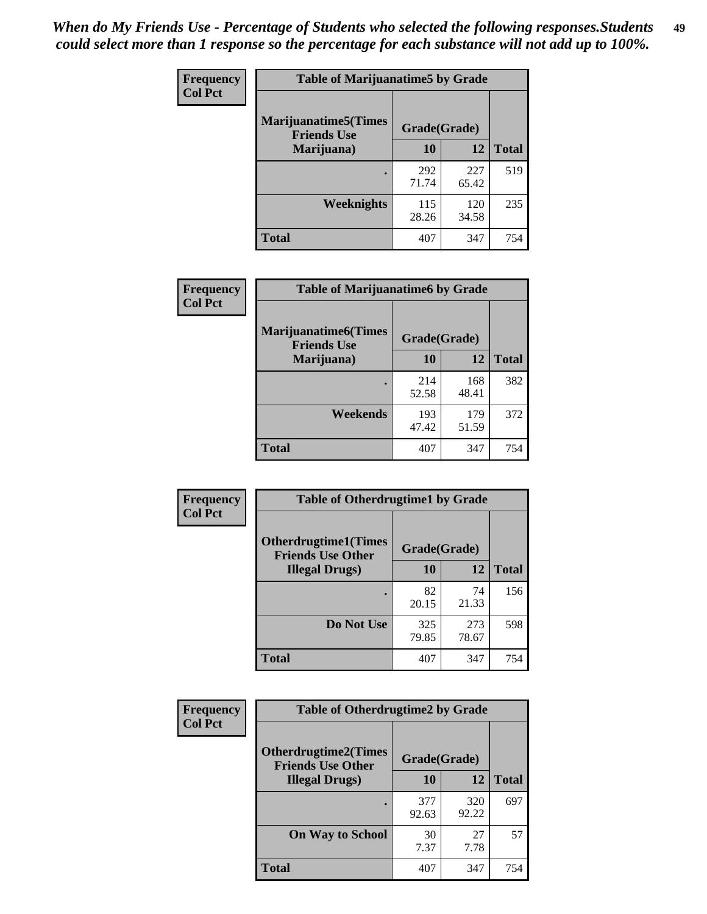*When do My Friends Use - Percentage of Students who selected the following responses.Students could select more than 1 response so the percentage for each substance will not add up to 100%.*

**Frequency**
**Col Pct**

| Table of Marijuanatime5 by Grade | | | |
|---|---|---|---|
| **Marijuanatime5(Times Friends Use Marijuana)** | **Grade(Grade)** | | **Total** |
| | **10** | **12** | |
| **.** | 292<br>71.74 | 227<br>65.42 | 519 |
| **Weeknights** | 115<br>28.26 | 120<br>34.58 | 235 |
| **Total** | 407 | 347 | 754 |

**Frequency**
**Col Pct**

| Table of Marijuanatime6 by Grade | | | |
|---|---|---|---|
| **Marijuanatime6(Times Friends Use Marijuana)** | **Grade(Grade)** | | **Total** |
| | **10** | **12** | |
| **.** | 214<br>52.58 | 168<br>48.41 | 382 |
| **Weekends** | 193<br>47.42 | 179<br>51.59 | 372 |
| **Total** | 407 | 347 | 754 |

**Frequency**
**Col Pct**

| Table of Otherdrugtime1 by Grade | | | |
|---|---|---|---|
| **Otherdrugtime1(Times Friends Use Other Illegal Drugs)** | **Grade(Grade)** | | **Total** |
| | **10** | **12** | |
| **.** | 82<br>20.15 | 74<br>21.33 | 156 |
| **Do Not Use** | 325<br>79.85 | 273<br>78.67 | 598 |
| **Total** | 407 | 347 | 754 |

**Frequency**
**Col Pct**

| Table of Otherdrugtime2 by Grade | | | |
|---|---|---|---|
| **Otherdrugtime2(Times Friends Use Other Illegal Drugs)** | **Grade(Grade)** | | **Total** |
| | **10** | **12** | |
| **.** | 377<br>92.63 | 320<br>92.22 | 697 |
| **On Way to School** | 30<br>7.37 | 27<br>7.78 | 57 |
| **Total** | 407 | 347 | 754 |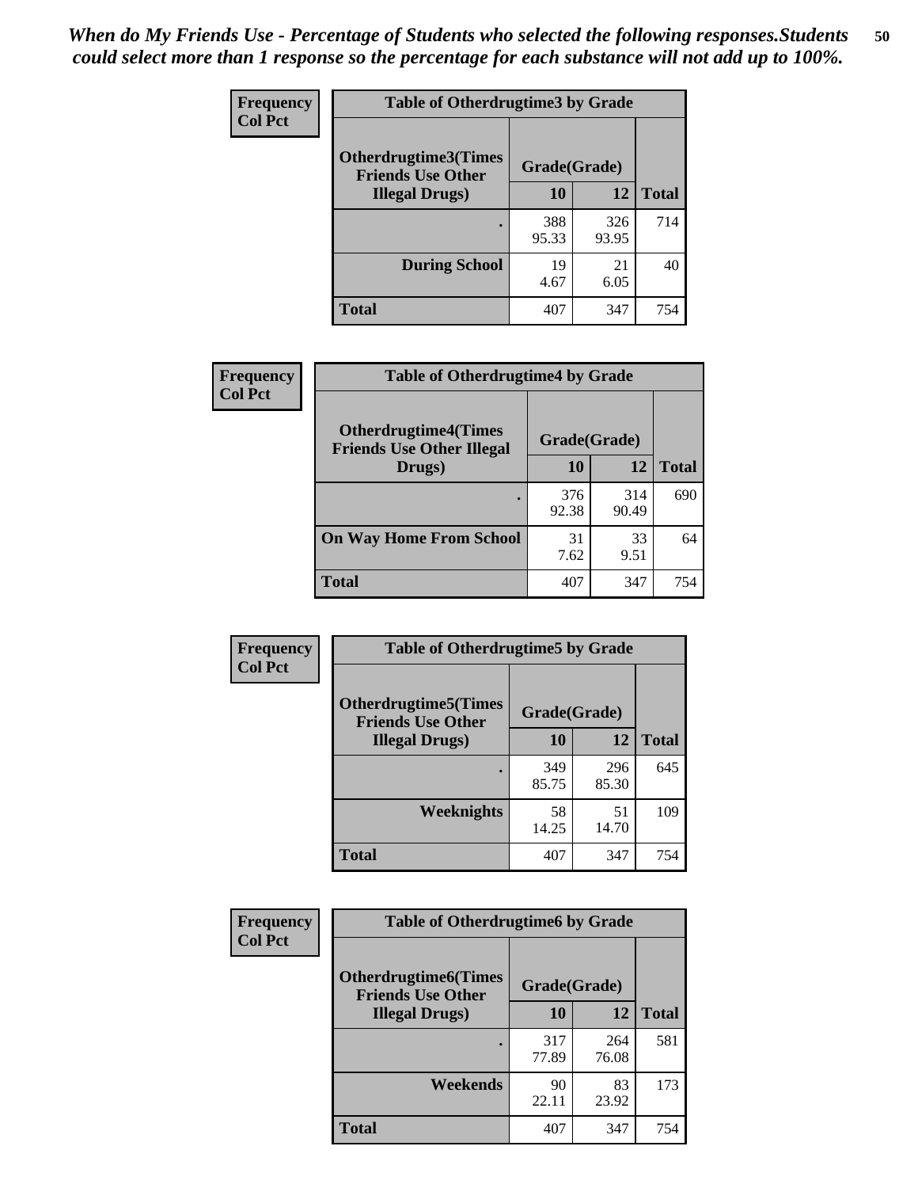*When do My Friends Use - Percentage of Students who selected the following responses.Students could select more than 1 response so the percentage for each substance will not add up to 100%.*

**Frequency**
**Col Pct**

| Table of Otherdrugtime3 by Grade | | | |
|---|---|---|---|
| **Otherdrugtime3(Times Friends Use Other Illegal Drugs)** | **Grade(Grade)** | | **Total** |
| | **10** | **12** | |
| **.** | 388<br>95.33 | 326<br>93.95 | 714 |
| **During School** | 19<br>4.67 | 21<br>6.05 | 40 |
| **Total** | 407 | 347 | 754 |

**Frequency**
**Col Pct**

| Table of Otherdrugtime4 by Grade | | | |
|---|---|---|---|
| **Otherdrugtime4(Times Friends Use Other Illegal Drugs)** | **Grade(Grade)** | | **Total** |
| | **10** | **12** | |
| **.** | 376<br>92.38 | 314<br>90.49 | 690 |
| **On Way Home From School** | 31<br>7.62 | 33<br>9.51 | 64 |
| **Total** | 407 | 347 | 754 |

**Frequency**
**Col Pct**

| Table of Otherdrugtime5 by Grade | | | |
|---|---|---|---|
| **Otherdrugtime5(Times Friends Use Other Illegal Drugs)** | **Grade(Grade)** | | **Total** |
| | **10** | **12** | |
| **.** | 349<br>85.75 | 296<br>85.30 | 645 |
| **Weeknights** | 58<br>14.25 | 51<br>14.70 | 109 |
| **Total** | 407 | 347 | 754 |

**Frequency**
**Col Pct**

| Table of Otherdrugtime6 by Grade | | | |
|---|---|---|---|
| **Otherdrugtime6(Times Friends Use Other Illegal Drugs)** | **Grade(Grade)** | | **Total** |
| | **10** | **12** | |
| **.** | 317<br>77.89 | 264<br>76.08 | 581 |
| **Weekends** | 90<br>22.11 | 83<br>23.92 | 173 |
| **Total** | 407 | 347 | 754 |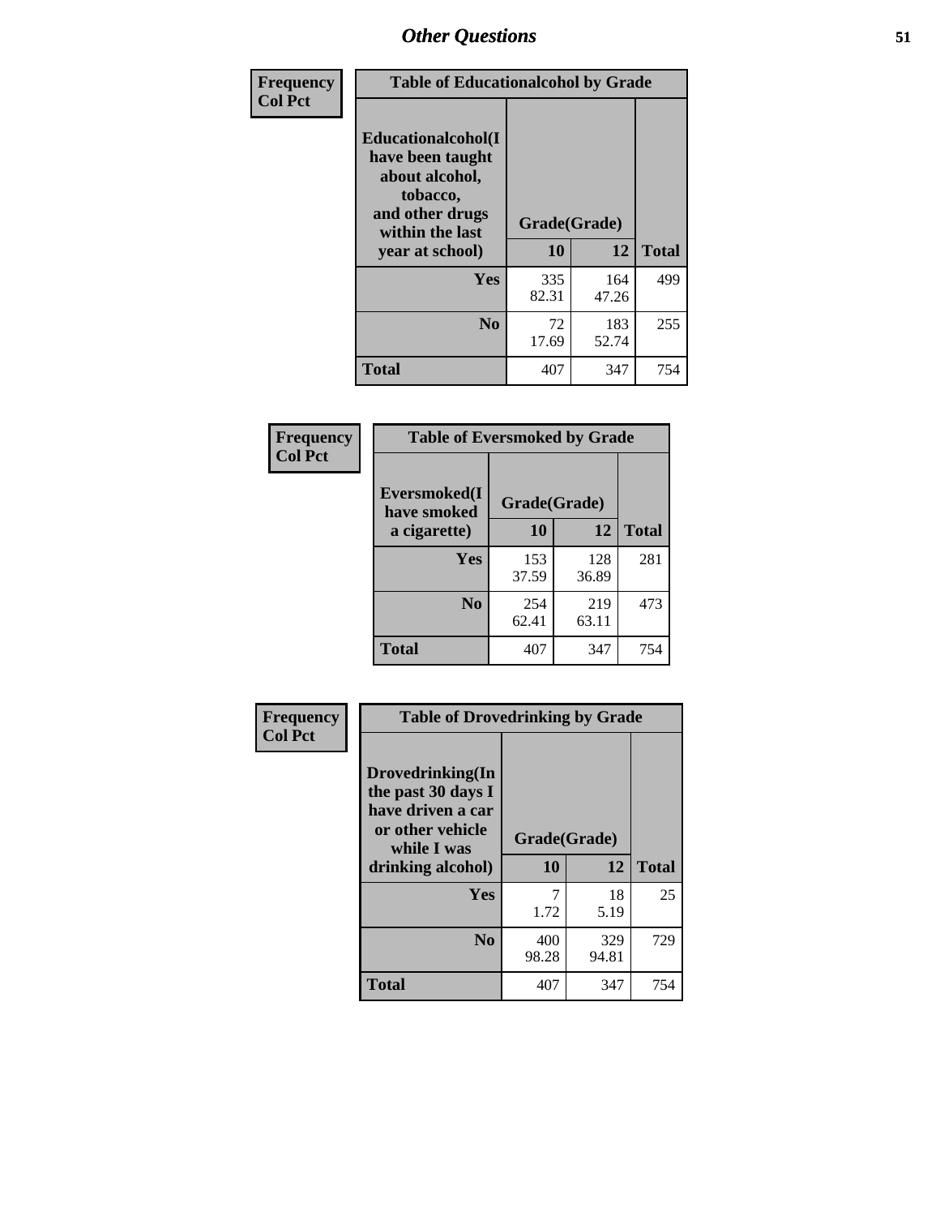## Other Questions

| Frequency<br>Col Pct | Table of Educationalcohol by Grade | | |
|---|---|---|---|
| Educationalcohol(I have been taught about alcohol, tobacco, and other drugs within the last year at school) | Grade(Grade) | | |
| | 10 | 12 | Total |
| Yes | 335<br>82.31 | 164<br>47.26 | 499 |
| No | 72<br>17.69 | 183<br>52.74 | 255 |
| Total | 407 | 347 | 754 |

| Frequency<br>Col Pct | Table of Eversmoked by Grade | | |
|---|---|---|---|
| Eversmoked(I have smoked a cigarette) | Grade(Grade) | | |
| | 10 | 12 | Total |
| Yes | 153<br>37.59 | 128<br>36.89 | 281 |
| No | 254<br>62.41 | 219<br>63.11 | 473 |
| Total | 407 | 347 | 754 |

| Frequency<br>Col Pct | Table of Drovedrinking by Grade | | |
|---|---|---|---|
| Drovedrinking(In the past 30 days I have driven a car or other vehicle while I was drinking alcohol) | Grade(Grade) | | |
| | 10 | 12 | Total |
| Yes | 7<br>1.72 | 18<br>5.19 | 25 |
| No | 400<br>98.28 | 329<br>94.81 | 729 |
| Total | 407 | 347 | 754 |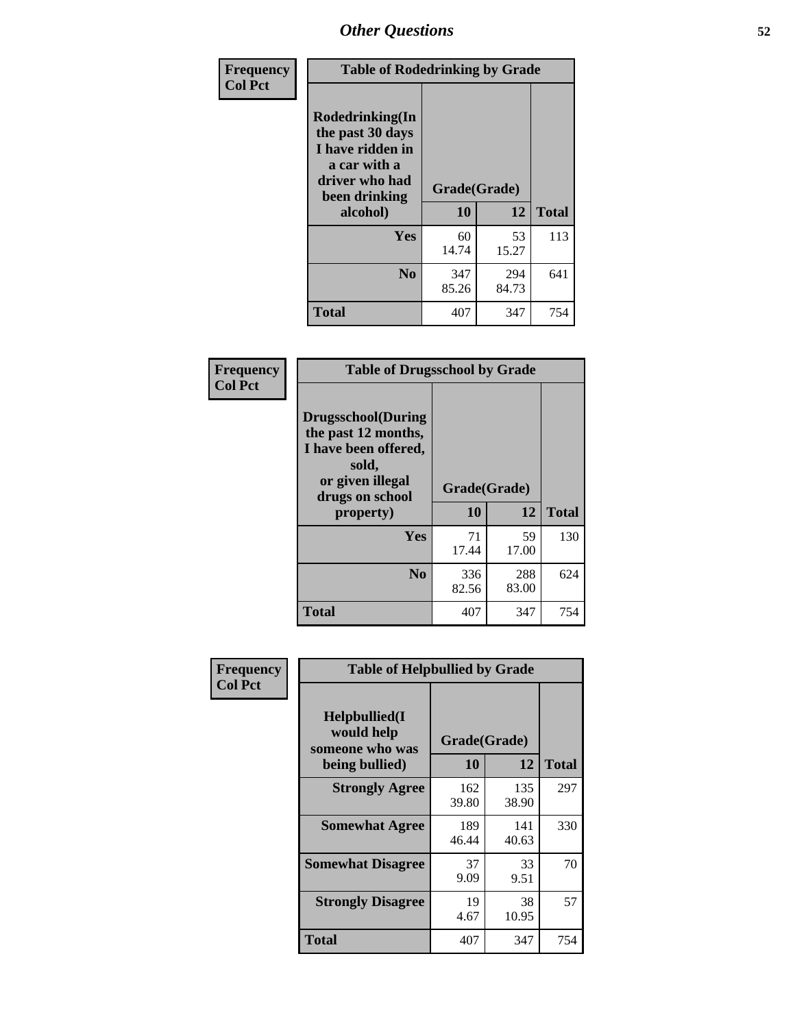## Other Questions

Frequency
Col Pct

| Table of Rodedrinking by Grade | | | |
|---|---|---|---|
| Rodedrinking(In the past 30 days I have ridden in a car with a driver who had been drinking alcohol) | Grade(Grade) | | |
| | 10 | 12 | Total |
| Yes | 60<br>14.74 | 53<br>15.27 | 113 |
| No | 347<br>85.26 | 294<br>84.73 | 641 |
| Total | 407 | 347 | 754 |

Frequency
Col Pct

| Table of Drugsschool by Grade | | | |
|---|---|---|---|
| Drugsschool(During the past 12 months, I have been offered, sold, or given illegal drugs on school property) | Grade(Grade) | | |
| | 10 | 12 | Total |
| Yes | 71<br>17.44 | 59<br>17.00 | 130 |
| No | 336<br>82.56 | 288<br>83.00 | 624 |
| Total | 407 | 347 | 754 |

Frequency
Col Pct

| Table of Helpbullied by Grade | | | |
|---|---|---|---|
| Helpbullied(I would help someone who was being bullied) | Grade(Grade) | | |
| | 10 | 12 | Total |
| Strongly Agree | 162<br>39.80 | 135<br>38.90 | 297 |
| Somewhat Agree | 189<br>46.44 | 141<br>40.63 | 330 |
| Somewhat Disagree | 37<br>9.09 | 33<br>9.51 | 70 |
| Strongly Disagree | 19<br>4.67 | 38<br>10.95 | 57 |
| Total | 407 | 347 | 754 |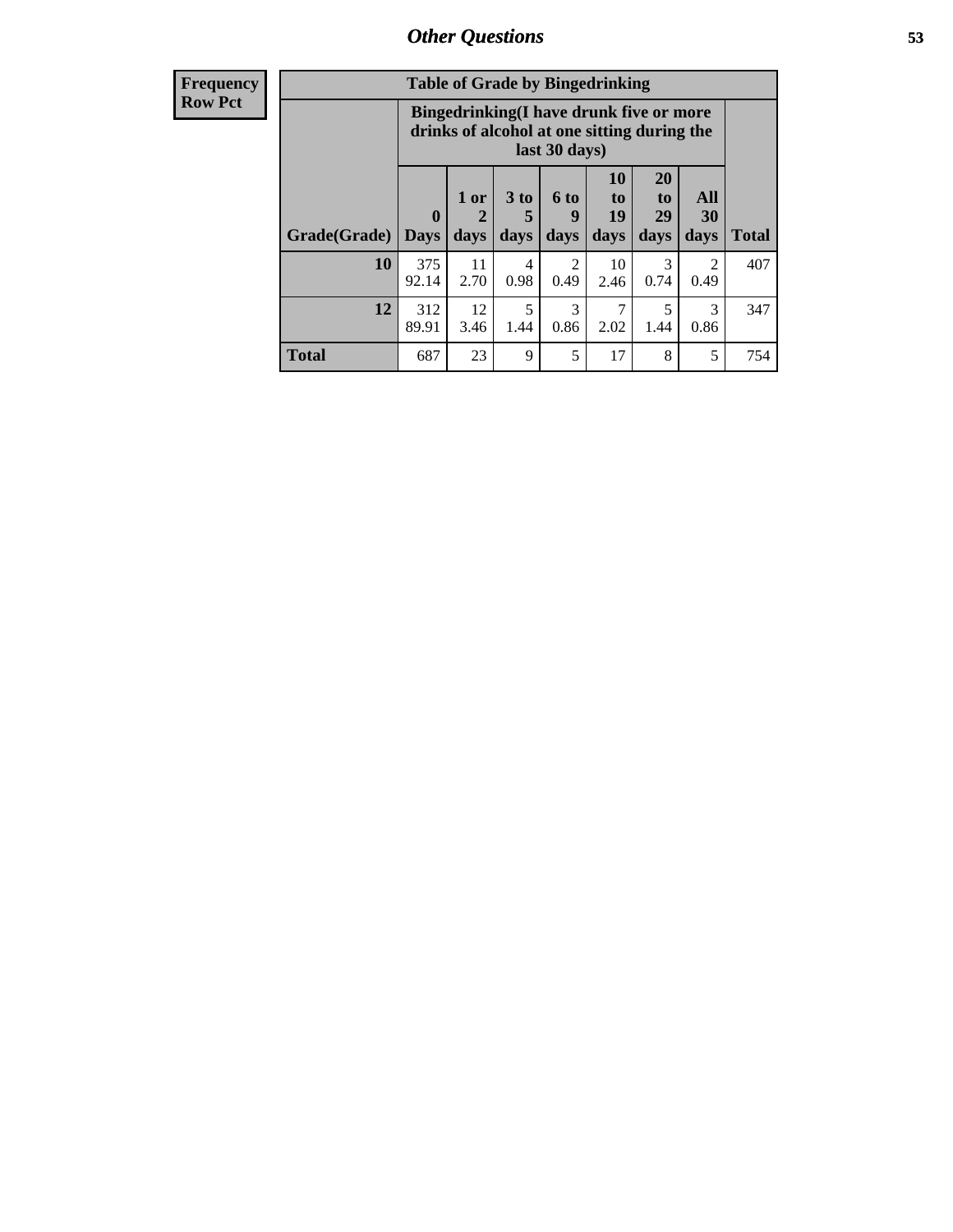| Frequency<br>Row Pct | Table of Grade by Bingedrinking | | | | | | | |
|---|---|---|---|---|---|---|---|---|
| | Bingedrinking(I have drunk five or more drinks of alcohol at one sitting during the last 30 days) | | | | | | | |
| Grade(Grade) | 0 Days | 1 or 2 days | 3 to 5 days | 6 to 9 days | 10 to 19 days | 20 to 29 days | All 30 days | Total |
| 10 | 375<br>92.14 | 11<br>2.70 | 4<br>0.98 | 2<br>0.49 | 10<br>2.46 | 3<br>0.74 | 2<br>0.49 | 407 |
| 12 | 312<br>89.91 | 12<br>3.46 | 5<br>1.44 | 3<br>0.86 | 7<br>2.02 | 5<br>1.44 | 3<br>0.86 | 347 |
| Total | 687 | 23 | 9 | 5 | 17 | 8 | 5 | 754 |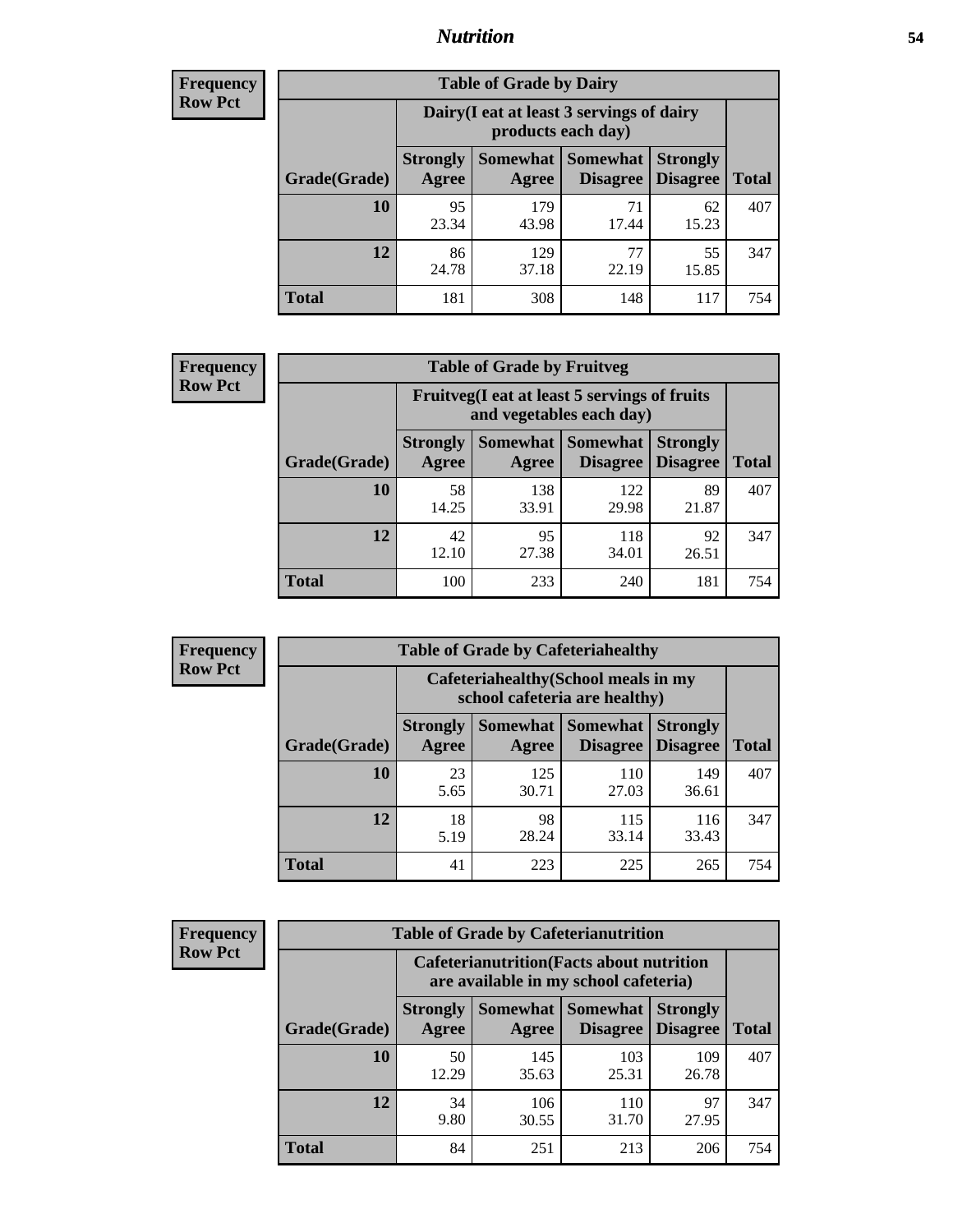**Frequency Row Pct**

| Table of Grade by Dairy | | | | | |
|---|---|---|---|---|---|
| | Dairy(I eat at least 3 servings of dairy products each day) | | | | |
| Grade(Grade) | Strongly Agree | Somewhat Agree | Somewhat Disagree | Strongly Disagree | Total |
| 10 | 95<br>23.34 | 179<br>43.98 | 71<br>17.44 | 62<br>15.23 | 407 |
| 12 | 86<br>24.78 | 129<br>37.18 | 77<br>22.19 | 55<br>15.85 | 347 |
| Total | 181 | 308 | 148 | 117 | 754 |

**Frequency Row Pct**

| Table of Grade by Fruitveg | | | | | |
|---|---|---|---|---|---|
| | Fruitveg(I eat at least 5 servings of fruits and vegetables each day) | | | | |
| Grade(Grade) | Strongly Agree | Somewhat Agree | Somewhat Disagree | Strongly Disagree | Total |
| 10 | 58<br>14.25 | 138<br>33.91 | 122<br>29.98 | 89<br>21.87 | 407 |
| 12 | 42<br>12.10 | 95<br>27.38 | 118<br>34.01 | 92<br>26.51 | 347 |
| Total | 100 | 233 | 240 | 181 | 754 |

**Frequency Row Pct**

| Table of Grade by Cafeteriahealthy | | | | | |
|---|---|---|---|---|---|
| | Cafeteriahealthy(School meals in my school cafeteria are healthy) | | | | |
| Grade(Grade) | Strongly Agree | Somewhat Agree | Somewhat Disagree | Strongly Disagree | Total |
| 10 | 23<br>5.65 | 125<br>30.71 | 110<br>27.03 | 149<br>36.61 | 407 |
| 12 | 18<br>5.19 | 98<br>28.24 | 115<br>33.14 | 116<br>33.43 | 347 |
| Total | 41 | 223 | 225 | 265 | 754 |

**Frequency Row Pct**

| Table of Grade by Cafeterianutrition | | | | | |
|---|---|---|---|---|---|
| | Cafeterianutrition(Facts about nutrition are available in my school cafeteria) | | | | |
| Grade(Grade) | Strongly Agree | Somewhat Agree | Somewhat Disagree | Strongly Disagree | Total |
| 10 | 50<br>12.29 | 145<br>35.63 | 103<br>25.31 | 109<br>26.78 | 407 |
| 12 | 34<br>9.80 | 106<br>30.55 | 110<br>31.70 | 97<br>27.95 | 347 |
| Total | 84 | 251 | 213 | 206 | 754 |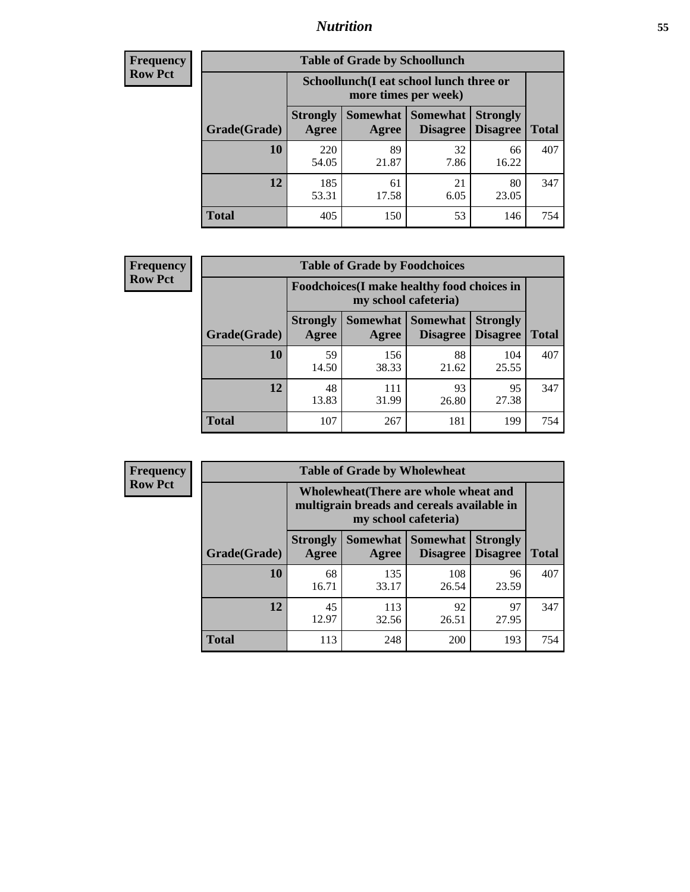| Frequency<br>Row Pct |
|---|

| Table of Grade by Schoollunch | | | | | |
|---|---|---|---|---|---|
| | Schoollunch(I eat school lunch three or more times per week) | | | | |
| Grade(Grade) | Strongly Agree | Somewhat Agree | Somewhat Disagree | Strongly Disagree | Total |
| 10 | 220<br>54.05 | 89<br>21.87 | 32<br>7.86 | 66<br>16.22 | 407 |
| 12 | 185<br>53.31 | 61<br>17.58 | 21<br>6.05 | 80<br>23.05 | 347 |
| Total | 405 | 150 | 53 | 146 | 754 |

| Frequency<br>Row Pct |
|---|

| Table of Grade by Foodchoices | | | | | |
|---|---|---|---|---|---|
| | Foodchoices(I make healthy food choices in my school cafeteria) | | | | |
| Grade(Grade) | Strongly Agree | Somewhat Agree | Somewhat Disagree | Strongly Disagree | Total |
| 10 | 59<br>14.50 | 156<br>38.33 | 88<br>21.62 | 104<br>25.55 | 407 |
| 12 | 48<br>13.83 | 111<br>31.99 | 93<br>26.80 | 95<br>27.38 | 347 |
| Total | 107 | 267 | 181 | 199 | 754 |

| Frequency<br>Row Pct |
|---|

| Table of Grade by Wholewheat | | | | | |
|---|---|---|---|---|---|
| | Wholewheat(There are whole wheat and multigrain breads and cereals available in my school cafeteria) | | | | |
| Grade(Grade) | Strongly Agree | Somewhat Agree | Somewhat Disagree | Strongly Disagree | Total |
| 10 | 68<br>16.71 | 135<br>33.17 | 108<br>26.54 | 96<br>23.59 | 407 |
| 12 | 45<br>12.97 | 113<br>32.56 | 92<br>26.51 | 97<br>27.95 | 347 |
| Total | 113 | 248 | 200 | 193 | 754 |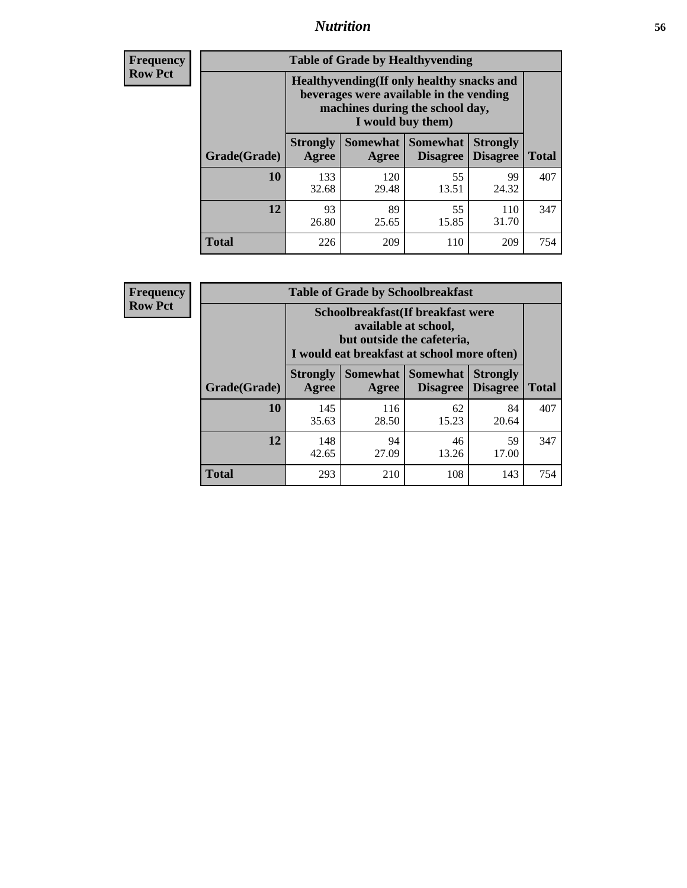# Nutrition

**Frequency**
**Row Pct**

| Table of Grade by Healthyvending | | | | | |
|---|---|---|---|---|---|
| | Healthyvending(If only healthy snacks and beverages were available in the vending machines during the school day, I would buy them) | | | | |
| Grade(Grade) | Strongly Agree | Somewhat Agree | Somewhat Disagree | Strongly Disagree | Total |
| 10 | 133<br>32.68 | 120<br>29.48 | 55<br>13.51 | 99<br>24.32 | 407 |
| 12 | 93<br>26.80 | 89<br>25.65 | 55<br>15.85 | 110<br>31.70 | 347 |
| Total | 226 | 209 | 110 | 209 | 754 |

**Frequency**
**Row Pct**

| Table of Grade by Schoolbreakfast | | | | | |
|---|---|---|---|---|---|
| | Schoolbreakfast(If breakfast were available at school, but outside the cafeteria, I would eat breakfast at school more often) | | | | |
| Grade(Grade) | Strongly Agree | Somewhat Agree | Somewhat Disagree | Strongly Disagree | Total |
| 10 | 145<br>35.63 | 116<br>28.50 | 62<br>15.23 | 84<br>20.64 | 407 |
| 12 | 148<br>42.65 | 94<br>27.09 | 46<br>13.26 | 59<br>17.00 | 347 |
| Total | 293 | 210 | 108 | 143 | 754 |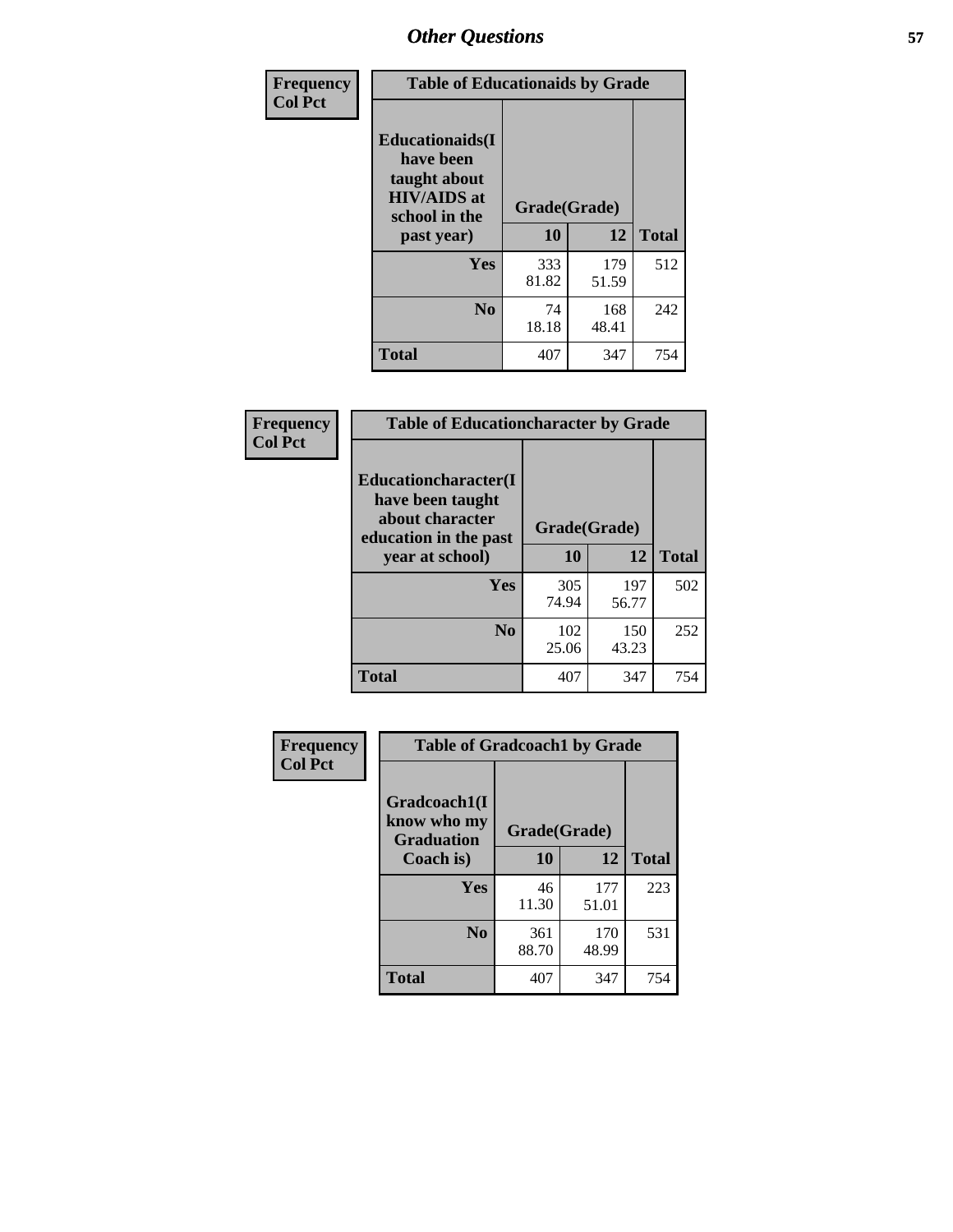# Other Questions

**Frequency**
**Col Pct**

| Table of Educationaids by Grade | | | |
|---|---|---|---|
| **Educationaids(I have been taught about HIV/AIDS at school in the past year)** | **Grade(Grade)** | | |
| | **10** | **12** | **Total** |
| **Yes** | 333<br>81.82 | 179<br>51.59 | 512 |
| **No** | 74<br>18.18 | 168<br>48.41 | 242 |
| **Total** | 407 | 347 | 754 |

**Frequency**
**Col Pct**

| Table of Educationcharacter by Grade | | | |
|---|---|---|---|
| **Educationcharacter(I have been taught about character education in the past year at school)** | **Grade(Grade)** | | |
| | **10** | **12** | **Total** |
| **Yes** | 305<br>74.94 | 197<br>56.77 | 502 |
| **No** | 102<br>25.06 | 150<br>43.23 | 252 |
| **Total** | 407 | 347 | 754 |

**Frequency**
**Col Pct**

| Table of Gradcoach1 by Grade | | | |
|---|---|---|---|
| **Gradcoach1(I know who my Graduation Coach is)** | **Grade(Grade)** | | |
| | **10** | **12** | **Total** |
| **Yes** | 46<br>11.30 | 177<br>51.01 | 223 |
| **No** | 361<br>88.70 | 170<br>48.99 | 531 |
| **Total** | 407 | 347 | 754 |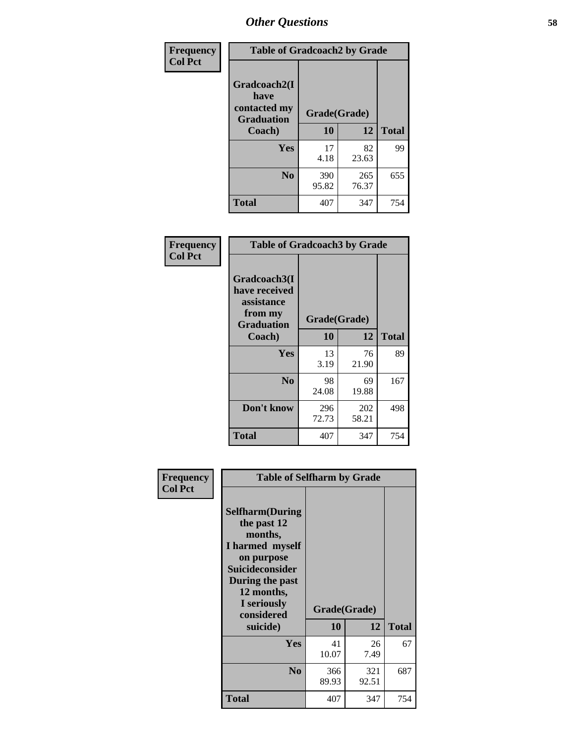# Other Questions

**Frequency**
**Col Pct**

| Table of Gradcoach2 by Grade | | | |
|---|---|---|---|
| Gradcoach2(I have contacted my Graduation Coach) | Grade(Grade) | | |
| | 10 | 12 | Total |
| Yes | 17<br>4.18 | 82<br>23.63 | 99 |
| No | 390<br>95.82 | 265<br>76.37 | 655 |
| Total | 407 | 347 | 754 |

**Frequency**
**Col Pct**

| Table of Gradcoach3 by Grade | | | |
|---|---|---|---|
| Gradcoach3(I have received assistance from my Graduation Coach) | Grade(Grade) | | |
| | 10 | 12 | Total |
| Yes | 13<br>3.19 | 76<br>21.90 | 89 |
| No | 98<br>24.08 | 69<br>19.88 | 167 |
| Don't know | 296<br>72.73 | 202<br>58.21 | 498 |
| Total | 407 | 347 | 754 |

**Frequency**
**Col Pct**

| Table of Selfharm by Grade | | | |
|---|---|---|---|
| Selfharm(During the past 12 months, I harmed myself on purpose Suicideconsider During the past 12 months, I seriously considered suicide) | Grade(Grade) | | |
| | 10 | 12 | Total |
| Yes | 41<br>10.07 | 26<br>7.49 | 67 |
| No | 366<br>89.93 | 321<br>92.51 | 687 |
| Total | 407 | 347 | 754 |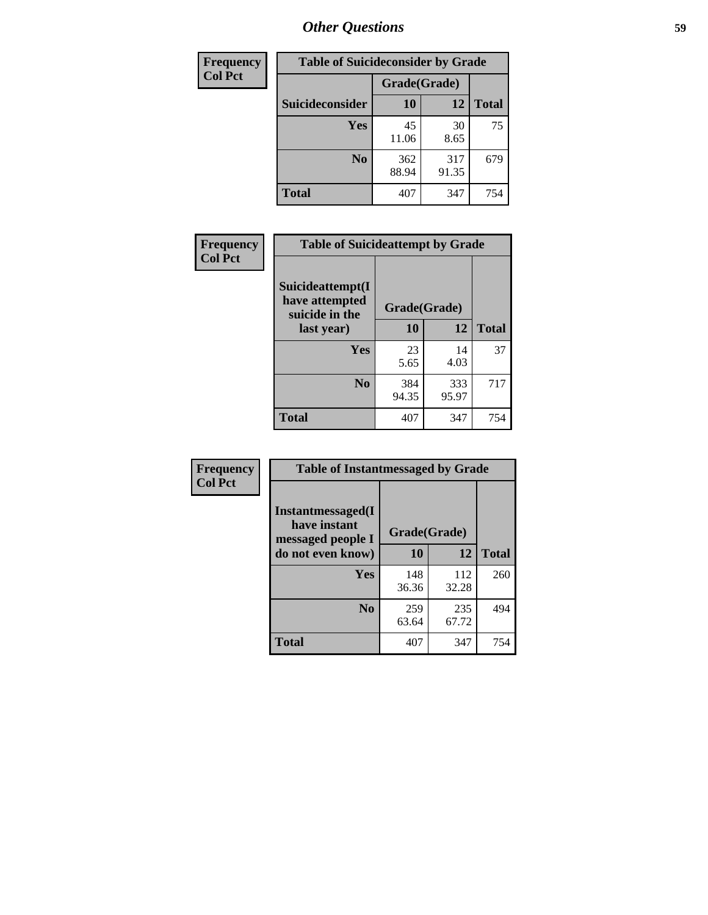## Other Questions

| Frequency<br>Col Pct |
|---|

**Table of Suicideconsider by Grade**

| Suicideconsider | Grade(Grade) 10 | 12 | Total |
|---|---|---|---|
| Yes | 45<br>11.06 | 30<br>8.65 | 75 |
| No | 362<br>88.94 | 317<br>91.35 | 679 |
| Total | 407 | 347 | 754 |

| Frequency<br>Col Pct |
|---|

**Table of Suicideattempt by Grade**

| Suicideattempt(I have attempted suicide in the last year) | Grade(Grade) 10 | 12 | Total |
|---|---|---|---|
| Yes | 23<br>5.65 | 14<br>4.03 | 37 |
| No | 384<br>94.35 | 333<br>95.97 | 717 |
| Total | 407 | 347 | 754 |

| Frequency<br>Col Pct |
|---|

**Table of Instantmessaged by Grade**

| Instantmessaged(I have instant messaged people I do not even know) | Grade(Grade) 10 | 12 | Total |
|---|---|---|---|
| Yes | 148<br>36.36 | 112<br>32.28 | 260 |
| No | 259<br>63.64 | 235<br>67.72 | 494 |
| Total | 407 | 347 | 754 |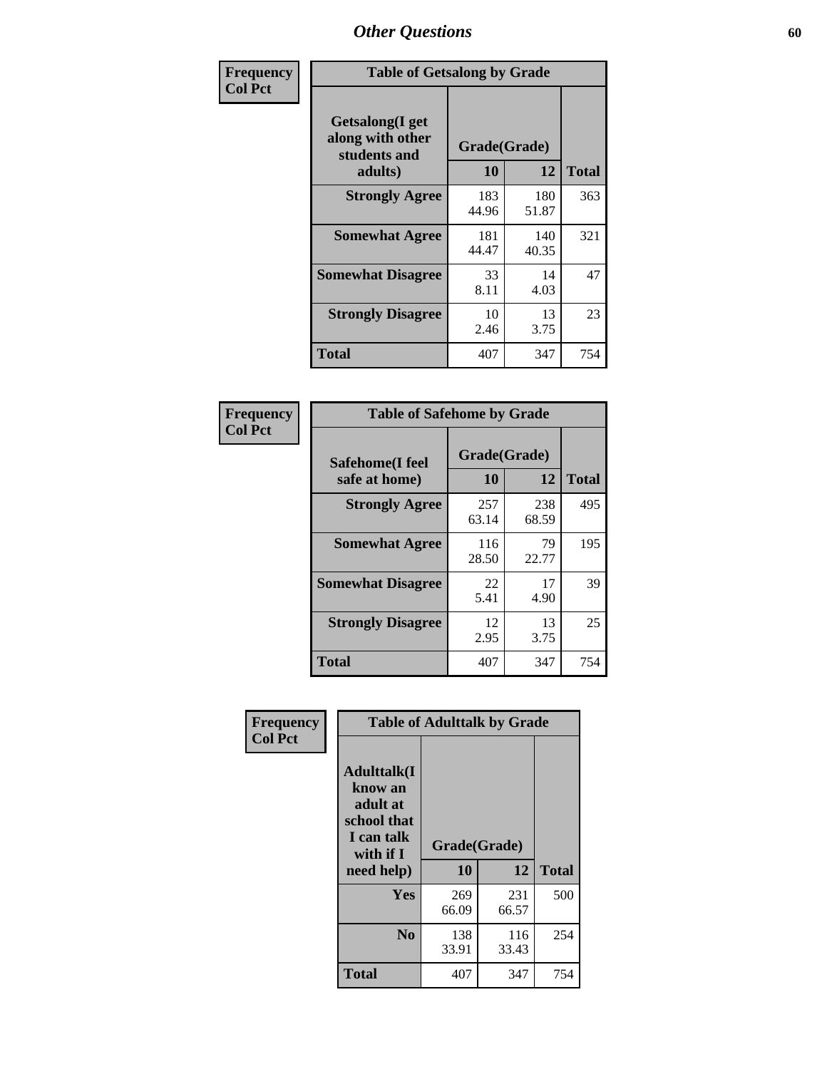## Other Questions

| Frequency<br>Col Pct | | | |
|---|---|---|---|

**Table of Getsalong by Grade**

| Getsalong(I get along with other students and adults) | Grade(Grade) | | |
|---|---|---|---|
| | 10 | 12 | Total |
| Strongly Agree | 183<br>44.96 | 180<br>51.87 | 363 |
| Somewhat Agree | 181<br>44.47 | 140<br>40.35 | 321 |
| Somewhat Disagree | 33<br>8.11 | 14<br>4.03 | 47 |
| Strongly Disagree | 10<br>2.46 | 13<br>3.75 | 23 |
| Total | 407 | 347 | 754 |

| Frequency<br>Col Pct | | | |
|---|---|---|---|

**Table of Safehome by Grade**

| Safehome(I feel safe at home) | Grade(Grade) | | |
|---|---|---|---|
| | 10 | 12 | Total |
| Strongly Agree | 257<br>63.14 | 238<br>68.59 | 495 |
| Somewhat Agree | 116<br>28.50 | 79<br>22.77 | 195 |
| Somewhat Disagree | 22<br>5.41 | 17<br>4.90 | 39 |
| Strongly Disagree | 12<br>2.95 | 13<br>3.75 | 25 |
| Total | 407 | 347 | 754 |

| Frequency<br>Col Pct | | | |
|---|---|---|---|

**Table of Adulttalk by Grade**

| Adulttalk(I know an adult at school that I can talk with if I need help) | Grade(Grade) | | |
|---|---|---|---|
| | 10 | 12 | Total |
| Yes | 269<br>66.09 | 231<br>66.57 | 500 |
| No | 138<br>33.91 | 116<br>33.43 | 254 |
| Total | 407 | 347 | 754 |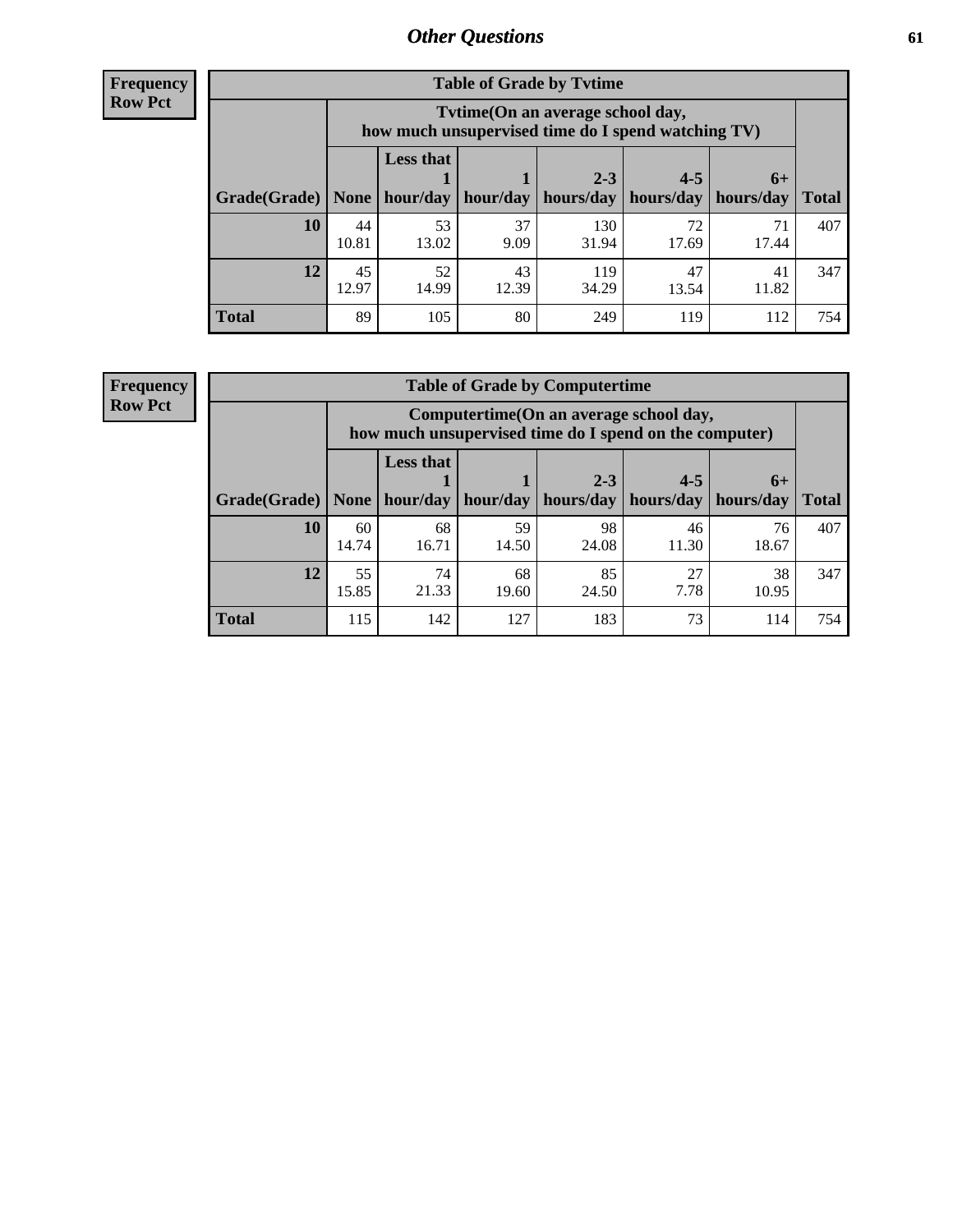**Frequency**
**Row Pct**

| Table of Grade by Tvtime | | | | | | | |
|---|---|---|---|---|---|---|---|
| | Tvtime(On an average school day, how much unsupervised time do I spend watching TV) | | | | | | |
| Grade(Grade) | None | Less that 1 hour/day | 1 hour/day | 2-3 hours/day | 4-5 hours/day | 6+ hours/day | Total |
| **10** | 44<br>10.81 | 53<br>13.02 | 37<br>9.09 | 130<br>31.94 | 72<br>17.69 | 71<br>17.44 | 407 |
| **12** | 45<br>12.97 | 52<br>14.99 | 43<br>12.39 | 119<br>34.29 | 47<br>13.54 | 41<br>11.82 | 347 |
| **Total** | 89 | 105 | 80 | 249 | 119 | 112 | 754 |

**Frequency**
**Row Pct**

| Table of Grade by Computertime | | | | | | | |
|---|---|---|---|---|---|---|---|
| | Computertime(On an average school day, how much unsupervised time do I spend on the computer) | | | | | | |
| Grade(Grade) | None | Less that 1 hour/day | 1 hour/day | 2-3 hours/day | 4-5 hours/day | 6+ hours/day | Total |
| **10** | 60<br>14.74 | 68<br>16.71 | 59<br>14.50 | 98<br>24.08 | 46<br>11.30 | 76<br>18.67 | 407 |
| **12** | 55<br>15.85 | 74<br>21.33 | 68<br>19.60 | 85<br>24.50 | 27<br>7.78 | 38<br>10.95 | 347 |
| **Total** | 115 | 142 | 127 | 183 | 73 | 114 | 754 |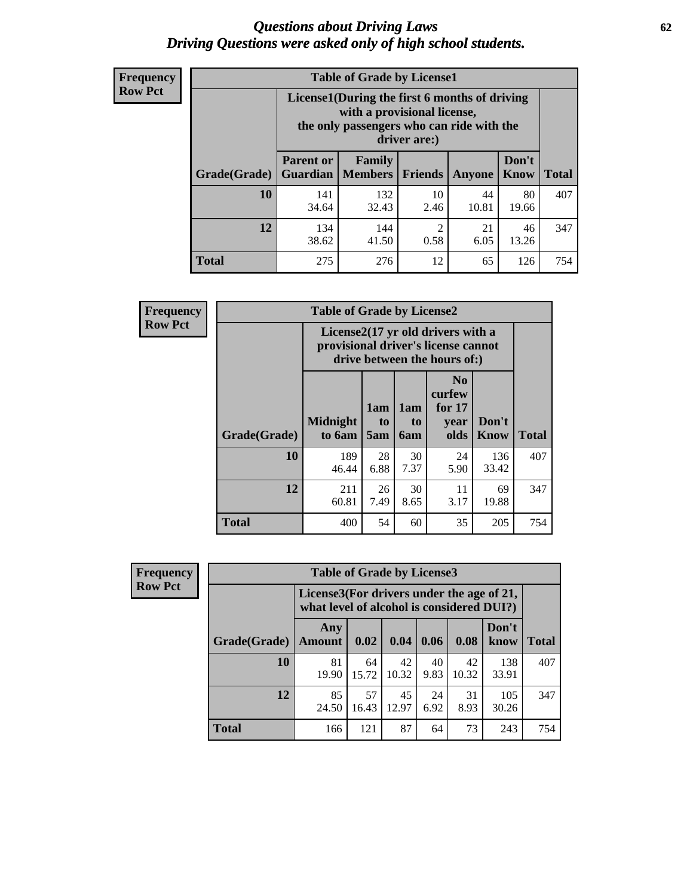# *Questions about Driving Laws*
## *Driving Questions were asked only of high school students.*

**Frequency**
**Row Pct**

| Table of Grade by License1 | | | | | | |
|---|---|---|---|---|---|---|
| | License1(During the first 6 months of driving with a provisional license, the only passengers who can ride with the driver are:) | | | | | |
| Grade(Grade) | Parent or Guardian | Family Members | Friends | Anyone | Don't Know | Total |
| **10** | 141<br>34.64 | 132<br>32.43 | 10<br>2.46 | 44<br>10.81 | 80<br>19.66 | 407 |
| **12** | 134<br>38.62 | 144<br>41.50 | 2<br>0.58 | 21<br>6.05 | 46<br>13.26 | 347 |
| **Total** | 275 | 276 | 12 | 65 | 126 | 754 |

**Frequency**
**Row Pct**

| Table of Grade by License2 | | | | | | |
|---|---|---|---|---|---|---|
| | License2(17 yr old drivers with a provisional driver's license cannot drive between the hours of:) | | | | | |
| Grade(Grade) | Midnight to 6am | 1am to 5am | 1am to 6am | No curfew for 17 year olds | Don't Know | Total |
| **10** | 189<br>46.44 | 28<br>6.88 | 30<br>7.37 | 24<br>5.90 | 136<br>33.42 | 407 |
| **12** | 211<br>60.81 | 26<br>7.49 | 30<br>8.65 | 11<br>3.17 | 69<br>19.88 | 347 |
| **Total** | 400 | 54 | 60 | 35 | 205 | 754 |

**Frequency**
**Row Pct**

| Table of Grade by License3 | | | | | | | |
|---|---|---|---|---|---|---|---|
| | License3(For drivers under the age of 21, what level of alcohol is considered DUI?) | | | | | | |
| Grade(Grade) | Any Amount | 0.02 | 0.04 | 0.06 | 0.08 | Don't know | Total |
| **10** | 81<br>19.90 | 64<br>15.72 | 42<br>10.32 | 40<br>9.83 | 42<br>10.32 | 138<br>33.91 | 407 |
| **12** | 85<br>24.50 | 57<br>16.43 | 45<br>12.97 | 24<br>6.92 | 31<br>8.93 | 105<br>30.26 | 347 |
| **Total** | 166 | 121 | 87 | 64 | 73 | 243 | 754 |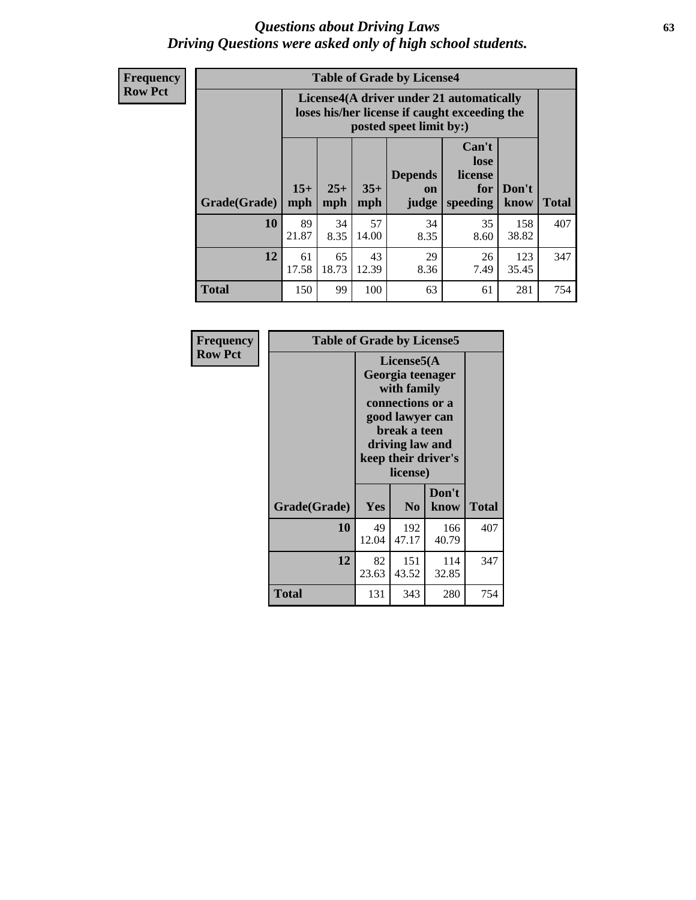# *Questions about Driving Laws*
# *Driving Questions were asked only of high school students.*

**Frequency**
**Row Pct**

| Table of Grade by License4 | | | | | | | |
|---|---|---|---|---|---|---|---|
| | License4(A driver under 21 automatically loses his/her license if caught exceeding the posted speet limit by:) | | | | | | |
| Grade(Grade) | 15+ mph | 25+ mph | 35+ mph | Depends on judge | Can't lose license for speeding | Don't know | Total |
| **10** | 89<br>21.87 | 34<br>8.35 | 57<br>14.00 | 34<br>8.35 | 35<br>8.60 | 158<br>38.82 | 407 |
| **12** | 61<br>17.58 | 65<br>18.73 | 43<br>12.39 | 29<br>8.36 | 26<br>7.49 | 123<br>35.45 | 347 |
| **Total** | 150 | 99 | 100 | 63 | 61 | 281 | 754 |

**Frequency**
**Row Pct**

| Table of Grade by License5 | | | | |
|---|---|---|---|---|
| | License5(A Georgia teenager with family connections or a good lawyer can break a teen driving law and keep their driver's license) | | | |
| Grade(Grade) | Yes | No | Don't know | Total |
| **10** | 49<br>12.04 | 192<br>47.17 | 166<br>40.79 | 407 |
| **12** | 82<br>23.63 | 151<br>43.52 | 114<br>32.85 | 347 |
| **Total** | 131 | 343 | 280 | 754 |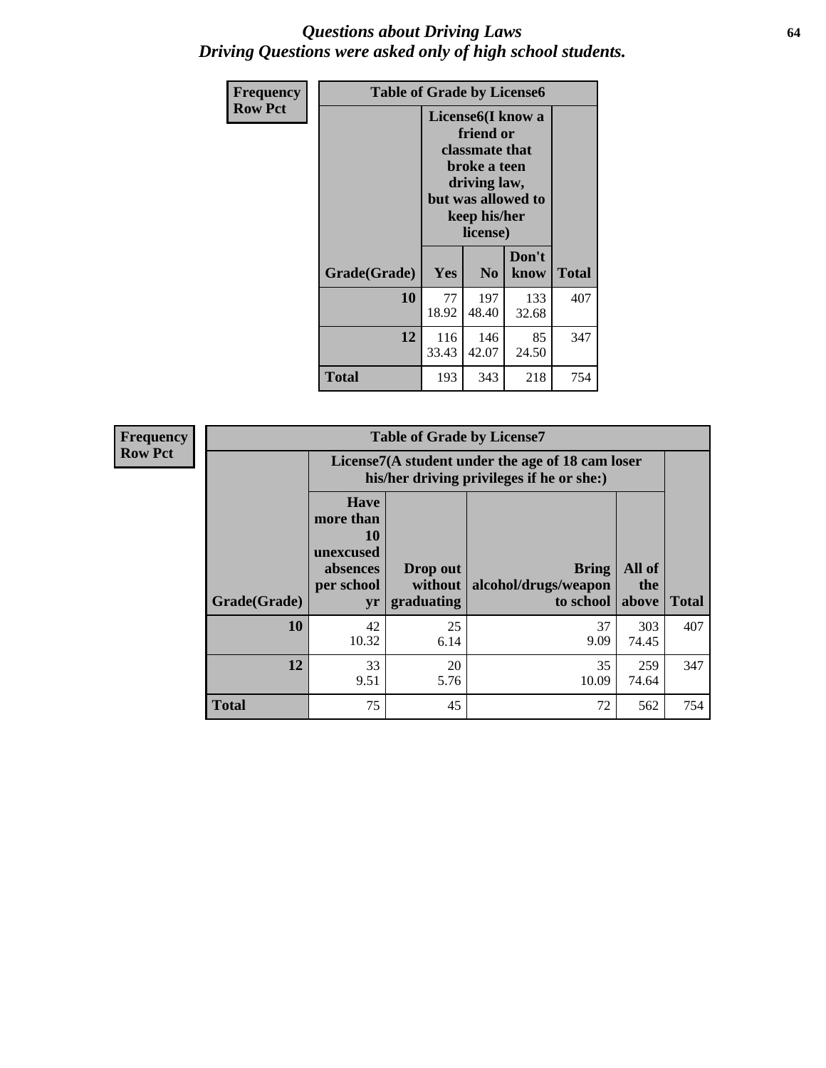# *Questions about Driving Laws*
# *Driving Questions were asked only of high school students.*

| Frequency<br>Row Pct | Table of Grade by License6 | | | |
|---|---|---|---|---|
| | License6(I know a friend or classmate that broke a teen driving law, but was allowed to keep his/her license) | | | |
| Grade(Grade) | Yes | No | Don't know | Total |
| 10 | 77<br>18.92 | 197<br>48.40 | 133<br>32.68 | 407 |
| 12 | 116<br>33.43 | 146<br>42.07 | 85<br>24.50 | 347 |
| Total | 193 | 343 | 218 | 754 |

| Frequency<br>Row Pct | Table of Grade by License7 | | | | |
|---|---|---|---|---|---|
| | License7(A student under the age of 18 cam loser his/her driving privileges if he or she:) | | | | |
| Grade(Grade) | Have more than 10 unexcused absences per school yr | Drop out without graduating | Bring alcohol/drugs/weapon to school | All of the above | Total |
| 10 | 42<br>10.32 | 25<br>6.14 | 37<br>9.09 | 303<br>74.45 | 407 |
| 12 | 33<br>9.51 | 20<br>5.76 | 35<br>10.09 | 259<br>74.64 | 347 |
| Total | 75 | 45 | 72 | 562 | 754 |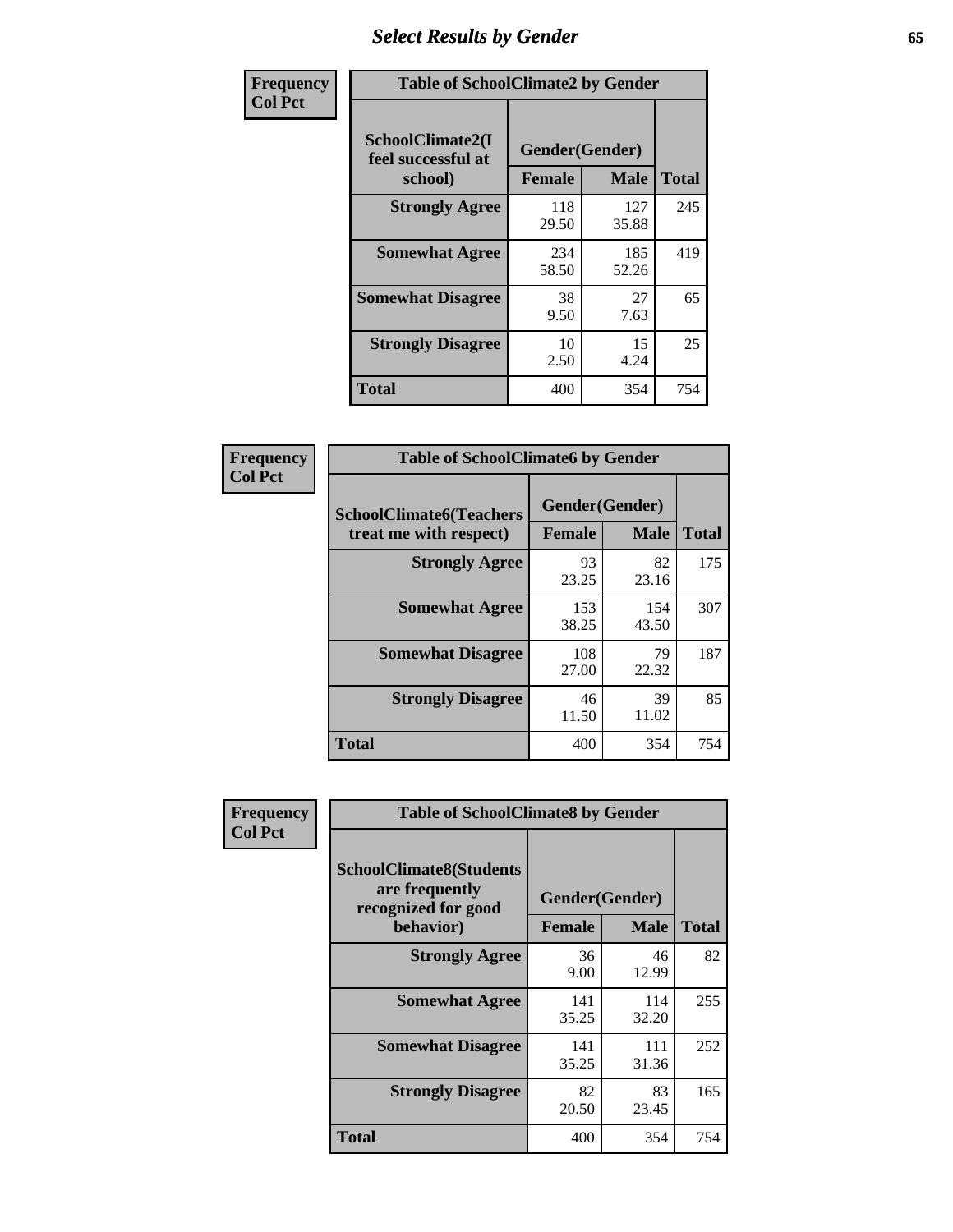# Select Results by Gender

| Frequency<br>Col Pct | | | |
|---|---|---|---|

**Table of SchoolClimate2 by Gender**

| SchoolClimate2(I feel successful at school) | Gender(Gender) | | |
|---|---|---|---|
| | Female | Male | Total |
| Strongly Agree | 118<br>29.50 | 127<br>35.88 | 245 |
| Somewhat Agree | 234<br>58.50 | 185<br>52.26 | 419 |
| Somewhat Disagree | 38<br>9.50 | 27<br>7.63 | 65 |
| Strongly Disagree | 10<br>2.50 | 15<br>4.24 | 25 |
| Total | 400 | 354 | 754 |

| Frequency<br>Col Pct | | | |
|---|---|---|---|

**Table of SchoolClimate6 by Gender**

| SchoolClimate6(Teachers treat me with respect) | Gender(Gender) | | |
|---|---|---|---|
| | Female | Male | Total |
| Strongly Agree | 93<br>23.25 | 82<br>23.16 | 175 |
| Somewhat Agree | 153<br>38.25 | 154<br>43.50 | 307 |
| Somewhat Disagree | 108<br>27.00 | 79<br>22.32 | 187 |
| Strongly Disagree | 46<br>11.50 | 39<br>11.02 | 85 |
| Total | 400 | 354 | 754 |

| Frequency<br>Col Pct | | | |
|---|---|---|---|

**Table of SchoolClimate8 by Gender**

| SchoolClimate8(Students are frequently recognized for good behavior) | Gender(Gender) | | |
|---|---|---|---|
| | Female | Male | Total |
| Strongly Agree | 36<br>9.00 | 46<br>12.99 | 82 |
| Somewhat Agree | 141<br>35.25 | 114<br>32.20 | 255 |
| Somewhat Disagree | 141<br>35.25 | 111<br>31.36 | 252 |
| Strongly Disagree | 82<br>20.50 | 83<br>23.45 | 165 |
| Total | 400 | 354 | 754 |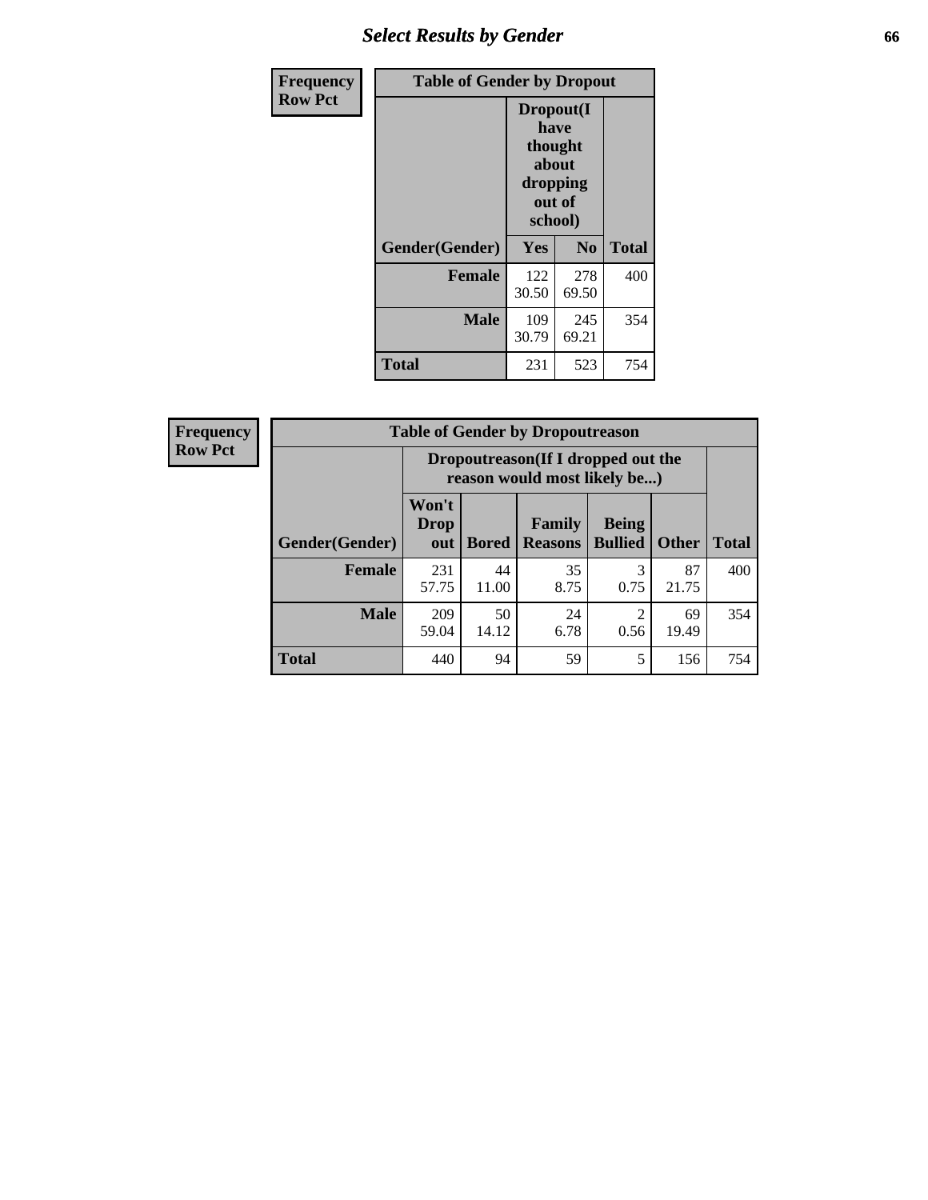## Select Results by Gender

**Frequency**
**Row Pct**

**Table of Gender by Dropout**

| Gender(Gender) | Dropout(I have thought about dropping out of school) Yes | No | Total |
|---|---|---|---|
| **Female** | 122<br>30.50 | 278<br>69.50 | 400 |
| **Male** | 109<br>30.79 | 245<br>69.21 | 354 |
| **Total** | 231 | 523 | 754 |

**Frequency**
**Row Pct**

**Table of Gender by Dropoutreason**

| | Dropoutreason(If I dropped out the reason would most likely be...) | | | | | |
|---|---|---|---|---|---|---|
| **Gender(Gender)** | **Won't Drop out** | **Bored** | **Family Reasons** | **Being Bullied** | **Other** | **Total** |
| **Female** | 231<br>57.75 | 44<br>11.00 | 35<br>8.75 | 3<br>0.75 | 87<br>21.75 | 400 |
| **Male** | 209<br>59.04 | 50<br>14.12 | 24<br>6.78 | 2<br>0.56 | 69<br>19.49 | 354 |
| **Total** | 440 | 94 | 59 | 5 | 156 | 754 |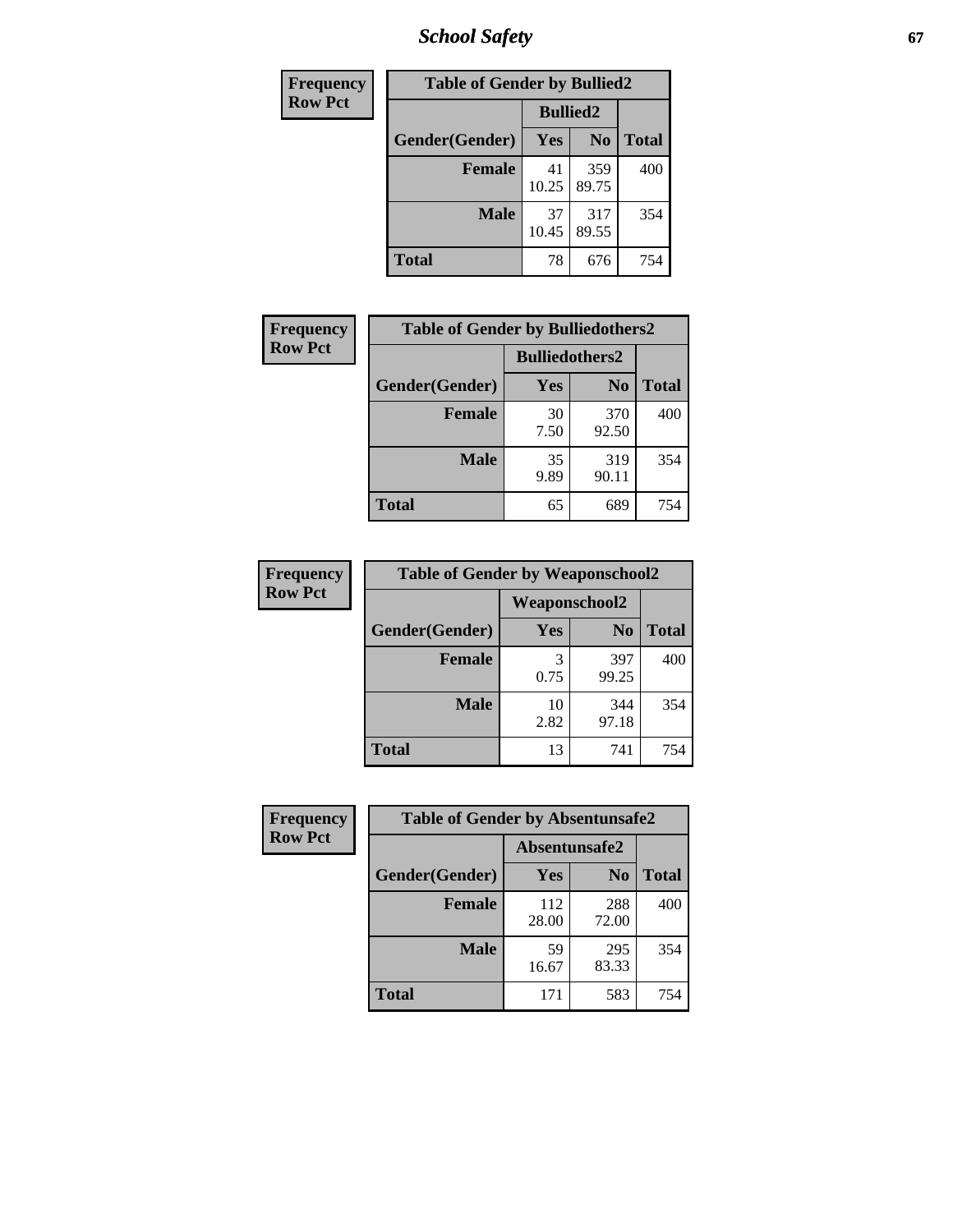| Frequency<br>Row Pct | Table of Gender by Bullied2 | | |
|---|---|---|---|
| | Bullied2 | | |
| Gender(Gender) | Yes | No | Total |
| Female | 41<br>10.25 | 359<br>89.75 | 400 |
| Male | 37<br>10.45 | 317<br>89.55 | 354 |
| Total | 78 | 676 | 754 |

| Frequency<br>Row Pct | Table of Gender by Bulliedothers2 | | |
|---|---|---|---|
| | Bulliedothers2 | | |
| Gender(Gender) | Yes | No | Total |
| Female | 30<br>7.50 | 370<br>92.50 | 400 |
| Male | 35<br>9.89 | 319<br>90.11 | 354 |
| Total | 65 | 689 | 754 |

| Frequency<br>Row Pct | Table of Gender by Weaponschool2 | | |
|---|---|---|---|
| | Weaponschool2 | | |
| Gender(Gender) | Yes | No | Total |
| Female | 3<br>0.75 | 397<br>99.25 | 400 |
| Male | 10<br>2.82 | 344<br>97.18 | 354 |
| Total | 13 | 741 | 754 |

| Frequency<br>Row Pct | Table of Gender by Absentunsafe2 | | |
|---|---|---|---|
| | Absentunsafe2 | | |
| Gender(Gender) | Yes | No | Total |
| Female | 112<br>28.00 | 288<br>72.00 | 400 |
| Male | 59<br>16.67 | 295<br>83.33 | 354 |
| Total | 171 | 583 | 754 |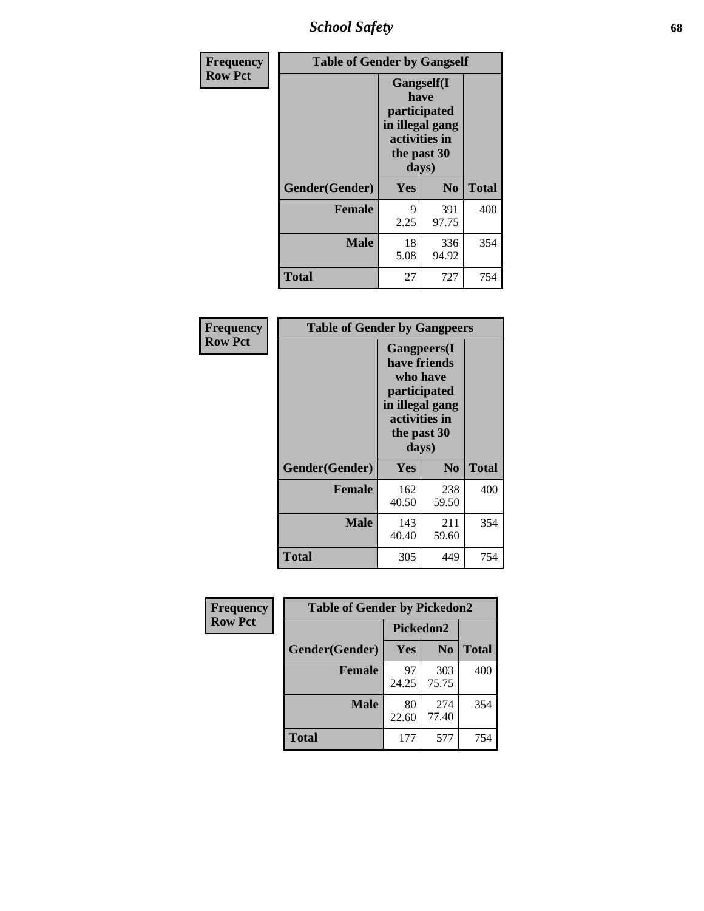| Frequency Row Pct | Table of Gender by Gangself | | |
|---|---|---|---|
| | Gangself(I have participated in illegal gang activities in the past 30 days) | | |
| Gender(Gender) | Yes | No | Total |
| Female | 9<br>2.25 | 391<br>97.75 | 400 |
| Male | 18<br>5.08 | 336<br>94.92 | 354 |
| Total | 27 | 727 | 754 |

| Frequency Row Pct | Table of Gender by Gangpeers | | |
|---|---|---|---|
| | Gangpeers(I have friends who have participated in illegal gang activities in the past 30 days) | | |
| Gender(Gender) | Yes | No | Total |
| Female | 162<br>40.50 | 238<br>59.50 | 400 |
| Male | 143<br>40.40 | 211<br>59.60 | 354 |
| Total | 305 | 449 | 754 |

| Frequency Row Pct | Table of Gender by Pickedon2 | | |
|---|---|---|---|
| | Pickedon2 | | |
| Gender(Gender) | Yes | No | Total |
| Female | 97<br>24.25 | 303<br>75.75 | 400 |
| Male | 80<br>22.60 | 274<br>77.40 | 354 |
| Total | 177 | 577 | 754 |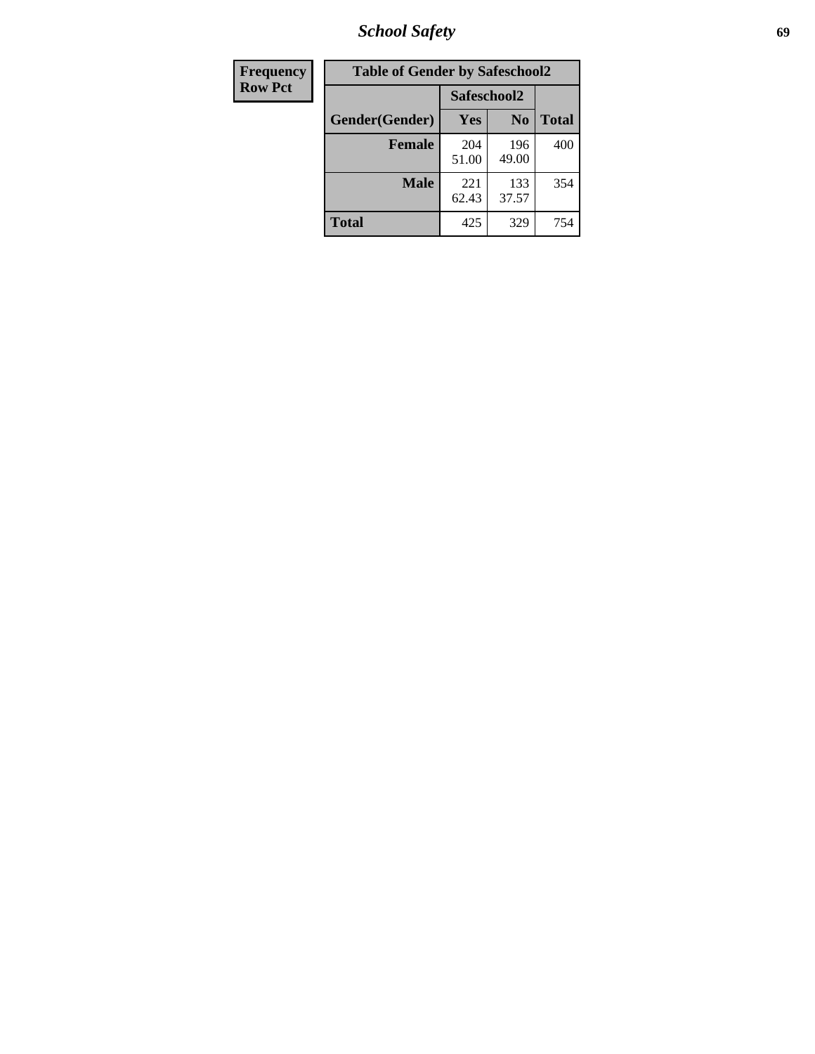| Frequency Row Pct |
|---|

**Table of Gender by Safeschool2**

| Gender(Gender) | Safeschool2 | | Total |
|---|---|---|---|
| | Yes | No | |
| Female | 204<br>51.00 | 196<br>49.00 | 400 |
| Male | 221<br>62.43 | 133<br>37.57 | 354 |
| Total | 425 | 329 | 754 |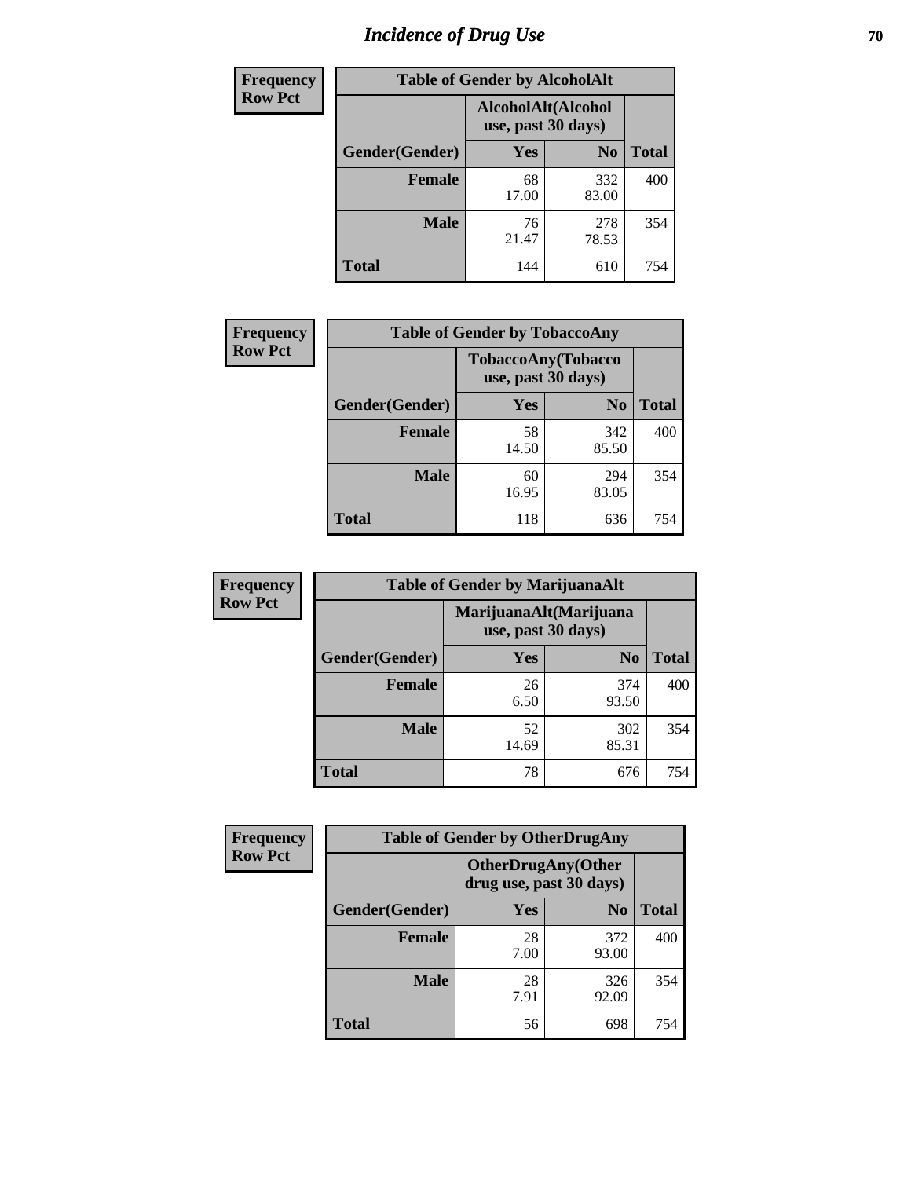# Incidence of Drug Use

| Frequency Row Pct | Table of Gender by AlcoholAlt | | |
|---|---|---|---|
| | AlcoholAlt(Alcohol use, past 30 days) | | |
| Gender(Gender) | Yes | No | Total |
| Female | 68<br>17.00 | 332<br>83.00 | 400 |
| Male | 76<br>21.47 | 278<br>78.53 | 354 |
| Total | 144 | 610 | 754 |

| Frequency Row Pct | Table of Gender by TobaccoAny | | |
|---|---|---|---|
| | TobaccoAny(Tobacco use, past 30 days) | | |
| Gender(Gender) | Yes | No | Total |
| Female | 58<br>14.50 | 342<br>85.50 | 400 |
| Male | 60<br>16.95 | 294<br>83.05 | 354 |
| Total | 118 | 636 | 754 |

| Frequency Row Pct | Table of Gender by MarijuanaAlt | | |
|---|---|---|---|
| | MarijuanaAlt(Marijuana use, past 30 days) | | |
| Gender(Gender) | Yes | No | Total |
| Female | 26<br>6.50 | 374<br>93.50 | 400 |
| Male | 52<br>14.69 | 302<br>85.31 | 354 |
| Total | 78 | 676 | 754 |

| Frequency Row Pct | Table of Gender by OtherDrugAny | | |
|---|---|---|---|
| | OtherDrugAny(Other drug use, past 30 days) | | |
| Gender(Gender) | Yes | No | Total |
| Female | 28<br>7.00 | 372<br>93.00 | 400 |
| Male | 28<br>7.91 | 326<br>92.09 | 354 |
| Total | 56 | 698 | 754 |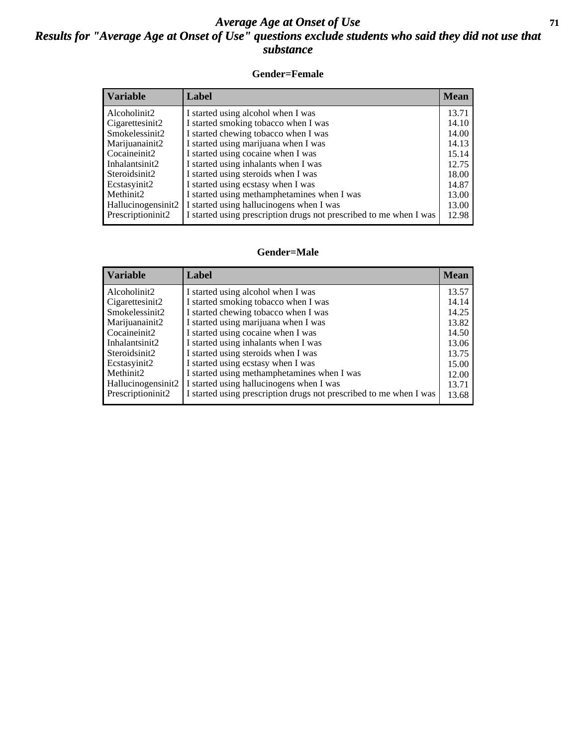# *Average Age at Onset of Use*

## *Results for "Average Age at Onset of Use" questions exclude students who said they did not use that substance*

### Gender=Female

| Variable | Label | Mean |
|---|---|---|
| Alcoholinit2 | I started using alcohol when I was | 13.71 |
| Cigarettesinit2 | I started smoking tobacco when I was | 14.10 |
| Smokelessinit2 | I started chewing tobacco when I was | 14.00 |
| Marijuanainit2 | I started using marijuana when I was | 14.13 |
| Cocaineinit2 | I started using cocaine when I was | 15.14 |
| Inhalantsinit2 | I started using inhalants when I was | 12.75 |
| Steroidsinit2 | I started using steroids when I was | 18.00 |
| Ecstasyinit2 | I started using ecstasy when I was | 14.87 |
| Methinit2 | I started using methamphetamines when I was | 13.00 |
| Hallucinogensinit2 | I started using hallucinogens when I was | 13.00 |
| Prescriptioninit2 | I started using prescription drugs not prescribed to me when I was | 12.98 |

### Gender=Male

| Variable | Label | Mean |
|---|---|---|
| Alcoholinit2 | I started using alcohol when I was | 13.57 |
| Cigarettesinit2 | I started smoking tobacco when I was | 14.14 |
| Smokelessinit2 | I started chewing tobacco when I was | 14.25 |
| Marijuanainit2 | I started using marijuana when I was | 13.82 |
| Cocaineinit2 | I started using cocaine when I was | 14.50 |
| Inhalantsinit2 | I started using inhalants when I was | 13.06 |
| Steroidsinit2 | I started using steroids when I was | 13.75 |
| Ecstasyinit2 | I started using ecstasy when I was | 15.00 |
| Methinit2 | I started using methamphetamines when I was | 12.00 |
| Hallucinogensinit2 | I started using hallucinogens when I was | 13.71 |
| Prescriptioninit2 | I started using prescription drugs not prescribed to me when I was | 13.68 |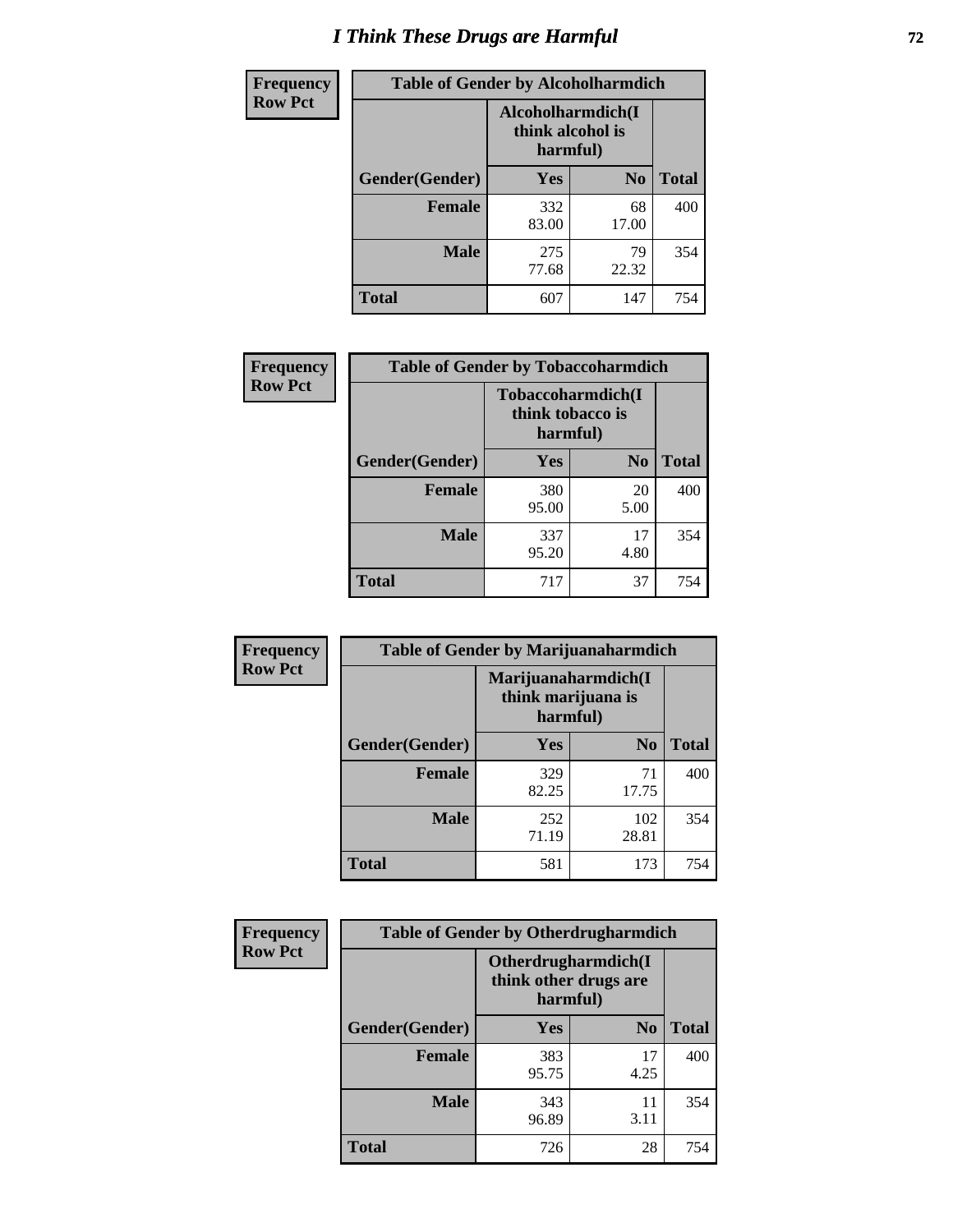# I Think These Drugs are Harmful

| Frequency Row Pct | Table of Gender by Alcoholharmdich | | |
|---|---|---|---|
| | Alcoholharmdich(I think alcohol is harmful) | | |
| Gender(Gender) | Yes | No | Total |
| Female | 332<br>83.00 | 68<br>17.00 | 400 |
| Male | 275<br>77.68 | 79<br>22.32 | 354 |
| Total | 607 | 147 | 754 |

| Frequency Row Pct | Table of Gender by Tobaccoharmdich | | |
|---|---|---|---|
| | Tobaccoharmdich(I think tobacco is harmful) | | |
| Gender(Gender) | Yes | No | Total |
| Female | 380<br>95.00 | 20<br>5.00 | 400 |
| Male | 337<br>95.20 | 17<br>4.80 | 354 |
| Total | 717 | 37 | 754 |

| Frequency Row Pct | Table of Gender by Marijuanaharmdich | | |
|---|---|---|---|
| | Marijuanaharmdich(I think marijuana is harmful) | | |
| Gender(Gender) | Yes | No | Total |
| Female | 329<br>82.25 | 71<br>17.75 | 400 |
| Male | 252<br>71.19 | 102<br>28.81 | 354 |
| Total | 581 | 173 | 754 |

| Frequency Row Pct | Table of Gender by Otherdrugharmdich | | |
|---|---|---|---|
| | Otherdrugharmdich(I think other drugs are harmful) | | |
| Gender(Gender) | Yes | No | Total |
| Female | 383<br>95.75 | 17<br>4.25 | 400 |
| Male | 343<br>96.89 | 11<br>3.11 | 354 |
| Total | 726 | 28 | 754 |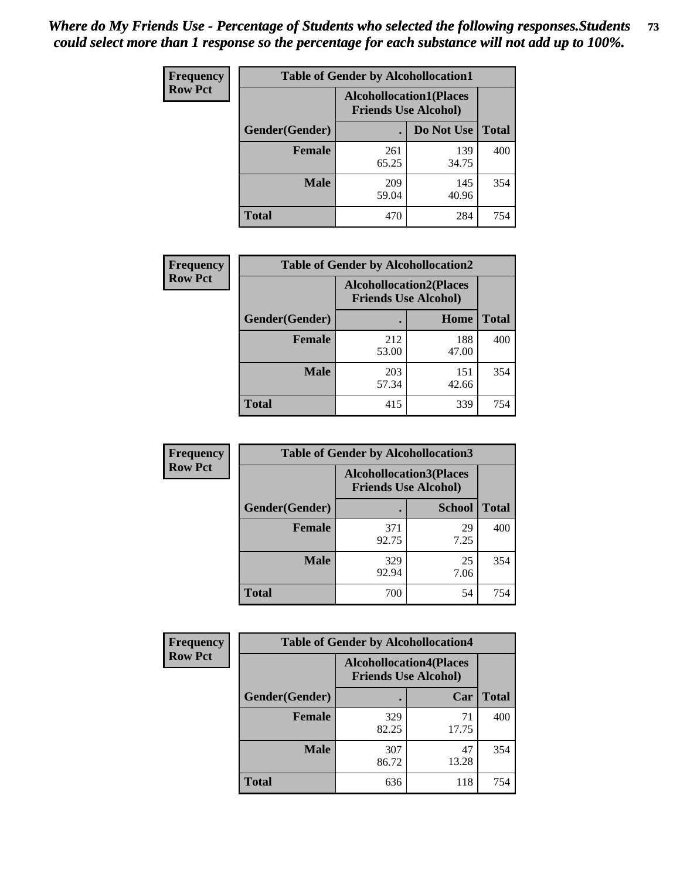*Where do My Friends Use - Percentage of Students who selected the following responses.Students could select more than 1 response so the percentage for each substance will not add up to 100%.*

**Frequency Row Pct**

| Table of Gender by Alcohollocation1 | | | |
|---|---|---|---|
| | Alcohollocation1(Places Friends Use Alcohol) | | |
| Gender(Gender) | . | Do Not Use | Total |
| Female | 261<br>65.25 | 139<br>34.75 | 400 |
| Male | 209<br>59.04 | 145<br>40.96 | 354 |
| Total | 470 | 284 | 754 |

**Frequency Row Pct**

| Table of Gender by Alcohollocation2 | | | |
|---|---|---|---|
| | Alcohollocation2(Places Friends Use Alcohol) | | |
| Gender(Gender) | . | Home | Total |
| Female | 212<br>53.00 | 188<br>47.00 | 400 |
| Male | 203<br>57.34 | 151<br>42.66 | 354 |
| Total | 415 | 339 | 754 |

**Frequency Row Pct**

| Table of Gender by Alcohollocation3 | | | |
|---|---|---|---|
| | Alcohollocation3(Places Friends Use Alcohol) | | |
| Gender(Gender) | . | School | Total |
| Female | 371<br>92.75 | 29<br>7.25 | 400 |
| Male | 329<br>92.94 | 25<br>7.06 | 354 |
| Total | 700 | 54 | 754 |

**Frequency Row Pct**

| Table of Gender by Alcohollocation4 | | | |
|---|---|---|---|
| | Alcohollocation4(Places Friends Use Alcohol) | | |
| Gender(Gender) | . | Car | Total |
| Female | 329<br>82.25 | 71<br>17.75 | 400 |
| Male | 307<br>86.72 | 47<br>13.28 | 354 |
| Total | 636 | 118 | 754 |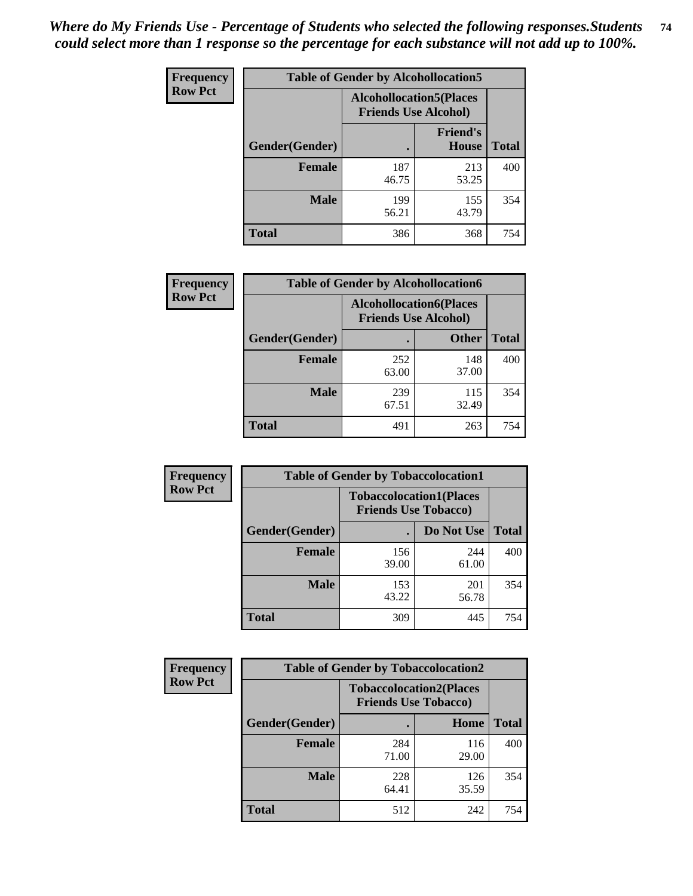*Where do My Friends Use - Percentage of Students who selected the following responses.Students could select more than 1 response so the percentage for each substance will not add up to 100%.*

**Frequency Row Pct**

| Table of Gender by Alcohollocation5 | | | |
|---|---|---|---|
| | Alcohollocation5(Places Friends Use Alcohol) | | |
| Gender(Gender) | . | Friend's House | Total |
| **Female** | 187<br>46.75 | 213<br>53.25 | 400 |
| **Male** | 199<br>56.21 | 155<br>43.79 | 354 |
| **Total** | 386 | 368 | 754 |

**Frequency Row Pct**

| Table of Gender by Alcohollocation6 | | | |
|---|---|---|---|
| | Alcohollocation6(Places Friends Use Alcohol) | | |
| Gender(Gender) | . | Other | Total |
| **Female** | 252<br>63.00 | 148<br>37.00 | 400 |
| **Male** | 239<br>67.51 | 115<br>32.49 | 354 |
| **Total** | 491 | 263 | 754 |

**Frequency Row Pct**

| Table of Gender by Tobaccolocation1 | | | |
|---|---|---|---|
| | Tobaccolocation1(Places Friends Use Tobacco) | | |
| Gender(Gender) | . | Do Not Use | Total |
| **Female** | 156<br>39.00 | 244<br>61.00 | 400 |
| **Male** | 153<br>43.22 | 201<br>56.78 | 354 |
| **Total** | 309 | 445 | 754 |

**Frequency Row Pct**

| Table of Gender by Tobaccolocation2 | | | |
|---|---|---|---|
| | Tobaccolocation2(Places Friends Use Tobacco) | | |
| Gender(Gender) | . | Home | Total |
| **Female** | 284<br>71.00 | 116<br>29.00 | 400 |
| **Male** | 228<br>64.41 | 126<br>35.59 | 354 |
| **Total** | 512 | 242 | 754 |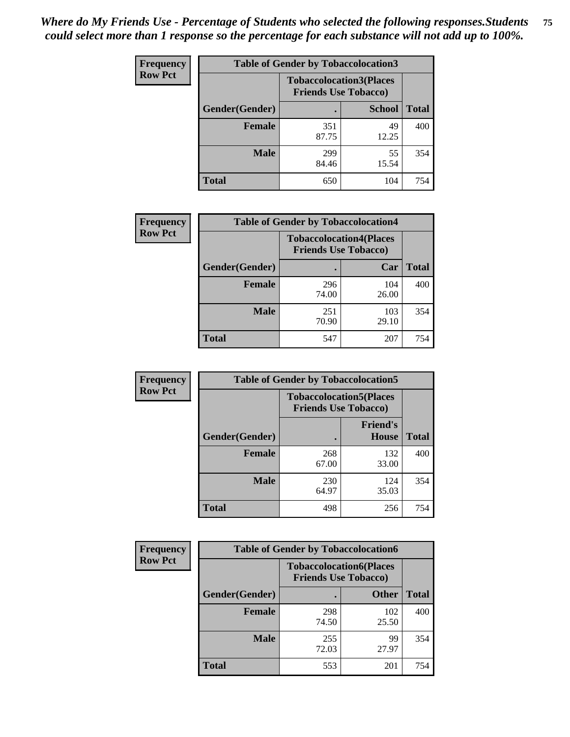*Where do My Friends Use - Percentage of Students who selected the following responses.Students could select more than 1 response so the percentage for each substance will not add up to 100%.*

**Frequency / Row Pct**

| Table of Gender by Tobaccolocation3 | | | |
|---|---|---|---|
| | Tobaccolocation3(Places Friends Use Tobacco) | | |
| Gender(Gender) | . | School | Total |
| Female | 351<br>87.75 | 49<br>12.25 | 400 |
| Male | 299<br>84.46 | 55<br>15.54 | 354 |
| Total | 650 | 104 | 754 |

**Frequency / Row Pct**

| Table of Gender by Tobaccolocation4 | | | |
|---|---|---|---|
| | Tobaccolocation4(Places Friends Use Tobacco) | | |
| Gender(Gender) | . | Car | Total |
| Female | 296<br>74.00 | 104<br>26.00 | 400 |
| Male | 251<br>70.90 | 103<br>29.10 | 354 |
| Total | 547 | 207 | 754 |

**Frequency / Row Pct**

| Table of Gender by Tobaccolocation5 | | | |
|---|---|---|---|
| | Tobaccolocation5(Places Friends Use Tobacco) | | |
| Gender(Gender) | . | Friend's House | Total |
| Female | 268<br>67.00 | 132<br>33.00 | 400 |
| Male | 230<br>64.97 | 124<br>35.03 | 354 |
| Total | 498 | 256 | 754 |

**Frequency / Row Pct**

| Table of Gender by Tobaccolocation6 | | | |
|---|---|---|---|
| | Tobaccolocation6(Places Friends Use Tobacco) | | |
| Gender(Gender) | . | Other | Total |
| Female | 298<br>74.50 | 102<br>25.50 | 400 |
| Male | 255<br>72.03 | 99<br>27.97 | 354 |
| Total | 553 | 201 | 754 |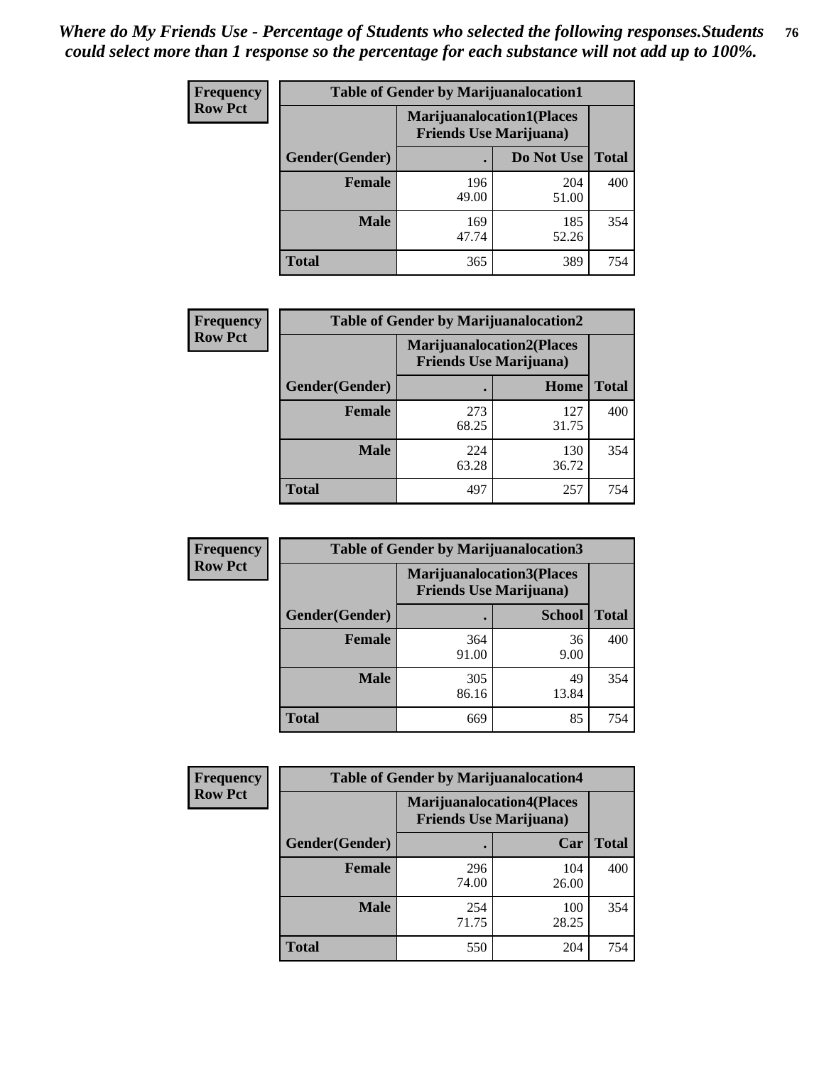*Where do My Friends Use - Percentage of Students who selected the following responses.Students could select more than 1 response so the percentage for each substance will not add up to 100%.*

**Frequency Row Pct**

| Table of Gender by Marijuanalocation1 | | | |
|---|---|---|---|
| | Marijuanalocation1(Places Friends Use Marijuana) | | |
| Gender(Gender) | . | Do Not Use | Total |
| **Female** | 196<br>49.00 | 204<br>51.00 | 400 |
| **Male** | 169<br>47.74 | 185<br>52.26 | 354 |
| **Total** | 365 | 389 | 754 |

**Frequency Row Pct**

| Table of Gender by Marijuanalocation2 | | | |
|---|---|---|---|
| | Marijuanalocation2(Places Friends Use Marijuana) | | |
| Gender(Gender) | . | Home | Total |
| **Female** | 273<br>68.25 | 127<br>31.75 | 400 |
| **Male** | 224<br>63.28 | 130<br>36.72 | 354 |
| **Total** | 497 | 257 | 754 |

**Frequency Row Pct**

| Table of Gender by Marijuanalocation3 | | | |
|---|---|---|---|
| | Marijuanalocation3(Places Friends Use Marijuana) | | |
| Gender(Gender) | . | School | Total |
| **Female** | 364<br>91.00 | 36<br>9.00 | 400 |
| **Male** | 305<br>86.16 | 49<br>13.84 | 354 |
| **Total** | 669 | 85 | 754 |

**Frequency Row Pct**

| Table of Gender by Marijuanalocation4 | | | |
|---|---|---|---|
| | Marijuanalocation4(Places Friends Use Marijuana) | | |
| Gender(Gender) | . | Car | Total |
| **Female** | 296<br>74.00 | 104<br>26.00 | 400 |
| **Male** | 254<br>71.75 | 100<br>28.25 | 354 |
| **Total** | 550 | 204 | 754 |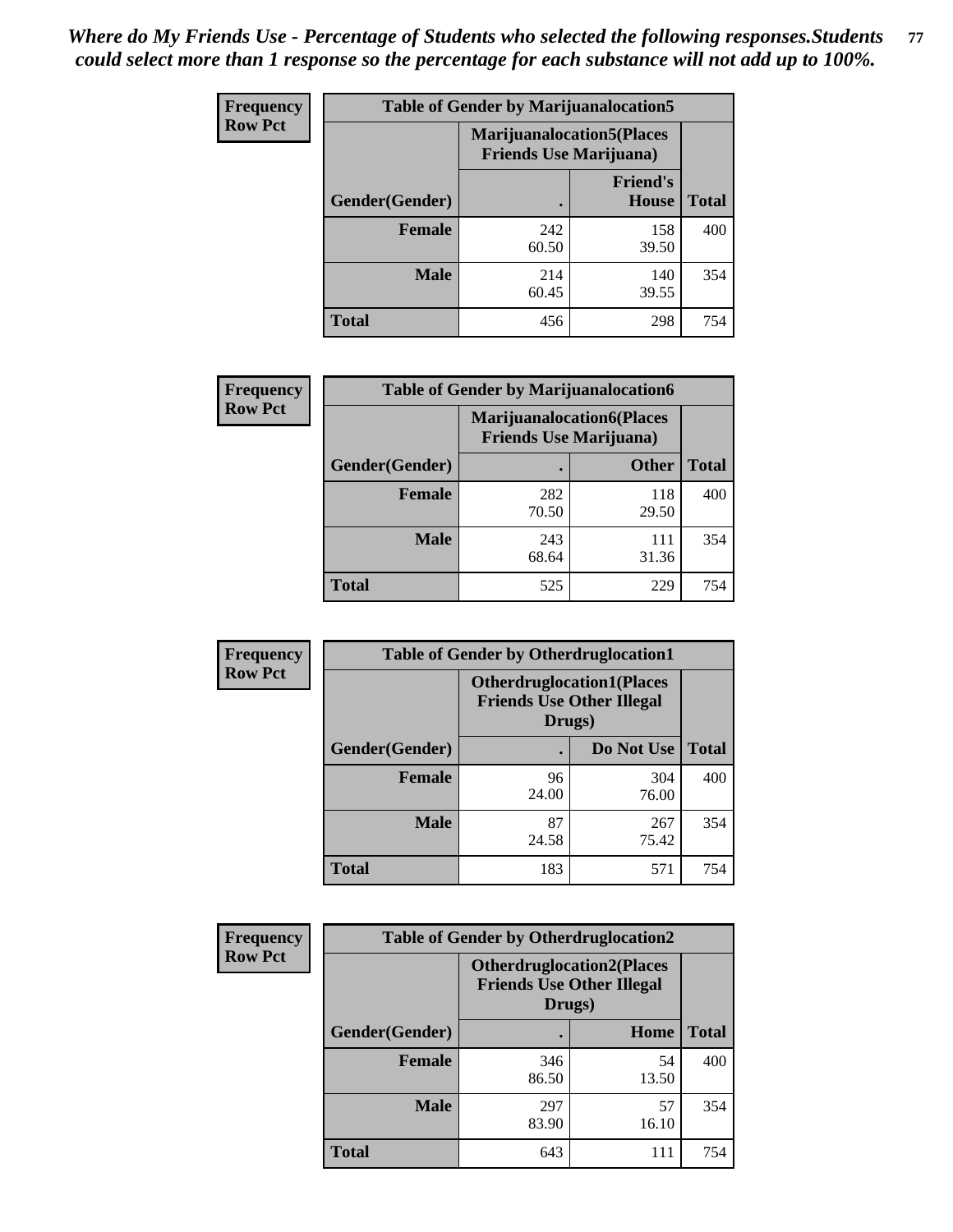*Where do My Friends Use - Percentage of Students who selected the following responses.Students could select more than 1 response so the percentage for each substance will not add up to 100%.*

**Frequency**
**Row Pct**

| Table of Gender by Marijuanalocation5 | | | |
|---|---|---|---|
| | Marijuanalocation5(Places Friends Use Marijuana) | | |
| Gender(Gender) | . | Friend's House | Total |
| **Female** | 242<br>60.50 | 158<br>39.50 | 400 |
| **Male** | 214<br>60.45 | 140<br>39.55 | 354 |
| **Total** | 456 | 298 | 754 |

**Frequency**
**Row Pct**

| Table of Gender by Marijuanalocation6 | | | |
|---|---|---|---|
| | Marijuanalocation6(Places Friends Use Marijuana) | | |
| Gender(Gender) | . | Other | Total |
| **Female** | 282<br>70.50 | 118<br>29.50 | 400 |
| **Male** | 243<br>68.64 | 111<br>31.36 | 354 |
| **Total** | 525 | 229 | 754 |

**Frequency**
**Row Pct**

| Table of Gender by Otherdruglocation1 | | | |
|---|---|---|---|
| | Otherdruglocation1(Places Friends Use Other Illegal Drugs) | | |
| Gender(Gender) | . | Do Not Use | Total |
| **Female** | 96<br>24.00 | 304<br>76.00 | 400 |
| **Male** | 87<br>24.58 | 267<br>75.42 | 354 |
| **Total** | 183 | 571 | 754 |

**Frequency**
**Row Pct**

| Table of Gender by Otherdruglocation2 | | | |
|---|---|---|---|
| | Otherdruglocation2(Places Friends Use Other Illegal Drugs) | | |
| Gender(Gender) | . | Home | Total |
| **Female** | 346<br>86.50 | 54<br>13.50 | 400 |
| **Male** | 297<br>83.90 | 57<br>16.10 | 354 |
| **Total** | 643 | 111 | 754 |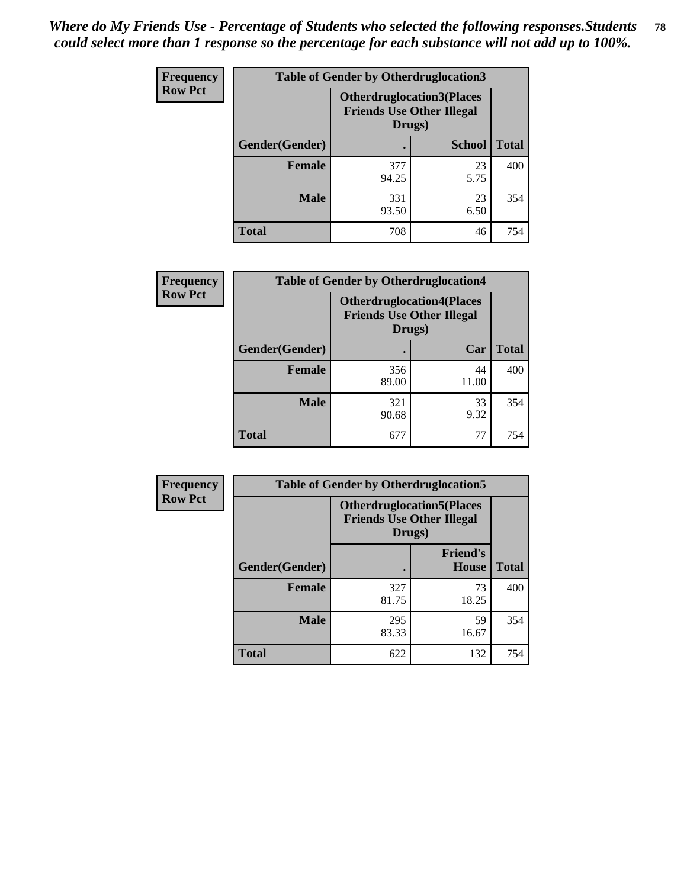*Where do My Friends Use - Percentage of Students who selected the following responses.Students could select more than 1 response so the percentage for each substance will not add up to 100%.*

**Frequency Row Pct**

| Table of Gender by Otherdruglocation3 | | | |
|---|---|---|---|
| | Otherdruglocation3(Places Friends Use Other Illegal Drugs) | | |
| Gender(Gender) | . | School | Total |
| Female | 377<br>94.25 | 23<br>5.75 | 400 |
| Male | 331<br>93.50 | 23<br>6.50 | 354 |
| Total | 708 | 46 | 754 |

**Frequency Row Pct**

| Table of Gender by Otherdruglocation4 | | | |
|---|---|---|---|
| | Otherdruglocation4(Places Friends Use Other Illegal Drugs) | | |
| Gender(Gender) | . | Car | Total |
| Female | 356<br>89.00 | 44<br>11.00 | 400 |
| Male | 321<br>90.68 | 33<br>9.32 | 354 |
| Total | 677 | 77 | 754 |

**Frequency Row Pct**

| Table of Gender by Otherdruglocation5 | | | |
|---|---|---|---|
| | Otherdruglocation5(Places Friends Use Other Illegal Drugs) | | |
| Gender(Gender) | . | Friend's House | Total |
| Female | 327<br>81.75 | 73<br>18.25 | 400 |
| Male | 295<br>83.33 | 59<br>16.67 | 354 |
| Total | 622 | 132 | 754 |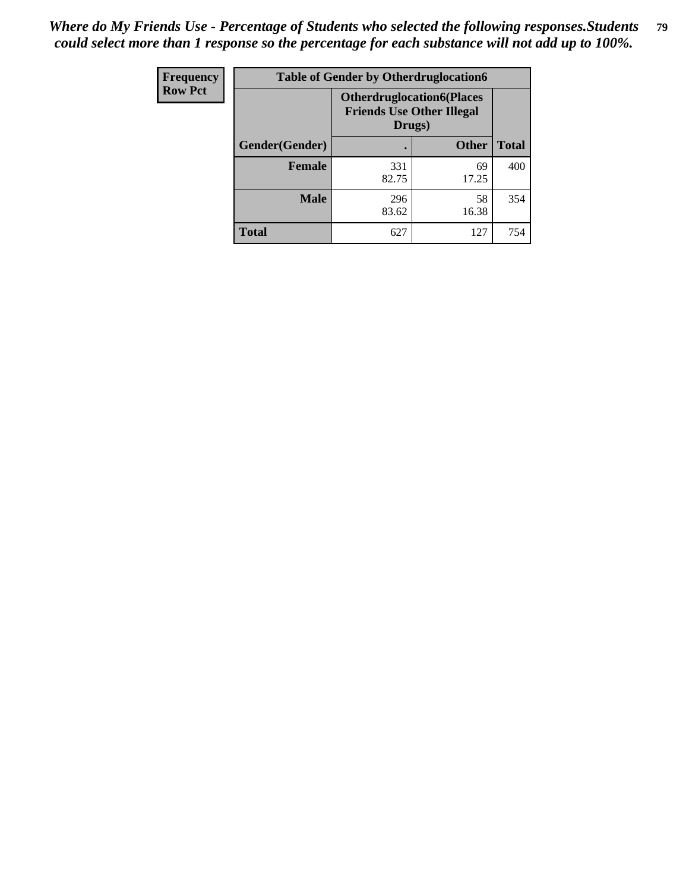*Where do My Friends Use - Percentage of Students who selected the following responses.Students could select more than 1 response so the percentage for each substance will not add up to 100%.*

| Frequency Row Pct | Table of Gender by Otherdruglocation6 | | |
|---|---|---|---|
| | **Otherdruglocation6(Places Friends Use Other Illegal Drugs)** | | |
| **Gender(Gender)** | **.** | **Other** | **Total** |
| **Female** | 331<br>82.75 | 69<br>17.25 | 400 |
| **Male** | 296<br>83.62 | 58<br>16.38 | 354 |
| **Total** | 627 | 127 | 754 |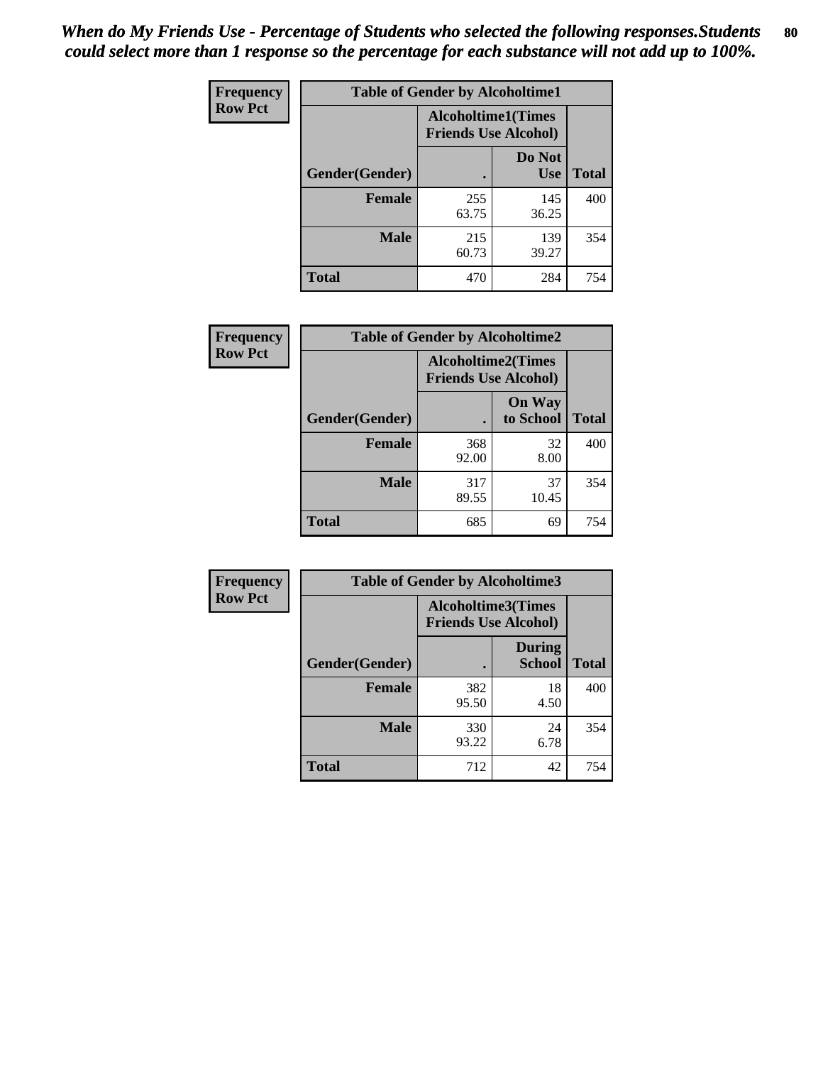*When do My Friends Use - Percentage of Students who selected the following responses.Students could select more than 1 response so the percentage for each substance will not add up to 100%.*

**Frequency**
**Row Pct**

| Table of Gender by Alcoholtime1 | | | |
|---|---|---|---|
| | Alcoholtime1(Times Friends Use Alcohol) | | |
| Gender(Gender) | . | Do Not Use | Total |
| **Female** | 255<br>63.75 | 145<br>36.25 | 400 |
| **Male** | 215<br>60.73 | 139<br>39.27 | 354 |
| **Total** | 470 | 284 | 754 |

**Frequency**
**Row Pct**

| Table of Gender by Alcoholtime2 | | | |
|---|---|---|---|
| | Alcoholtime2(Times Friends Use Alcohol) | | |
| Gender(Gender) | . | On Way to School | Total |
| **Female** | 368<br>92.00 | 32<br>8.00 | 400 |
| **Male** | 317<br>89.55 | 37<br>10.45 | 354 |
| **Total** | 685 | 69 | 754 |

**Frequency**
**Row Pct**

| Table of Gender by Alcoholtime3 | | | |
|---|---|---|---|
| | Alcoholtime3(Times Friends Use Alcohol) | | |
| Gender(Gender) | . | During School | Total |
| **Female** | 382<br>95.50 | 18<br>4.50 | 400 |
| **Male** | 330<br>93.22 | 24<br>6.78 | 354 |
| **Total** | 712 | 42 | 754 |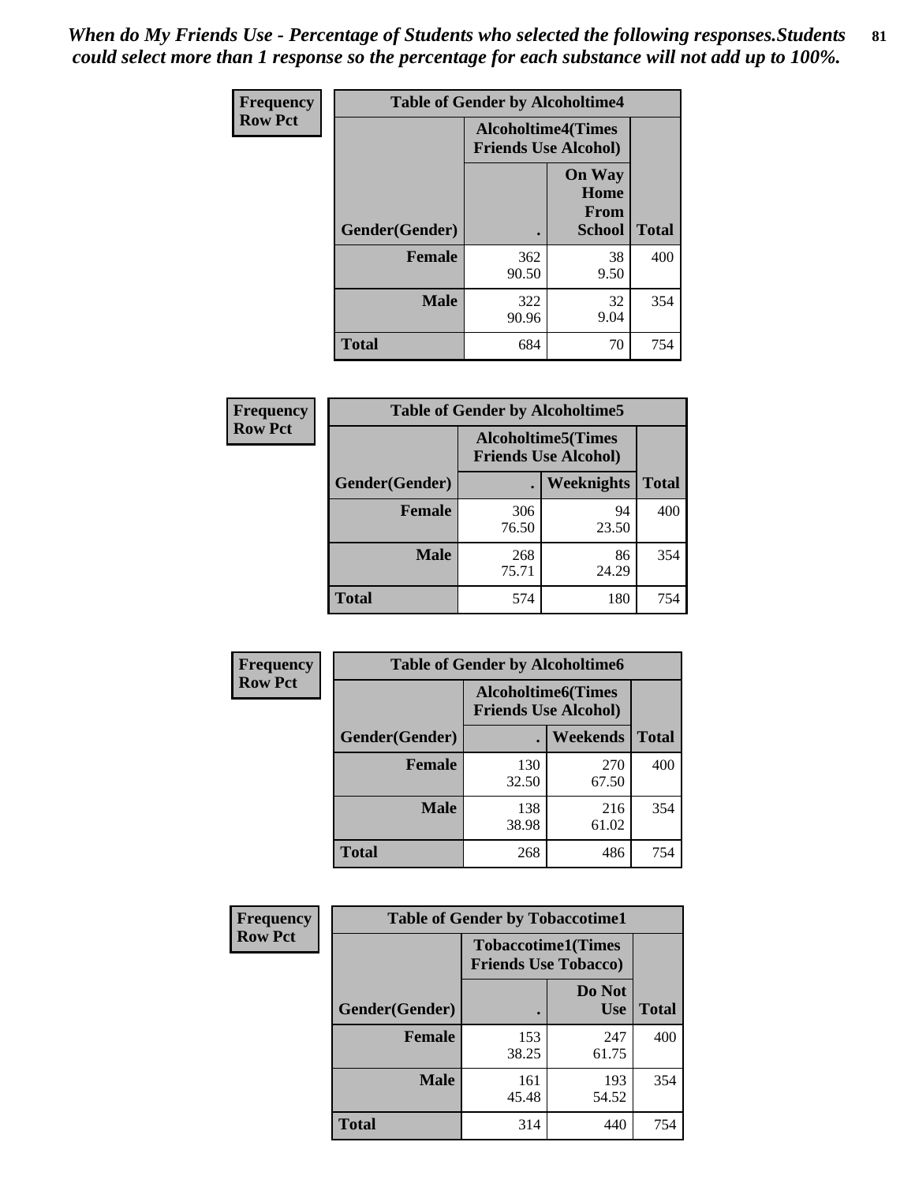*When do My Friends Use - Percentage of Students who selected the following responses.Students could select more than 1 response so the percentage for each substance will not add up to 100%.*

**Frequency**
**Row Pct**

| Table of Gender by Alcoholtime4 | | | |
|---|---|---|---|
| | Alcoholtime4(Times Friends Use Alcohol) | | |
| Gender(Gender) | . | On Way Home From School | Total |
| **Female** | 362<br>90.50 | 38<br>9.50 | 400 |
| **Male** | 322<br>90.96 | 32<br>9.04 | 354 |
| **Total** | 684 | 70 | 754 |

**Frequency**
**Row Pct**

| Table of Gender by Alcoholtime5 | | | |
|---|---|---|---|
| | Alcoholtime5(Times Friends Use Alcohol) | | |
| Gender(Gender) | . | Weeknights | Total |
| **Female** | 306<br>76.50 | 94<br>23.50 | 400 |
| **Male** | 268<br>75.71 | 86<br>24.29 | 354 |
| **Total** | 574 | 180 | 754 |

**Frequency**
**Row Pct**

| Table of Gender by Alcoholtime6 | | | |
|---|---|---|---|
| | Alcoholtime6(Times Friends Use Alcohol) | | |
| Gender(Gender) | . | Weekends | Total |
| **Female** | 130<br>32.50 | 270<br>67.50 | 400 |
| **Male** | 138<br>38.98 | 216<br>61.02 | 354 |
| **Total** | 268 | 486 | 754 |

**Frequency**
**Row Pct**

| Table of Gender by Tobaccotime1 | | | |
|---|---|---|---|
| | Tobaccotime1(Times Friends Use Tobacco) | | |
| Gender(Gender) | . | Do Not Use | Total |
| **Female** | 153<br>38.25 | 247<br>61.75 | 400 |
| **Male** | 161<br>45.48 | 193<br>54.52 | 354 |
| **Total** | 314 | 440 | 754 |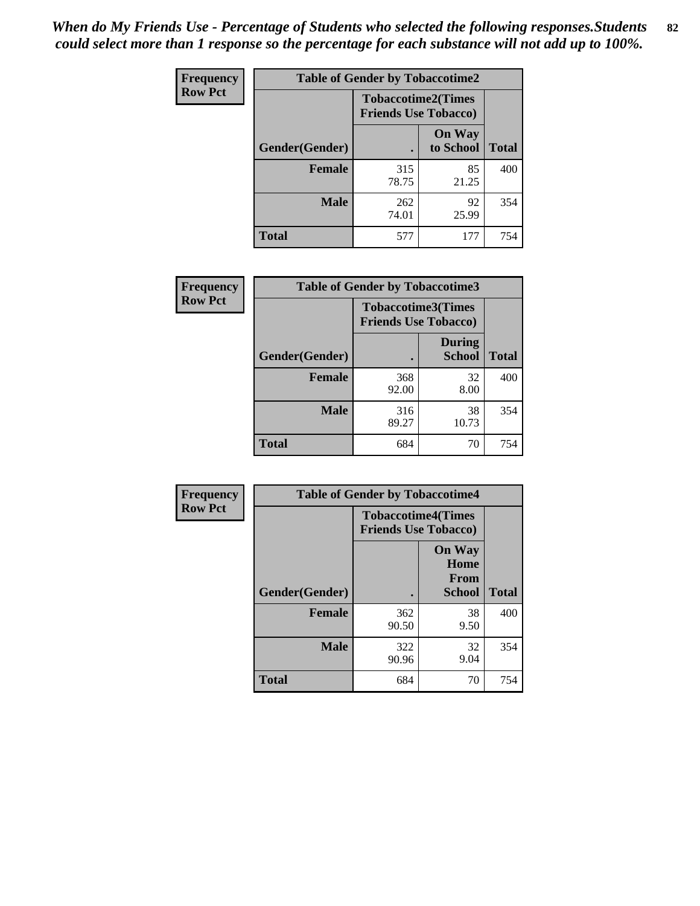*When do My Friends Use - Percentage of Students who selected the following responses.Students could select more than 1 response so the percentage for each substance will not add up to 100%.*

| Frequency Row Pct | Table of Gender by Tobaccotime2 | | |
|---|---|---|---|
| | Tobaccotime2(Times Friends Use Tobacco) | | |
| Gender(Gender) | . | On Way to School | Total |
| **Female** | 315<br>78.75 | 85<br>21.25 | 400 |
| **Male** | 262<br>74.01 | 92<br>25.99 | 354 |
| **Total** | 577 | 177 | 754 |

| Frequency Row Pct | Table of Gender by Tobaccotime3 | | |
|---|---|---|---|
| | Tobaccotime3(Times Friends Use Tobacco) | | |
| Gender(Gender) | . | During School | Total |
| **Female** | 368<br>92.00 | 32<br>8.00 | 400 |
| **Male** | 316<br>89.27 | 38<br>10.73 | 354 |
| **Total** | 684 | 70 | 754 |

| Frequency Row Pct | Table of Gender by Tobaccotime4 | | |
|---|---|---|---|
| | Tobaccotime4(Times Friends Use Tobacco) | | |
| Gender(Gender) | . | On Way Home From School | Total |
| **Female** | 362<br>90.50 | 38<br>9.50 | 400 |
| **Male** | 322<br>90.96 | 32<br>9.04 | 354 |
| **Total** | 684 | 70 | 754 |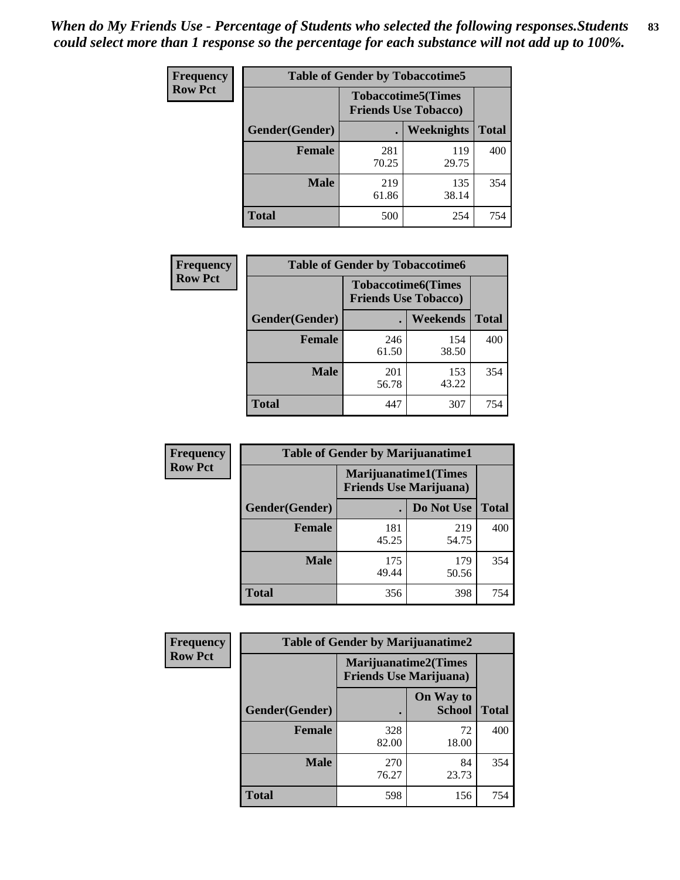*When do My Friends Use - Percentage of Students who selected the following responses.Students could select more than 1 response so the percentage for each substance will not add up to 100%.*

**Frequency**
**Row Pct**

| Table of Gender by Tobaccotime5 | | | |
|---|---|---|---|
| | Tobaccotime5(Times Friends Use Tobacco) | | |
| Gender(Gender) | . | Weeknights | Total |
| Female | 281<br>70.25 | 119<br>29.75 | 400 |
| Male | 219<br>61.86 | 135<br>38.14 | 354 |
| Total | 500 | 254 | 754 |

**Frequency**
**Row Pct**

| Table of Gender by Tobaccotime6 | | | |
|---|---|---|---|
| | Tobaccotime6(Times Friends Use Tobacco) | | |
| Gender(Gender) | . | Weekends | Total |
| Female | 246<br>61.50 | 154<br>38.50 | 400 |
| Male | 201<br>56.78 | 153<br>43.22 | 354 |
| Total | 447 | 307 | 754 |

**Frequency**
**Row Pct**

| Table of Gender by Marijuanatime1 | | | |
|---|---|---|---|
| | Marijuanatime1(Times Friends Use Marijuana) | | |
| Gender(Gender) | . | Do Not Use | Total |
| Female | 181<br>45.25 | 219<br>54.75 | 400 |
| Male | 175<br>49.44 | 179<br>50.56 | 354 |
| Total | 356 | 398 | 754 |

**Frequency**
**Row Pct**

| Table of Gender by Marijuanatime2 | | | |
|---|---|---|---|
| | Marijuanatime2(Times Friends Use Marijuana) | | |
| Gender(Gender) | . | On Way to School | Total |
| Female | 328<br>82.00 | 72<br>18.00 | 400 |
| Male | 270<br>76.27 | 84<br>23.73 | 354 |
| Total | 598 | 156 | 754 |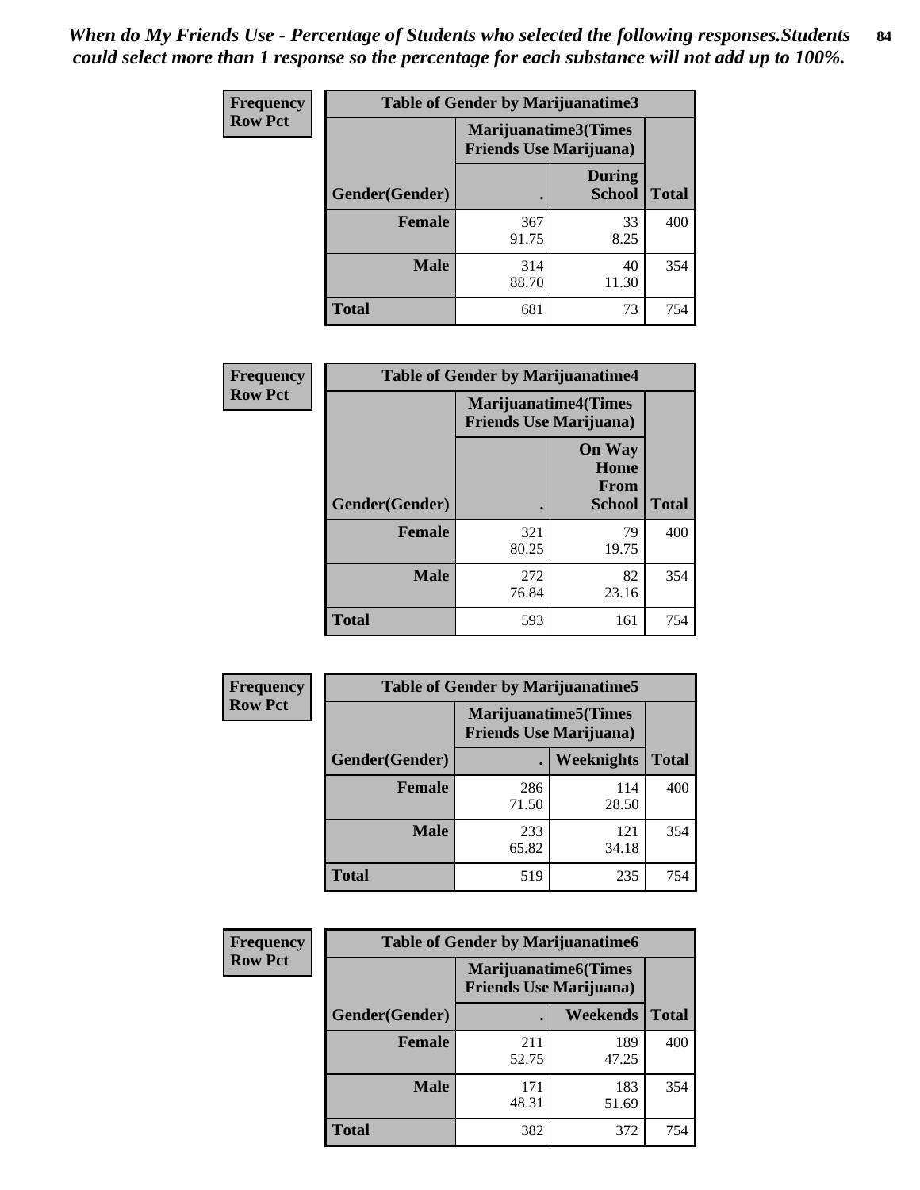*When do My Friends Use - Percentage of Students who selected the following responses.Students could select more than 1 response so the percentage for each substance will not add up to 100%.*

**Frequency Row Pct**

| Table of Gender by Marijuanatime3 | | | |
|---|---|---|---|
| | Marijuanatime3(Times Friends Use Marijuana) | | |
| Gender(Gender) | . | During School | Total |
| Female | 367<br>91.75 | 33<br>8.25 | 400 |
| Male | 314<br>88.70 | 40<br>11.30 | 354 |
| Total | 681 | 73 | 754 |

**Frequency Row Pct**

| Table of Gender by Marijuanatime4 | | | |
|---|---|---|---|
| | Marijuanatime4(Times Friends Use Marijuana) | | |
| Gender(Gender) | . | On Way Home From School | Total |
| Female | 321<br>80.25 | 79<br>19.75 | 400 |
| Male | 272<br>76.84 | 82<br>23.16 | 354 |
| Total | 593 | 161 | 754 |

**Frequency Row Pct**

| Table of Gender by Marijuanatime5 | | | |
|---|---|---|---|
| | Marijuanatime5(Times Friends Use Marijuana) | | |
| Gender(Gender) | . | Weeknights | Total |
| Female | 286<br>71.50 | 114<br>28.50 | 400 |
| Male | 233<br>65.82 | 121<br>34.18 | 354 |
| Total | 519 | 235 | 754 |

**Frequency Row Pct**

| Table of Gender by Marijuanatime6 | | | |
|---|---|---|---|
| | Marijuanatime6(Times Friends Use Marijuana) | | |
| Gender(Gender) | . | Weekends | Total |
| Female | 211<br>52.75 | 189<br>47.25 | 400 |
| Male | 171<br>48.31 | 183<br>51.69 | 354 |
| Total | 382 | 372 | 754 |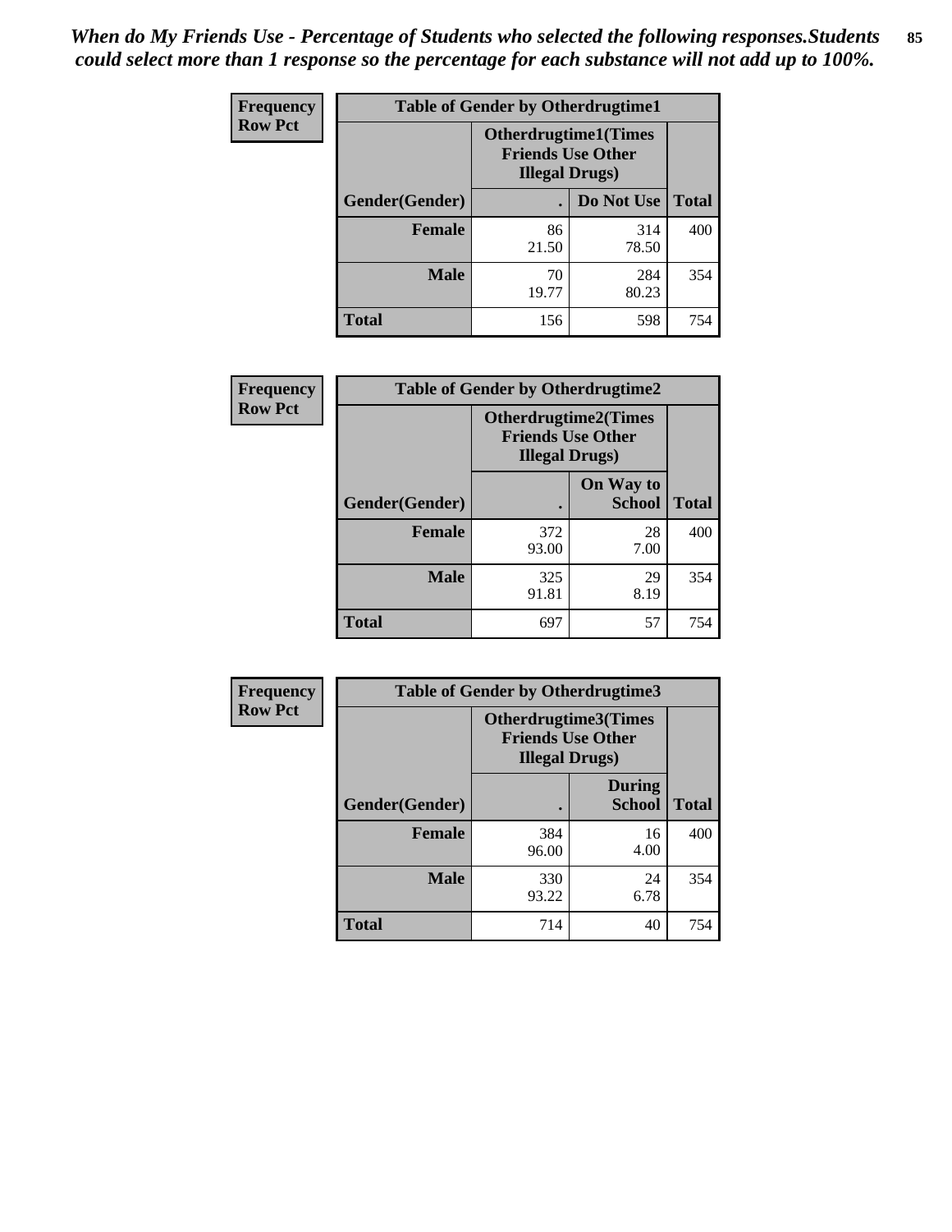*When do My Friends Use - Percentage of Students who selected the following responses.Students could select more than 1 response so the percentage for each substance will not add up to 100%.*

**Frequency**
**Row Pct**

| Table of Gender by Otherdrugtime1 | | | |
|---|---|---|---|
| | Otherdrugtime1(Times Friends Use Other Illegal Drugs) | | |
| Gender(Gender) | . | Do Not Use | Total |
| **Female** | 86<br>21.50 | 314<br>78.50 | 400 |
| **Male** | 70<br>19.77 | 284<br>80.23 | 354 |
| **Total** | 156 | 598 | 754 |

**Frequency**
**Row Pct**

| Table of Gender by Otherdrugtime2 | | | |
|---|---|---|---|
| | Otherdrugtime2(Times Friends Use Other Illegal Drugs) | | |
| Gender(Gender) | . | On Way to School | Total |
| **Female** | 372<br>93.00 | 28<br>7.00 | 400 |
| **Male** | 325<br>91.81 | 29<br>8.19 | 354 |
| **Total** | 697 | 57 | 754 |

**Frequency**
**Row Pct**

| Table of Gender by Otherdrugtime3 | | | |
|---|---|---|---|
| | Otherdrugtime3(Times Friends Use Other Illegal Drugs) | | |
| Gender(Gender) | . | During School | Total |
| **Female** | 384<br>96.00 | 16<br>4.00 | 400 |
| **Male** | 330<br>93.22 | 24<br>6.78 | 354 |
| **Total** | 714 | 40 | 754 |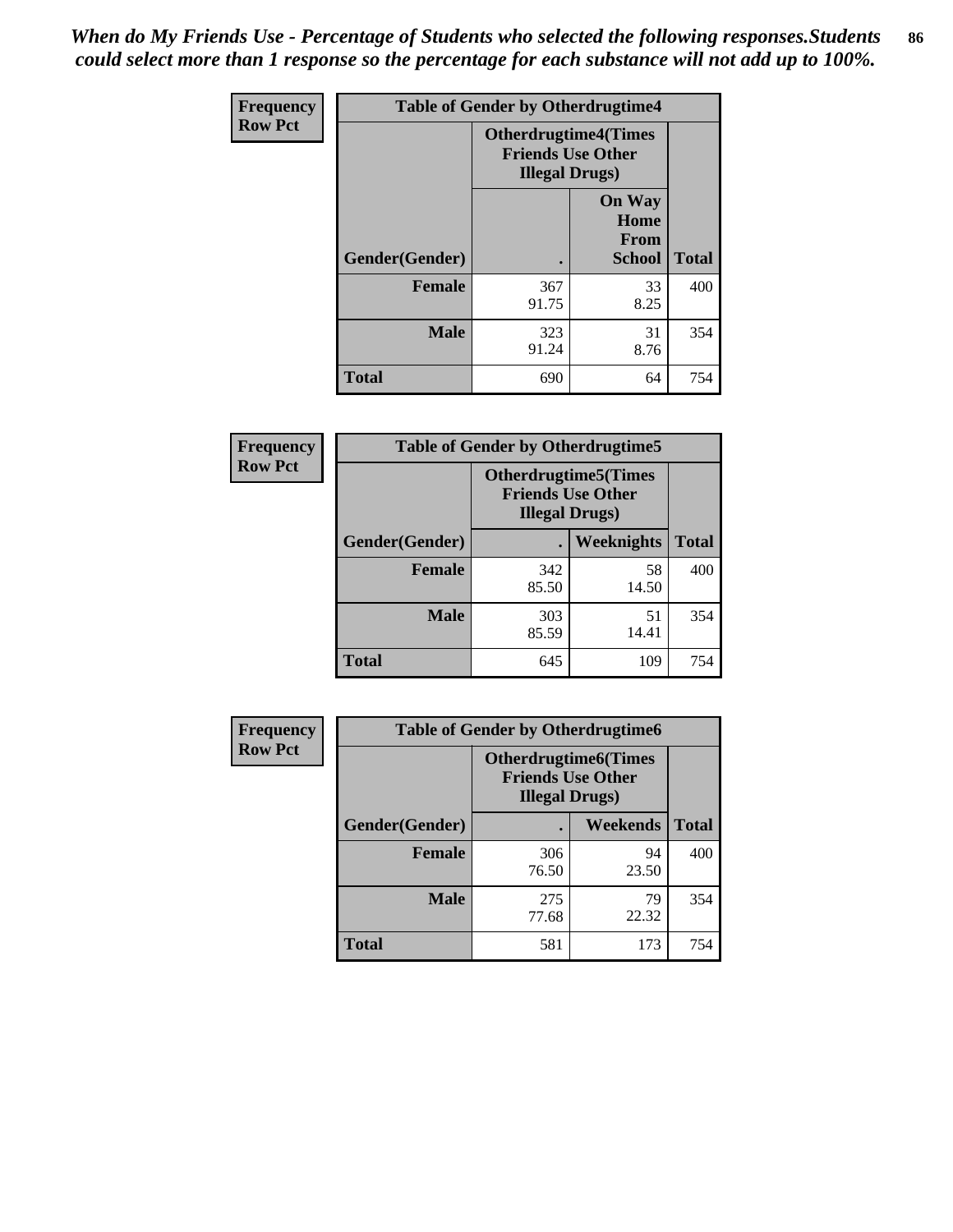*When do My Friends Use - Percentage of Students who selected the following responses.Students could select more than 1 response so the percentage for each substance will not add up to 100%.*

| Frequency Row Pct | Table of Gender by Otherdrugtime4 | | |
|---|---|---|---|
| | Otherdrugtime4(Times Friends Use Other Illegal Drugs) | | |
| Gender(Gender) | . | On Way Home From School | Total |
| Female | 367<br>91.75 | 33<br>8.25 | 400 |
| Male | 323<br>91.24 | 31<br>8.76 | 354 |
| Total | 690 | 64 | 754 |

| Frequency Row Pct | Table of Gender by Otherdrugtime5 | | |
|---|---|---|---|
| | Otherdrugtime5(Times Friends Use Other Illegal Drugs) | | |
| Gender(Gender) | . | Weeknights | Total |
| Female | 342<br>85.50 | 58<br>14.50 | 400 |
| Male | 303<br>85.59 | 51<br>14.41 | 354 |
| Total | 645 | 109 | 754 |

| Frequency Row Pct | Table of Gender by Otherdrugtime6 | | |
|---|---|---|---|
| | Otherdrugtime6(Times Friends Use Other Illegal Drugs) | | |
| Gender(Gender) | . | Weekends | Total |
| Female | 306<br>76.50 | 94<br>23.50 | 400 |
| Male | 275<br>77.68 | 79<br>22.32 | 354 |
| Total | 581 | 173 | 754 |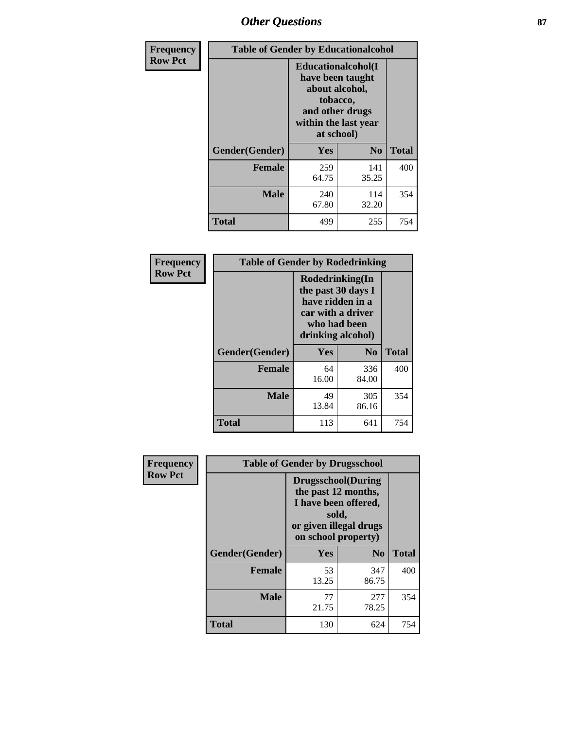| Frequency Row Pct | Table of Gender by Educationalcohol | | |
|---|---|---|---|
| | Educationalcohol(I have been taught about alcohol, tobacco, and other drugs within the last year at school) | | |
| Gender(Gender) | Yes | No | Total |
| Female | 259<br>64.75 | 141<br>35.25 | 400 |
| Male | 240<br>67.80 | 114<br>32.20 | 354 |
| Total | 499 | 255 | 754 |

| Frequency Row Pct | Table of Gender by Rodedrinking | | |
|---|---|---|---|
| | Rodedrinking(In the past 30 days I have ridden in a car with a driver who had been drinking alcohol) | | |
| Gender(Gender) | Yes | No | Total |
| Female | 64<br>16.00 | 336<br>84.00 | 400 |
| Male | 49<br>13.84 | 305<br>86.16 | 354 |
| Total | 113 | 641 | 754 |

| Frequency Row Pct | Table of Gender by Drugsschool | | |
|---|---|---|---|
| | Drugsschool(During the past 12 months, I have been offered, sold, or given illegal drugs on school property) | | |
| Gender(Gender) | Yes | No | Total |
| Female | 53<br>13.25 | 347<br>86.75 | 400 |
| Male | 77<br>21.75 | 277<br>78.25 | 354 |
| Total | 130 | 624 | 754 |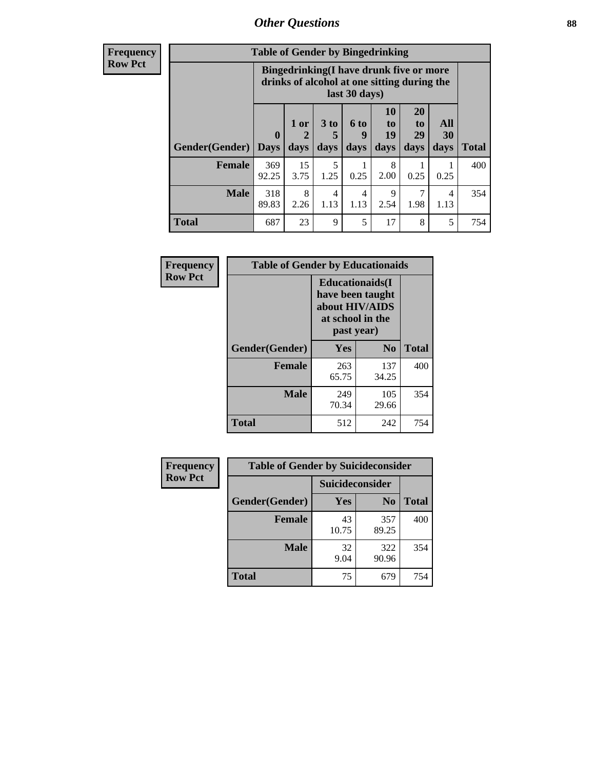| Frequency Row Pct | Table of Gender by Bingedrinking | | | | | | | |
|---|---|---|---|---|---|---|---|---|
| | Bingedrinking(I have drunk five or more drinks of alcohol at one sitting during the last 30 days) | | | | | | | |
| Gender(Gender) | 0 Days | 1 or 2 days | 3 to 5 days | 6 to 9 days | 10 to 19 days | 20 to 29 days | All 30 days | Total |
| Female | 369 92.25 | 15 3.75 | 5 1.25 | 1 0.25 | 8 2.00 | 1 0.25 | 1 0.25 | 400 |
| Male | 318 89.83 | 8 2.26 | 4 1.13 | 4 1.13 | 9 2.54 | 7 1.98 | 4 1.13 | 354 |
| Total | 687 | 23 | 9 | 5 | 17 | 8 | 5 | 754 |

| Frequency Row Pct | Table of Gender by Educationaids | | |
|---|---|---|---|
| | Educationaids(I have been taught about HIV/AIDS at school in the past year) | | |
| Gender(Gender) | Yes | No | Total |
| Female | 263 65.75 | 137 34.25 | 400 |
| Male | 249 70.34 | 105 29.66 | 354 |
| Total | 512 | 242 | 754 |

| Frequency Row Pct | Table of Gender by Suicideconsider | | |
|---|---|---|---|
| | Suicideconsider | | |
| Gender(Gender) | Yes | No | Total |
| Female | 43 10.75 | 357 89.25 | 400 |
| Male | 32 9.04 | 322 90.96 | 354 |
| Total | 75 | 679 | 754 |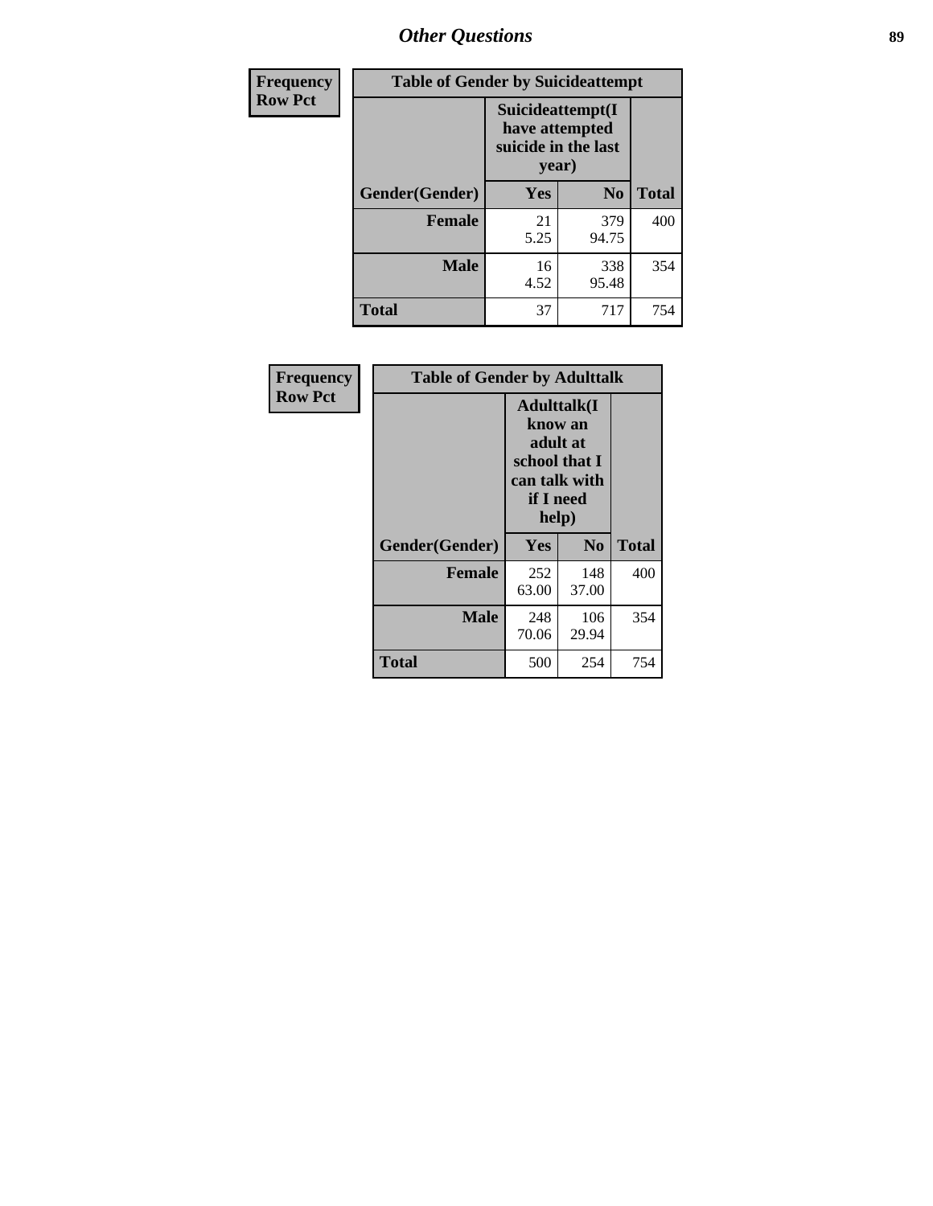| Frequency Row Pct | Table of Gender by Suicideattempt | | |
|---|---|---|---|
| | Suicideattempt(I have attempted suicide in the last year) | | |
| Gender(Gender) | Yes | No | Total |
| Female | 21<br>5.25 | 379<br>94.75 | 400 |
| Male | 16<br>4.52 | 338<br>95.48 | 354 |
| Total | 37 | 717 | 754 |

| Frequency Row Pct | Table of Gender by Adulttalk | | |
|---|---|---|---|
| | Adulttalk(I know an adult at school that I can talk with if I need help) | | |
| Gender(Gender) | Yes | No | Total |
| Female | 252<br>63.00 | 148<br>37.00 | 400 |
| Male | 248<br>70.06 | 106<br>29.94 | 354 |
| Total | 500 | 254 | 754 |